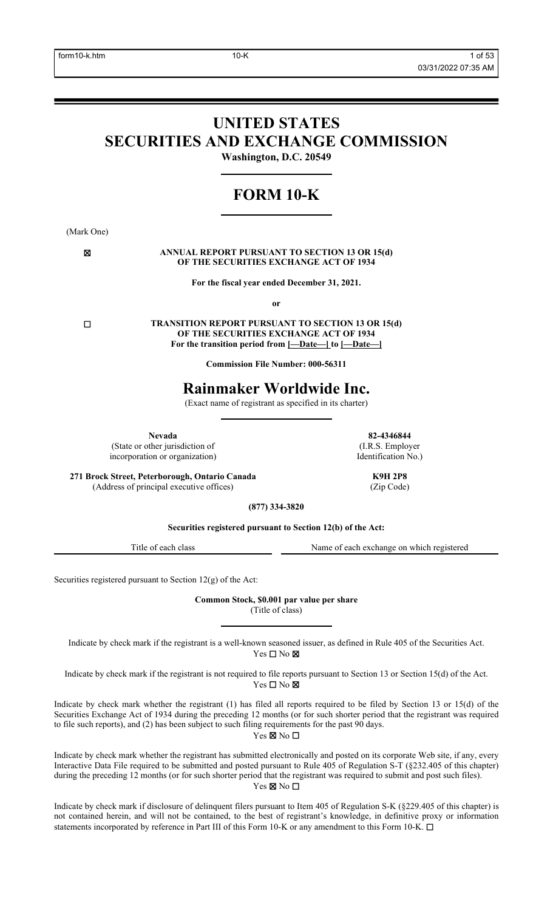# UNITED STATES SECURITIES AND EXCHANGE COMMISSION

**Washington, D.C. 20549**

# FORM 10-K

(Mark One)

☒ **ANNUAL REPORT PURSUANT TO SECTION 13 OR 15(d) OF THE SECURITIES EXCHANGE ACT OF 1934**

**For the fiscal year ended December 31, 2021.**

**or**

☐ **TRANSITION REPORT PURSUANT TO SECTION 13 OR 15(d) OF THE SECURITIES EXCHANGE ACT OF 1934**
**For the transition period from [—Date—] to [—Date—]**

**Commission File Number: 000-56311**

# Rainmaker Worldwide Inc.

(Exact name of registrant as specified in its charter)

| **Nevada** | **82-4346844** |
|---|---|
| (State or other jurisdiction of incorporation or organization) | (I.R.S. Employer Identification No.) |
| **271 Brock Street, Peterborough, Ontario Canada** | **K9H 2P8** |
| (Address of principal executive offices) | (Zip Code) |

**(877) 334-3820**

**Securities registered pursuant to Section 12(b) of the Act:**

| Title of each class | Name of each exchange on which registered |
|---|---|

Securities registered pursuant to Section 12(g) of the Act:

**Common Stock, $0.001 par value per share**
(Title of class)

Indicate by check mark if the registrant is a well-known seasoned issuer, as defined in Rule 405 of the Securities Act.
Yes ☐ No ☒

Indicate by check mark if the registrant is not required to file reports pursuant to Section 13 or Section 15(d) of the Act.
Yes ☐ No ☒

Indicate by check mark whether the registrant (1) has filed all reports required to be filed by Section 13 or 15(d) of the Securities Exchange Act of 1934 during the preceding 12 months (or for such shorter period that the registrant was required to file such reports), and (2) has been subject to such filing requirements for the past 90 days.
Yes ☒ No ☐

Indicate by check mark whether the registrant has submitted electronically and posted on its corporate Web site, if any, every Interactive Data File required to be submitted and posted pursuant to Rule 405 of Regulation S-T (§232.405 of this chapter) during the preceding 12 months (or for such shorter period that the registrant was required to submit and post such files).
Yes ☒ No ☐

Indicate by check mark if disclosure of delinquent filers pursuant to Item 405 of Regulation S-K (§229.405 of this chapter) is not contained herein, and will not be contained, to the best of registrant's knowledge, in definitive proxy or information statements incorporated by reference in Part III of this Form 10-K or any amendment to this Form 10-K. ☐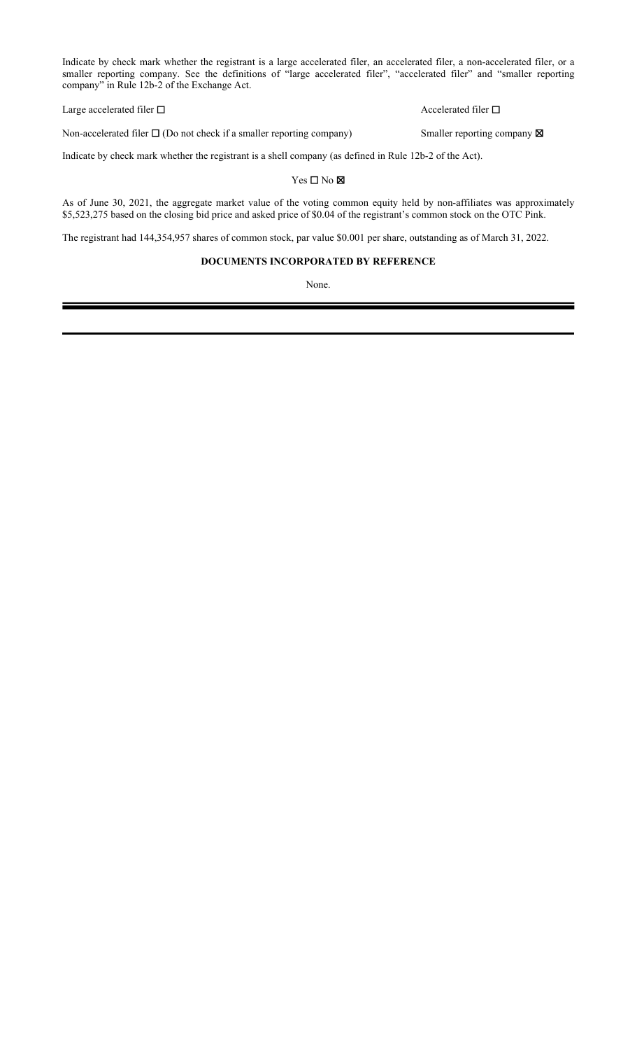Indicate by check mark whether the registrant is a large accelerated filer, an accelerated filer, a non-accelerated filer, or a smaller reporting company. See the definitions of "large accelerated filer", "accelerated filer" and "smaller reporting company" in Rule 12b-2 of the Exchange Act.

| | |
|---|---|
| Large accelerated filer ☐ | Accelerated filer ☐ |
| Non-accelerated filer ☐ (Do not check if a smaller reporting company) | Smaller reporting company ☒ |

Indicate by check mark whether the registrant is a shell company (as defined in Rule 12b-2 of the Act).

Yes ☐ No ☒

As of June 30, 2021, the aggregate market value of the voting common equity held by non-affiliates was approximately $5,523,275 based on the closing bid price and asked price of $0.04 of the registrant's common stock on the OTC Pink.

The registrant had 144,354,957 shares of common stock, par value $0.001 per share, outstanding as of March 31, 2022.

**DOCUMENTS INCORPORATED BY REFERENCE**

None.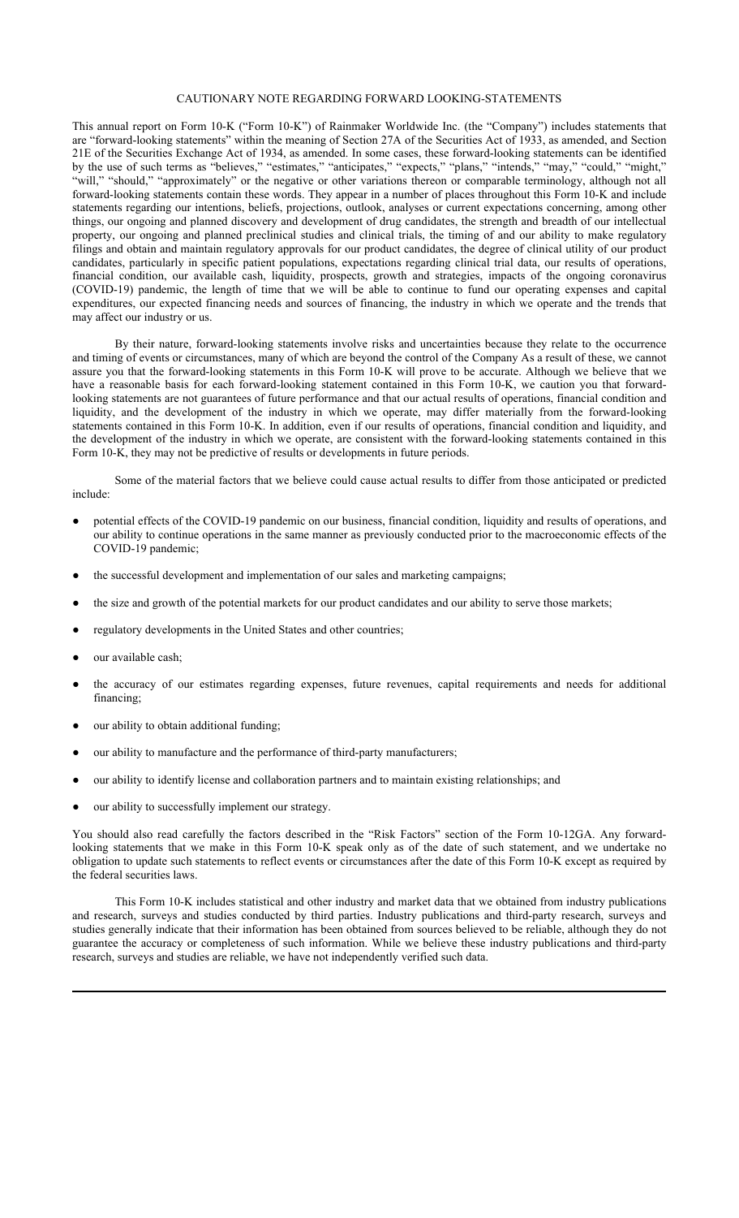## CAUTIONARY NOTE REGARDING FORWARD LOOKING-STATEMENTS

This annual report on Form 10-K ("Form 10-K") of Rainmaker Worldwide Inc. (the "Company") includes statements that are "forward-looking statements" within the meaning of Section 27A of the Securities Act of 1933, as amended, and Section 21E of the Securities Exchange Act of 1934, as amended. In some cases, these forward-looking statements can be identified by the use of such terms as "believes," "estimates," "anticipates," "expects," "plans," "intends," "may," "could," "might," "will," "should," "approximately" or the negative or other variations thereon or comparable terminology, although not all forward-looking statements contain these words. They appear in a number of places throughout this Form 10-K and include statements regarding our intentions, beliefs, projections, outlook, analyses or current expectations concerning, among other things, our ongoing and planned discovery and development of drug candidates, the strength and breadth of our intellectual property, our ongoing and planned preclinical studies and clinical trials, the timing of and our ability to make regulatory filings and obtain and maintain regulatory approvals for our product candidates, the degree of clinical utility of our product candidates, particularly in specific patient populations, expectations regarding clinical trial data, our results of operations, financial condition, our available cash, liquidity, prospects, growth and strategies, impacts of the ongoing coronavirus (COVID-19) pandemic, the length of time that we will be able to continue to fund our operating expenses and capital expenditures, our expected financing needs and sources of financing, the industry in which we operate and the trends that may affect our industry or us.

By their nature, forward-looking statements involve risks and uncertainties because they relate to the occurrence and timing of events or circumstances, many of which are beyond the control of the Company As a result of these, we cannot assure you that the forward-looking statements in this Form 10-K will prove to be accurate. Although we believe that we have a reasonable basis for each forward-looking statement contained in this Form 10-K, we caution you that forward-looking statements are not guarantees of future performance and that our actual results of operations, financial condition and liquidity, and the development of the industry in which we operate, may differ materially from the forward-looking statements contained in this Form 10-K. In addition, even if our results of operations, financial condition and liquidity, and the development of the industry in which we operate, are consistent with the forward-looking statements contained in this Form 10-K, they may not be predictive of results or developments in future periods.

Some of the material factors that we believe could cause actual results to differ from those anticipated or predicted include:

- potential effects of the COVID-19 pandemic on our business, financial condition, liquidity and results of operations, and our ability to continue operations in the same manner as previously conducted prior to the macroeconomic effects of the COVID-19 pandemic;
- the successful development and implementation of our sales and marketing campaigns;
- the size and growth of the potential markets for our product candidates and our ability to serve those markets;
- regulatory developments in the United States and other countries;
- our available cash;
- the accuracy of our estimates regarding expenses, future revenues, capital requirements and needs for additional financing;
- our ability to obtain additional funding;
- our ability to manufacture and the performance of third-party manufacturers;
- our ability to identify license and collaboration partners and to maintain existing relationships; and
- our ability to successfully implement our strategy.

You should also read carefully the factors described in the "Risk Factors" section of the Form 10-12GA. Any forward-looking statements that we make in this Form 10-K speak only as of the date of such statement, and we undertake no obligation to update such statements to reflect events or circumstances after the date of this Form 10-K except as required by the federal securities laws.

This Form 10-K includes statistical and other industry and market data that we obtained from industry publications and research, surveys and studies conducted by third parties. Industry publications and third-party research, surveys and studies generally indicate that their information has been obtained from sources believed to be reliable, although they do not guarantee the accuracy or completeness of such information. While we believe these industry publications and third-party research, surveys and studies are reliable, we have not independently verified such data.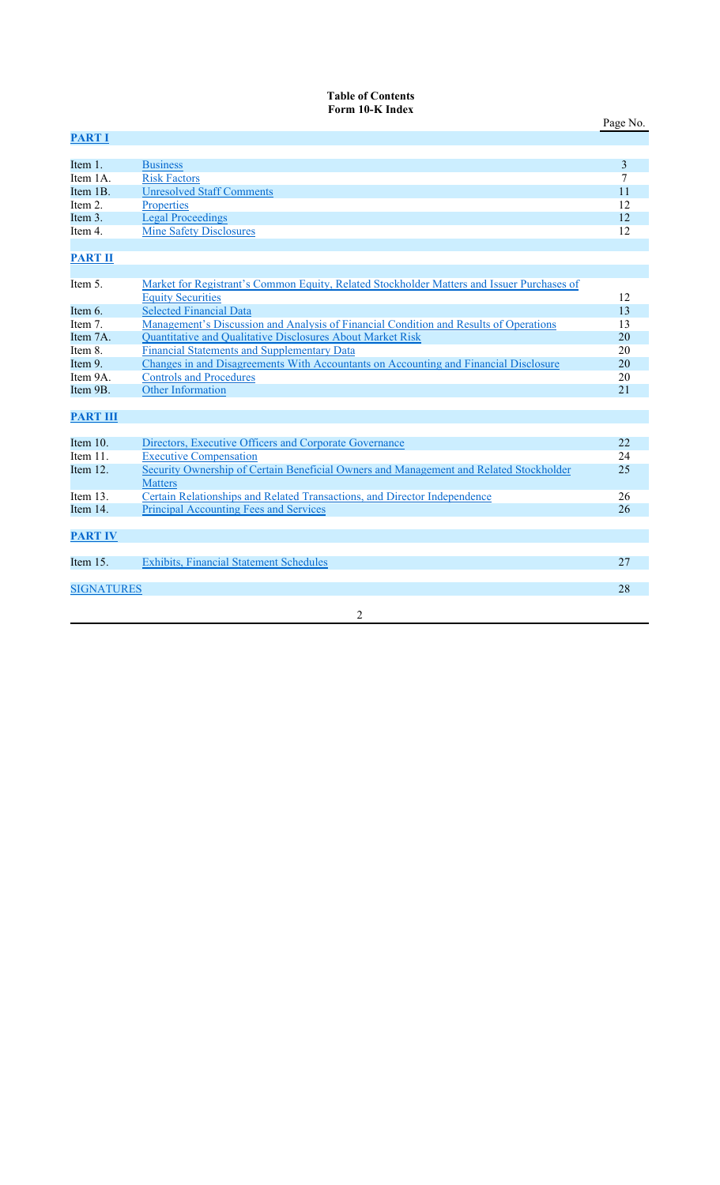**Table of Contents**
**Form 10-K Index**

| | | Page No. |
|---|---|---|
| **PART I** | | |
| Item 1. | Business | 3 |
| Item 1A. | Risk Factors | 7 |
| Item 1B. | Unresolved Staff Comments | 11 |
| Item 2. | Properties | 12 |
| Item 3. | Legal Proceedings | 12 |
| Item 4. | Mine Safety Disclosures | 12 |
| **PART II** | | |
| Item 5. | Market for Registrant's Common Equity, Related Stockholder Matters and Issuer Purchases of Equity Securities | 12 |
| Item 6. | Selected Financial Data | 13 |
| Item 7. | Management's Discussion and Analysis of Financial Condition and Results of Operations | 13 |
| Item 7A. | Quantitative and Qualitative Disclosures About Market Risk | 20 |
| Item 8. | Financial Statements and Supplementary Data | 20 |
| Item 9. | Changes in and Disagreements With Accountants on Accounting and Financial Disclosure | 20 |
| Item 9A. | Controls and Procedures | 20 |
| Item 9B. | Other Information | 21 |
| **PART III** | | |
| Item 10. | Directors, Executive Officers and Corporate Governance | 22 |
| Item 11. | Executive Compensation | 24 |
| Item 12. | Security Ownership of Certain Beneficial Owners and Management and Related Stockholder Matters | 25 |
| Item 13. | Certain Relationships and Related Transactions, and Director Independence | 26 |
| Item 14. | Principal Accounting Fees and Services | 26 |
| **PART IV** | | |
| Item 15. | Exhibits, Financial Statement Schedules | 27 |
| SIGNATURES | | 28 |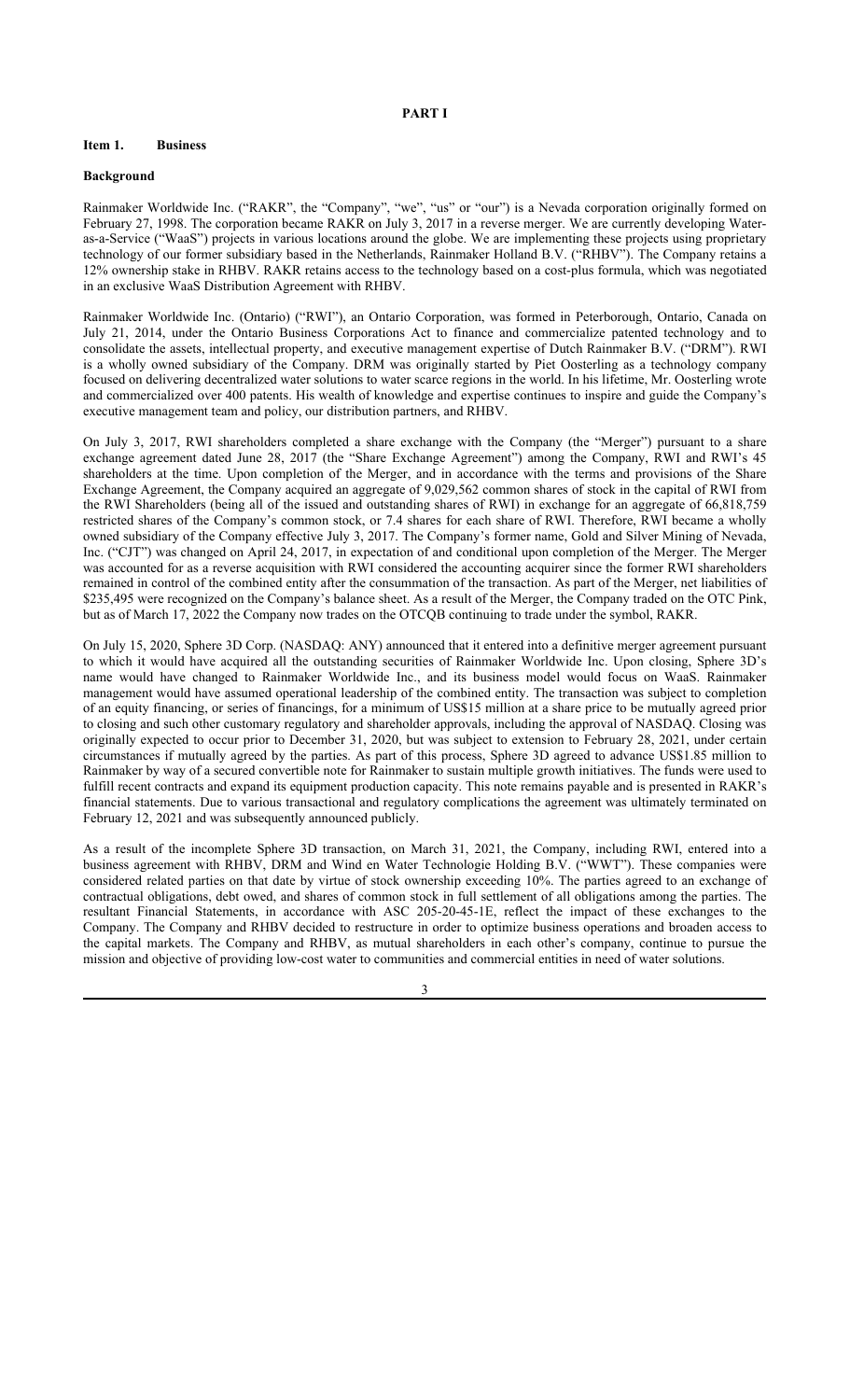# PART I

## Item 1. Business

### Background

Rainmaker Worldwide Inc. ("RAKR", the "Company", "we", "us" or "our") is a Nevada corporation originally formed on February 27, 1998. The corporation became RAKR on July 3, 2017 in a reverse merger. We are currently developing Water-as-a-Service ("WaaS") projects in various locations around the globe. We are implementing these projects using proprietary technology of our former subsidiary based in the Netherlands, Rainmaker Holland B.V. ("RHBV"). The Company retains a 12% ownership stake in RHBV. RAKR retains access to the technology based on a cost-plus formula, which was negotiated in an exclusive WaaS Distribution Agreement with RHBV.

Rainmaker Worldwide Inc. (Ontario) ("RWI"), an Ontario Corporation, was formed in Peterborough, Ontario, Canada on July 21, 2014, under the Ontario Business Corporations Act to finance and commercialize patented technology and to consolidate the assets, intellectual property, and executive management expertise of Dutch Rainmaker B.V. ("DRM"). RWI is a wholly owned subsidiary of the Company. DRM was originally started by Piet Oosterling as a technology company focused on delivering decentralized water solutions to water scarce regions in the world. In his lifetime, Mr. Oosterling wrote and commercialized over 400 patents. His wealth of knowledge and expertise continues to inspire and guide the Company's executive management team and policy, our distribution partners, and RHBV.

On July 3, 2017, RWI shareholders completed a share exchange with the Company (the "Merger") pursuant to a share exchange agreement dated June 28, 2017 (the "Share Exchange Agreement") among the Company, RWI and RWI's 45 shareholders at the time. Upon completion of the Merger, and in accordance with the terms and provisions of the Share Exchange Agreement, the Company acquired an aggregate of 9,029,562 common shares of stock in the capital of RWI from the RWI Shareholders (being all of the issued and outstanding shares of RWI) in exchange for an aggregate of 66,818,759 restricted shares of the Company's common stock, or 7.4 shares for each share of RWI. Therefore, RWI became a wholly owned subsidiary of the Company effective July 3, 2017. The Company's former name, Gold and Silver Mining of Nevada, Inc. ("CJT") was changed on April 24, 2017, in expectation of and conditional upon completion of the Merger. The Merger was accounted for as a reverse acquisition with RWI considered the accounting acquirer since the former RWI shareholders remained in control of the combined entity after the consummation of the transaction. As part of the Merger, net liabilities of $235,495 were recognized on the Company's balance sheet. As a result of the Merger, the Company traded on the OTC Pink, but as of March 17, 2022 the Company now trades on the OTCQB continuing to trade under the symbol, RAKR.

On July 15, 2020, Sphere 3D Corp. (NASDAQ: ANY) announced that it entered into a definitive merger agreement pursuant to which it would have acquired all the outstanding securities of Rainmaker Worldwide Inc. Upon closing, Sphere 3D's name would have changed to Rainmaker Worldwide Inc., and its business model would focus on WaaS. Rainmaker management would have assumed operational leadership of the combined entity. The transaction was subject to completion of an equity financing, or series of financings, for a minimum of US$15 million at a share price to be mutually agreed prior to closing and such other customary regulatory and shareholder approvals, including the approval of NASDAQ. Closing was originally expected to occur prior to December 31, 2020, but was subject to extension to February 28, 2021, under certain circumstances if mutually agreed by the parties. As part of this process, Sphere 3D agreed to advance US$1.85 million to Rainmaker by way of a secured convertible note for Rainmaker to sustain multiple growth initiatives. The funds were used to fulfill recent contracts and expand its equipment production capacity. This note remains payable and is presented in RAKR's financial statements. Due to various transactional and regulatory complications the agreement was ultimately terminated on February 12, 2021 and was subsequently announced publicly.

As a result of the incomplete Sphere 3D transaction, on March 31, 2021, the Company, including RWI, entered into a business agreement with RHBV, DRM and Wind en Water Technologie Holding B.V. ("WWT"). These companies were considered related parties on that date by virtue of stock ownership exceeding 10%. The parties agreed to an exchange of contractual obligations, debt owed, and shares of common stock in full settlement of all obligations among the parties. The resultant Financial Statements, in accordance with ASC 205-20-45-1E, reflect the impact of these exchanges to the Company. The Company and RHBV decided to restructure in order to optimize business operations and broaden access to the capital markets. The Company and RHBV, as mutual shareholders in each other's company, continue to pursue the mission and objective of providing low-cost water to communities and commercial entities in need of water solutions.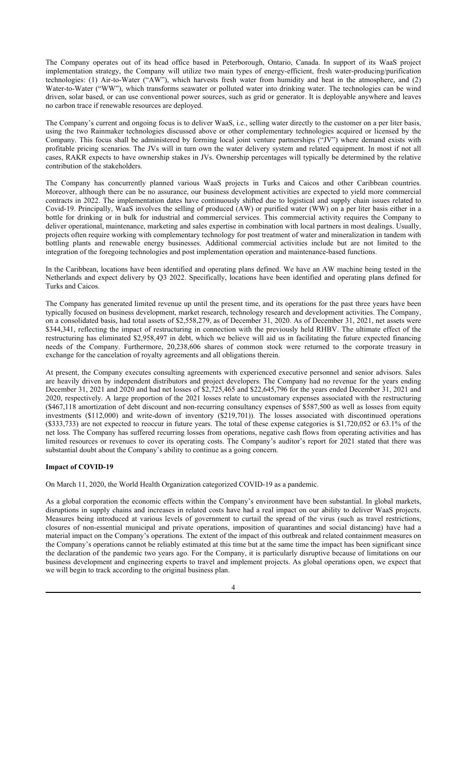The Company operates out of its head office based in Peterborough, Ontario, Canada. In support of its WaaS project implementation strategy, the Company will utilize two main types of energy-efficient, fresh water-producing/purification technologies: (1) Air-to-Water ("AW"), which harvests fresh water from humidity and heat in the atmosphere, and (2) Water-to-Water ("WW"), which transforms seawater or polluted water into drinking water. The technologies can be wind driven, solar based, or can use conventional power sources, such as grid or generator. It is deployable anywhere and leaves no carbon trace if renewable resources are deployed.

The Company's current and ongoing focus is to deliver WaaS, i.e., selling water directly to the customer on a per liter basis, using the two Rainmaker technologies discussed above or other complementary technologies acquired or licensed by the Company. This focus shall be administered by forming local joint venture partnerships ("JV") where demand exists with profitable pricing scenarios. The JVs will in turn own the water delivery system and related equipment. In most if not all cases, RAKR expects to have ownership stakes in JVs. Ownership percentages will typically be determined by the relative contribution of the stakeholders.

The Company has concurrently planned various WaaS projects in Turks and Caicos and other Caribbean countries. Moreover, although there can be no assurance, our business development activities are expected to yield more commercial contracts in 2022. The implementation dates have continuously shifted due to logistical and supply chain issues related to Covid-19. Principally, WaaS involves the selling of produced (AW) or purified water (WW) on a per liter basis either in a bottle for drinking or in bulk for industrial and commercial services. This commercial activity requires the Company to deliver operational, maintenance, marketing and sales expertise in combination with local partners in most dealings. Usually, projects often require working with complementary technology for post treatment of water and mineralization in tandem with bottling plants and renewable energy businesses. Additional commercial activities include but are not limited to the integration of the foregoing technologies and post implementation operation and maintenance-based functions.

In the Caribbean, locations have been identified and operating plans defined. We have an AW machine being tested in the Netherlands and expect delivery by Q3 2022. Specifically, locations have been identified and operating plans defined for Turks and Caicos.

The Company has generated limited revenue up until the present time, and its operations for the past three years have been typically focused on business development, market research, technology research and development activities. The Company, on a consolidated basis, had total assets of $2,558,279, as of December 31, 2020. As of December 31, 2021, net assets were $344,341, reflecting the impact of restructuring in connection with the previously held RHBV. The ultimate effect of the restructuring has eliminated $2,958,497 in debt, which we believe will aid us in facilitating the future expected financing needs of the Company. Furthermore, 20,238,606 shares of common stock were returned to the corporate treasury in exchange for the cancelation of royalty agreements and all obligations therein.

At present, the Company executes consulting agreements with experienced executive personnel and senior advisors. Sales are heavily driven by independent distributors and project developers. The Company had no revenue for the years ending December 31, 2021 and 2020 and had net losses of $2,725,465 and $22,645,796 for the years ended December 31, 2021 and 2020, respectively. A large proportion of the 2021 losses relate to uncustomary expenses associated with the restructuring ($467,118 amortization of debt discount and non-recurring consultancy expenses of $587,500 as well as losses from equity investments ($112,000) and write-down of inventory ($219,701)). The losses associated with discontinued operations ($333,733) are not expected to reoccur in future years. The total of these expense categories is $1,720,052 or 63.1% of the net loss. The Company has suffered recurring losses from operations, negative cash flows from operating activities and has limited resources or revenues to cover its operating costs. The Company's auditor's report for 2021 stated that there was substantial doubt about the Company's ability to continue as a going concern.

**Impact of COVID-19**

On March 11, 2020, the World Health Organization categorized COVID-19 as a pandemic.

As a global corporation the economic effects within the Company's environment have been substantial. In global markets, disruptions in supply chains and increases in related costs have had a real impact on our ability to deliver WaaS projects. Measures being introduced at various levels of government to curtail the spread of the virus (such as travel restrictions, closures of non-essential municipal and private operations, imposition of quarantines and social distancing) have had a material impact on the Company's operations. The extent of the impact of this outbreak and related containment measures on the Company's operations cannot be reliably estimated at this time but at the same time the impact has been significant since the declaration of the pandemic two years ago. For the Company, it is particularly disruptive because of limitations on our business development and engineering experts to travel and implement projects. As global operations open, we expect that we will begin to track according to the original business plan.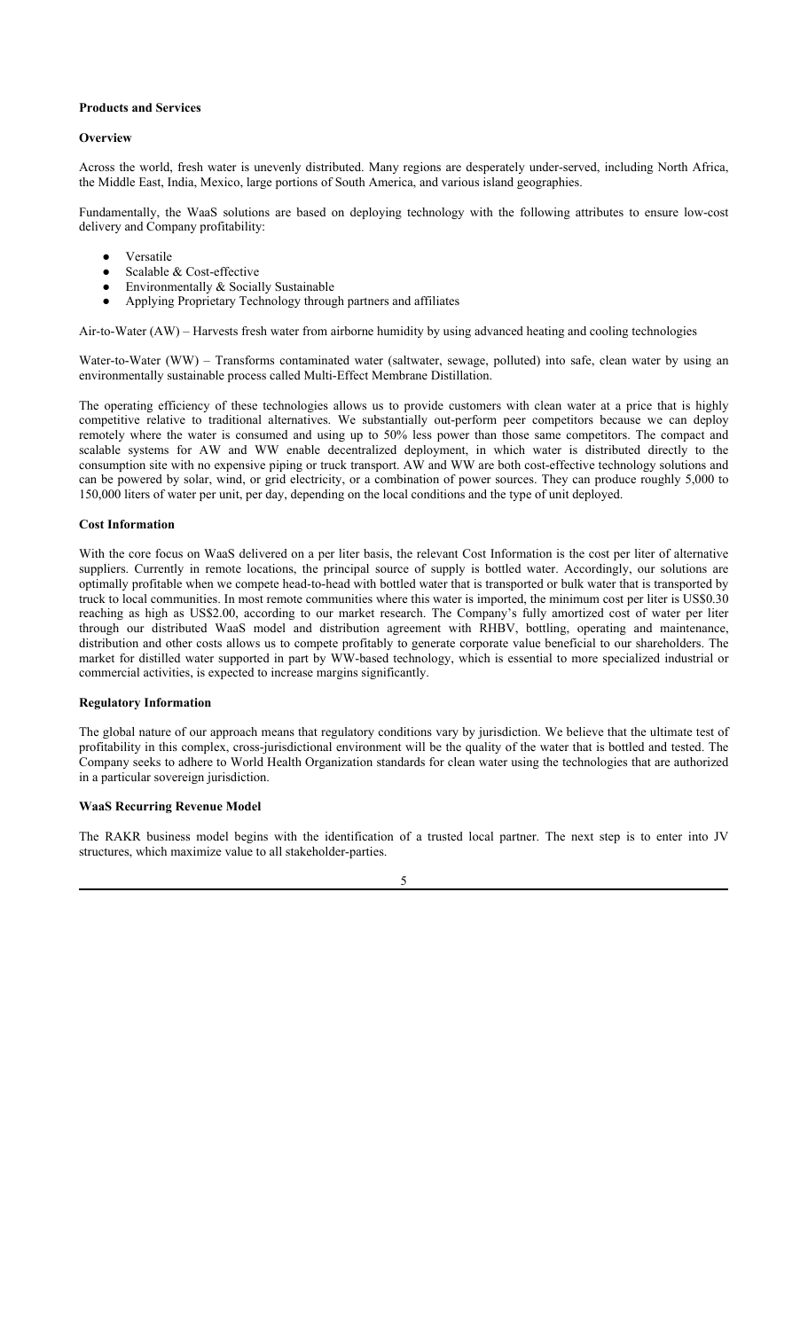## Products and Services

### Overview

Across the world, fresh water is unevenly distributed. Many regions are desperately under-served, including North Africa, the Middle East, India, Mexico, large portions of South America, and various island geographies.

Fundamentally, the WaaS solutions are based on deploying technology with the following attributes to ensure low-cost delivery and Company profitability:

- Versatile
- Scalable & Cost-effective
- Environmentally & Socially Sustainable
- Applying Proprietary Technology through partners and affiliates

Air-to-Water (AW) – Harvests fresh water from airborne humidity by using advanced heating and cooling technologies

Water-to-Water (WW) – Transforms contaminated water (saltwater, sewage, polluted) into safe, clean water by using an environmentally sustainable process called Multi-Effect Membrane Distillation.

The operating efficiency of these technologies allows us to provide customers with clean water at a price that is highly competitive relative to traditional alternatives. We substantially out-perform peer competitors because we can deploy remotely where the water is consumed and using up to 50% less power than those same competitors. The compact and scalable systems for AW and WW enable decentralized deployment, in which water is distributed directly to the consumption site with no expensive piping or truck transport. AW and WW are both cost-effective technology solutions and can be powered by solar, wind, or grid electricity, or a combination of power sources. They can produce roughly 5,000 to 150,000 liters of water per unit, per day, depending on the local conditions and the type of unit deployed.

### Cost Information

With the core focus on WaaS delivered on a per liter basis, the relevant Cost Information is the cost per liter of alternative suppliers. Currently in remote locations, the principal source of supply is bottled water. Accordingly, our solutions are optimally profitable when we compete head-to-head with bottled water that is transported or bulk water that is transported by truck to local communities. In most remote communities where this water is imported, the minimum cost per liter is US$0.30 reaching as high as US$2.00, according to our market research. The Company's fully amortized cost of water per liter through our distributed WaaS model and distribution agreement with RHBV, bottling, operating and maintenance, distribution and other costs allows us to compete profitably to generate corporate value beneficial to our shareholders. The market for distilled water supported in part by WW-based technology, which is essential to more specialized industrial or commercial activities, is expected to increase margins significantly.

### Regulatory Information

The global nature of our approach means that regulatory conditions vary by jurisdiction. We believe that the ultimate test of profitability in this complex, cross-jurisdictional environment will be the quality of the water that is bottled and tested. The Company seeks to adhere to World Health Organization standards for clean water using the technologies that are authorized in a particular sovereign jurisdiction.

### WaaS Recurring Revenue Model

The RAKR business model begins with the identification of a trusted local partner. The next step is to enter into JV structures, which maximize value to all stakeholder-parties.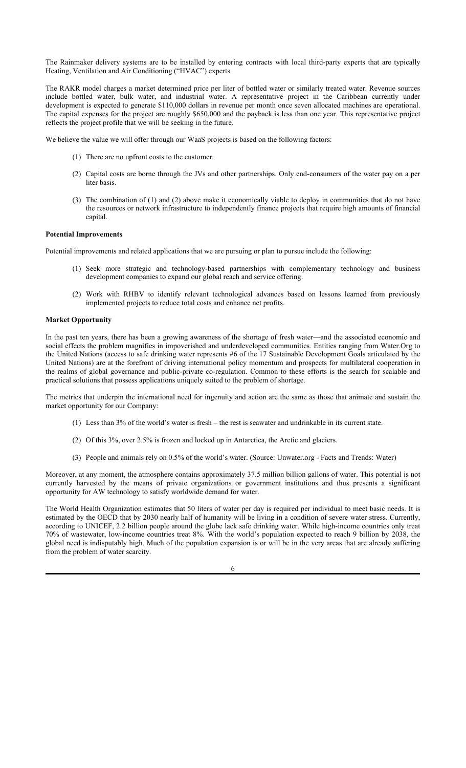The Rainmaker delivery systems are to be installed by entering contracts with local third-party experts that are typically Heating, Ventilation and Air Conditioning ("HVAC") experts.

The RAKR model charges a market determined price per liter of bottled water or similarly treated water. Revenue sources include bottled water, bulk water, and industrial water. A representative project in the Caribbean currently under development is expected to generate $110,000 dollars in revenue per month once seven allocated machines are operational. The capital expenses for the project are roughly $650,000 and the payback is less than one year. This representative project reflects the project profile that we will be seeking in the future.

We believe the value we will offer through our WaaS projects is based on the following factors:

(1) There are no upfront costs to the customer.

(2) Capital costs are borne through the JVs and other partnerships. Only end-consumers of the water pay on a per liter basis.

(3) The combination of (1) and (2) above make it economically viable to deploy in communities that do not have the resources or network infrastructure to independently finance projects that require high amounts of financial capital.

**Potential Improvements**

Potential improvements and related applications that we are pursuing or plan to pursue include the following:

(1) Seek more strategic and technology-based partnerships with complementary technology and business development companies to expand our global reach and service offering.

(2) Work with RHBV to identify relevant technological advances based on lessons learned from previously implemented projects to reduce total costs and enhance net profits.

**Market Opportunity**

In the past ten years, there has been a growing awareness of the shortage of fresh water—and the associated economic and social effects the problem magnifies in impoverished and underdeveloped communities. Entities ranging from Water.Org to the United Nations (access to safe drinking water represents #6 of the 17 Sustainable Development Goals articulated by the United Nations) are at the forefront of driving international policy momentum and prospects for multilateral cooperation in the realms of global governance and public-private co-regulation. Common to these efforts is the search for scalable and practical solutions that possess applications uniquely suited to the problem of shortage.

The metrics that underpin the international need for ingenuity and action are the same as those that animate and sustain the market opportunity for our Company:

(1) Less than 3% of the world's water is fresh – the rest is seawater and undrinkable in its current state.

(2) Of this 3%, over 2.5% is frozen and locked up in Antarctica, the Arctic and glaciers.

(3) People and animals rely on 0.5% of the world's water. (Source: Unwater.org - Facts and Trends: Water)

Moreover, at any moment, the atmosphere contains approximately 37.5 million billion gallons of water. This potential is not currently harvested by the means of private organizations or government institutions and thus presents a significant opportunity for AW technology to satisfy worldwide demand for water.

The World Health Organization estimates that 50 liters of water per day is required per individual to meet basic needs. It is estimated by the OECD that by 2030 nearly half of humanity will be living in a condition of severe water stress. Currently, according to UNICEF, 2.2 billion people around the globe lack safe drinking water. While high-income countries only treat 70% of wastewater, low-income countries treat 8%. With the world's population expected to reach 9 billion by 2038, the global need is indisputably high. Much of the population expansion is or will be in the very areas that are already suffering from the problem of water scarcity.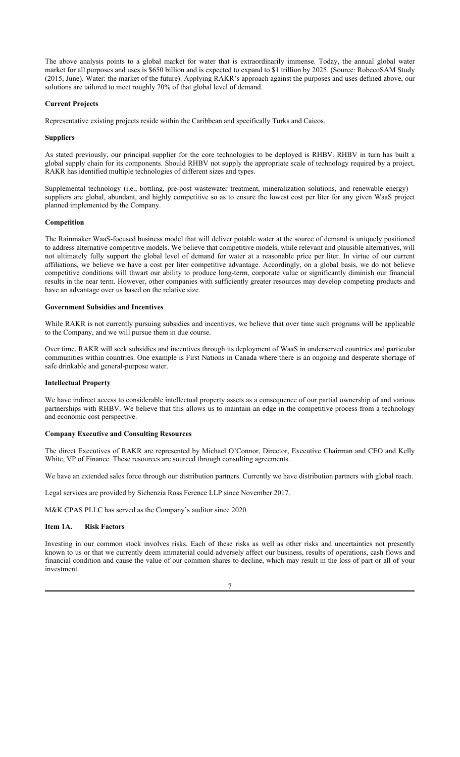The above analysis points to a global market for water that is extraordinarily immense. Today, the annual global water market for all purposes and uses is $650 billion and is expected to expand to $1 trillion by 2025. (Source: RobecoSAM Study (2015, June). Water: the market of the future). Applying RAKR's approach against the purposes and uses defined above, our solutions are tailored to meet roughly 70% of that global level of demand.

**Current Projects**

Representative existing projects reside within the Caribbean and specifically Turks and Caicos.

**Suppliers**

As stated previously, our principal supplier for the core technologies to be deployed is RHBV. RHBV in turn has built a global supply chain for its components. Should RHBV not supply the appropriate scale of technology required by a project, RAKR has identified multiple technologies of different sizes and types.

Supplemental technology (i.e., bottling, pre-post wastewater treatment, mineralization solutions, and renewable energy) – suppliers are global, abundant, and highly competitive so as to ensure the lowest cost per liter for any given WaaS project planned implemented by the Company.

**Competition**

The Rainmaker WaaS-focused business model that will deliver potable water at the source of demand is uniquely positioned to address alternative competitive models. We believe that competitive models, while relevant and plausible alternatives, will not ultimately fully support the global level of demand for water at a reasonable price per liter. In virtue of our current affiliations, we believe we have a cost per liter competitive advantage. Accordingly, on a global basis, we do not believe competitive conditions will thwart our ability to produce long-term, corporate value or significantly diminish our financial results in the near term. However, other companies with sufficiently greater resources may develop competing products and have an advantage over us based on the relative size.

**Government Subsidies and Incentives**

While RAKR is not currently pursuing subsidies and incentives, we believe that over time such programs will be applicable to the Company, and we will pursue them in due course.

Over time, RAKR will seek subsidies and incentives through its deployment of WaaS in underserved countries and particular communities within countries. One example is First Nations in Canada where there is an ongoing and desperate shortage of safe drinkable and general-purpose water.

**Intellectual Property**

We have indirect access to considerable intellectual property assets as a consequence of our partial ownership of and various partnerships with RHBV. We believe that this allows us to maintain an edge in the competitive process from a technology and economic cost perspective.

**Company Executive and Consulting Resources**

The direct Executives of RAKR are represented by Michael O'Connor, Director, Executive Chairman and CEO and Kelly White, VP of Finance. These resources are sourced through consulting agreements.

We have an extended sales force through our distribution partners. Currently we have distribution partners with global reach.

Legal services are provided by Sichenzia Ross Ference LLP since November 2017.

M&K CPAS PLLC has served as the Company's auditor since 2020.

## Item 1A. Risk Factors

Investing in our common stock involves risks. Each of these risks as well as other risks and uncertainties not presently known to us or that we currently deem immaterial could adversely affect our business, results of operations, cash flows and financial condition and cause the value of our common shares to decline, which may result in the loss of part or all of your investment.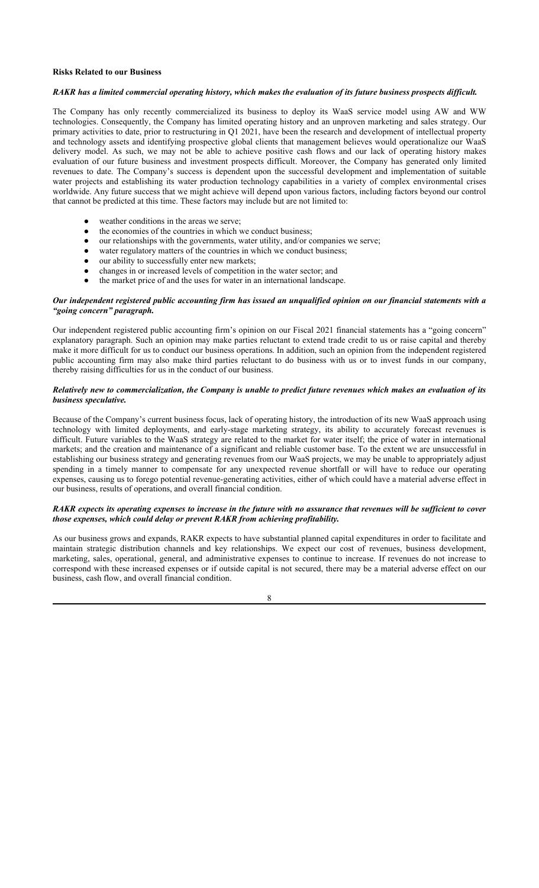**Risks Related to our Business**

***RAKR has a limited commercial operating history, which makes the evaluation of its future business prospects difficult.***

The Company has only recently commercialized its business to deploy its WaaS service model using AW and WW technologies. Consequently, the Company has limited operating history and an unproven marketing and sales strategy. Our primary activities to date, prior to restructuring in Q1 2021, have been the research and development of intellectual property and technology assets and identifying prospective global clients that management believes would operationalize our WaaS delivery model. As such, we may not be able to achieve positive cash flows and our lack of operating history makes evaluation of our future business and investment prospects difficult. Moreover, the Company has generated only limited revenues to date. The Company's success is dependent upon the successful development and implementation of suitable water projects and establishing its water production technology capabilities in a variety of complex environmental crises worldwide. Any future success that we might achieve will depend upon various factors, including factors beyond our control that cannot be predicted at this time. These factors may include but are not limited to:

- weather conditions in the areas we serve;
- the economies of the countries in which we conduct business;
- our relationships with the governments, water utility, and/or companies we serve;
- water regulatory matters of the countries in which we conduct business;
- our ability to successfully enter new markets;
- changes in or increased levels of competition in the water sector; and
- the market price of and the uses for water in an international landscape.

***Our independent registered public accounting firm has issued an unqualified opinion on our financial statements with a "going concern" paragraph.***

Our independent registered public accounting firm's opinion on our Fiscal 2021 financial statements has a "going concern" explanatory paragraph. Such an opinion may make parties reluctant to extend trade credit to us or raise capital and thereby make it more difficult for us to conduct our business operations. In addition, such an opinion from the independent registered public accounting firm may also make third parties reluctant to do business with us or to invest funds in our company, thereby raising difficulties for us in the conduct of our business.

***Relatively new to commercialization, the Company is unable to predict future revenues which makes an evaluation of its business speculative.***

Because of the Company's current business focus, lack of operating history, the introduction of its new WaaS approach using technology with limited deployments, and early-stage marketing strategy, its ability to accurately forecast revenues is difficult. Future variables to the WaaS strategy are related to the market for water itself; the price of water in international markets; and the creation and maintenance of a significant and reliable customer base. To the extent we are unsuccessful in establishing our business strategy and generating revenues from our WaaS projects, we may be unable to appropriately adjust spending in a timely manner to compensate for any unexpected revenue shortfall or will have to reduce our operating expenses, causing us to forego potential revenue-generating activities, either of which could have a material adverse effect in our business, results of operations, and overall financial condition.

***RAKR expects its operating expenses to increase in the future with no assurance that revenues will be sufficient to cover those expenses, which could delay or prevent RAKR from achieving profitability.***

As our business grows and expands, RAKR expects to have substantial planned capital expenditures in order to facilitate and maintain strategic distribution channels and key relationships. We expect our cost of revenues, business development, marketing, sales, operational, general, and administrative expenses to continue to increase. If revenues do not increase to correspond with these increased expenses or if outside capital is not secured, there may be a material adverse effect on our business, cash flow, and overall financial condition.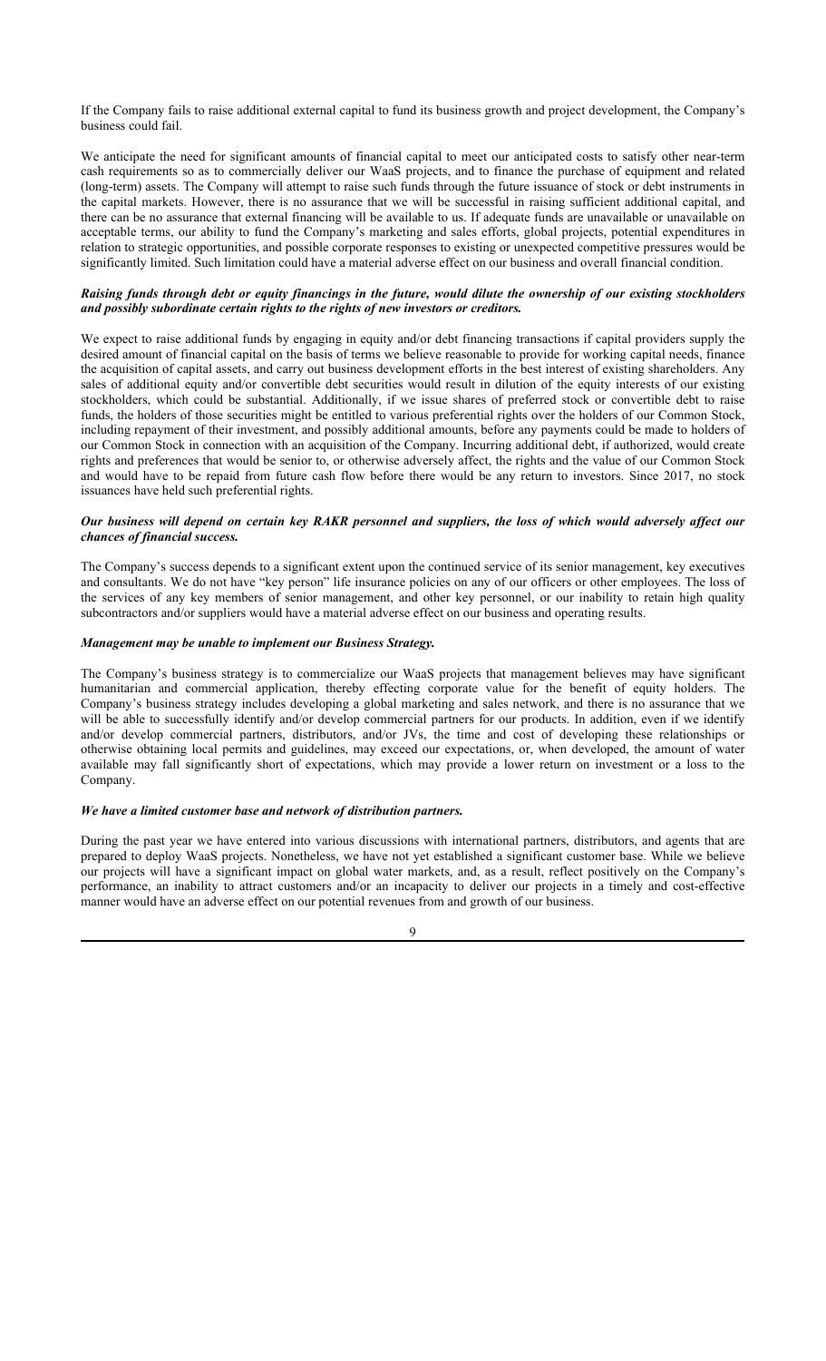If the Company fails to raise additional external capital to fund its business growth and project development, the Company's business could fail.

We anticipate the need for significant amounts of financial capital to meet our anticipated costs to satisfy other near-term cash requirements so as to commercially deliver our WaaS projects, and to finance the purchase of equipment and related (long-term) assets. The Company will attempt to raise such funds through the future issuance of stock or debt instruments in the capital markets. However, there is no assurance that we will be successful in raising sufficient additional capital, and there can be no assurance that external financing will be available to us. If adequate funds are unavailable or unavailable on acceptable terms, our ability to fund the Company's marketing and sales efforts, global projects, potential expenditures in relation to strategic opportunities, and possible corporate responses to existing or unexpected competitive pressures would be significantly limited. Such limitation could have a material adverse effect on our business and overall financial condition.

***Raising funds through debt or equity financings in the future, would dilute the ownership of our existing stockholders and possibly subordinate certain rights to the rights of new investors or creditors.***

We expect to raise additional funds by engaging in equity and/or debt financing transactions if capital providers supply the desired amount of financial capital on the basis of terms we believe reasonable to provide for working capital needs, finance the acquisition of capital assets, and carry out business development efforts in the best interest of existing shareholders. Any sales of additional equity and/or convertible debt securities would result in dilution of the equity interests of our existing stockholders, which could be substantial. Additionally, if we issue shares of preferred stock or convertible debt to raise funds, the holders of those securities might be entitled to various preferential rights over the holders of our Common Stock, including repayment of their investment, and possibly additional amounts, before any payments could be made to holders of our Common Stock in connection with an acquisition of the Company. Incurring additional debt, if authorized, would create rights and preferences that would be senior to, or otherwise adversely affect, the rights and the value of our Common Stock and would have to be repaid from future cash flow before there would be any return to investors. Since 2017, no stock issuances have held such preferential rights.

***Our business will depend on certain key RAKR personnel and suppliers, the loss of which would adversely affect our chances of financial success.***

The Company's success depends to a significant extent upon the continued service of its senior management, key executives and consultants. We do not have "key person" life insurance policies on any of our officers or other employees. The loss of the services of any key members of senior management, and other key personnel, or our inability to retain high quality subcontractors and/or suppliers would have a material adverse effect on our business and operating results.

***Management may be unable to implement our Business Strategy.***

The Company's business strategy is to commercialize our WaaS projects that management believes may have significant humanitarian and commercial application, thereby effecting corporate value for the benefit of equity holders. The Company's business strategy includes developing a global marketing and sales network, and there is no assurance that we will be able to successfully identify and/or develop commercial partners for our products. In addition, even if we identify and/or develop commercial partners, distributors, and/or JVs, the time and cost of developing these relationships or otherwise obtaining local permits and guidelines, may exceed our expectations, or, when developed, the amount of water available may fall significantly short of expectations, which may provide a lower return on investment or a loss to the Company.

***We have a limited customer base and network of distribution partners.***

During the past year we have entered into various discussions with international partners, distributors, and agents that are prepared to deploy WaaS projects. Nonetheless, we have not yet established a significant customer base. While we believe our projects will have a significant impact on global water markets, and, as a result, reflect positively on the Company's performance, an inability to attract customers and/or an incapacity to deliver our projects in a timely and cost-effective manner would have an adverse effect on our potential revenues from and growth of our business.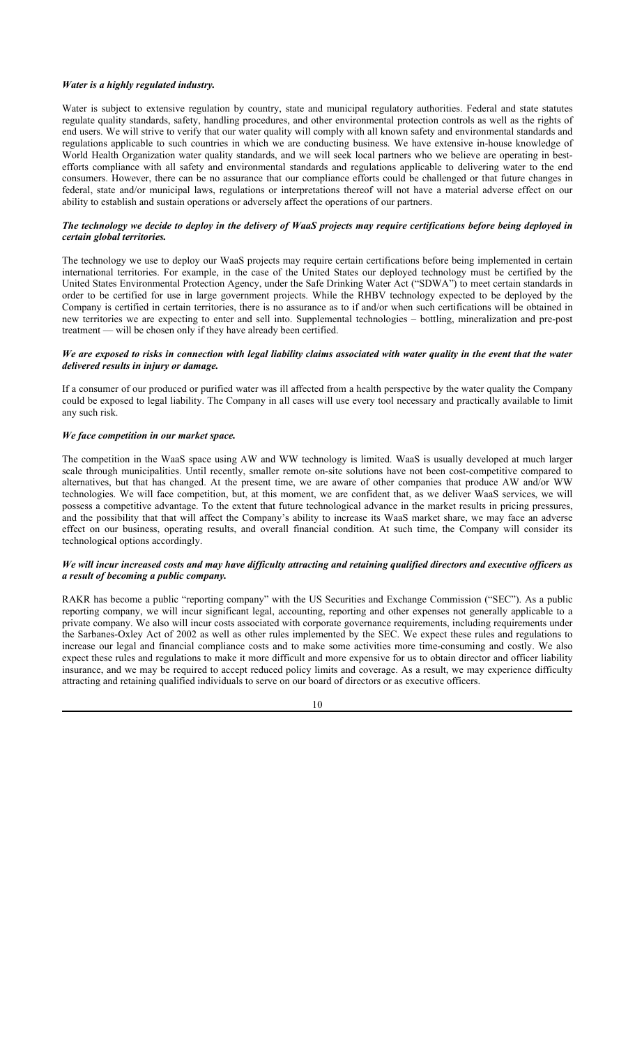***Water is a highly regulated industry.***

Water is subject to extensive regulation by country, state and municipal regulatory authorities. Federal and state statutes regulate quality standards, safety, handling procedures, and other environmental protection controls as well as the rights of end users. We will strive to verify that our water quality will comply with all known safety and environmental standards and regulations applicable to such countries in which we are conducting business. We have extensive in-house knowledge of World Health Organization water quality standards, and we will seek local partners who we believe are operating in best-efforts compliance with all safety and environmental standards and regulations applicable to delivering water to the end consumers. However, there can be no assurance that our compliance efforts could be challenged or that future changes in federal, state and/or municipal laws, regulations or interpretations thereof will not have a material adverse effect on our ability to establish and sustain operations or adversely affect the operations of our partners.

***The technology we decide to deploy in the delivery of WaaS projects may require certifications before being deployed in certain global territories.***

The technology we use to deploy our WaaS projects may require certain certifications before being implemented in certain international territories. For example, in the case of the United States our deployed technology must be certified by the United States Environmental Protection Agency, under the Safe Drinking Water Act ("SDWA") to meet certain standards in order to be certified for use in large government projects. While the RHBV technology expected to be deployed by the Company is certified in certain territories, there is no assurance as to if and/or when such certifications will be obtained in new territories we are expecting to enter and sell into. Supplemental technologies – bottling, mineralization and pre-post treatment — will be chosen only if they have already been certified.

***We are exposed to risks in connection with legal liability claims associated with water quality in the event that the water delivered results in injury or damage.***

If a consumer of our produced or purified water was ill affected from a health perspective by the water quality the Company could be exposed to legal liability. The Company in all cases will use every tool necessary and practically available to limit any such risk.

***We face competition in our market space.***

The competition in the WaaS space using AW and WW technology is limited. WaaS is usually developed at much larger scale through municipalities. Until recently, smaller remote on-site solutions have not been cost-competitive compared to alternatives, but that has changed. At the present time, we are aware of other companies that produce AW and/or WW technologies. We will face competition, but, at this moment, we are confident that, as we deliver WaaS services, we will possess a competitive advantage. To the extent that future technological advance in the market results in pricing pressures, and the possibility that that will affect the Company's ability to increase its WaaS market share, we may face an adverse effect on our business, operating results, and overall financial condition. At such time, the Company will consider its technological options accordingly.

***We will incur increased costs and may have difficulty attracting and retaining qualified directors and executive officers as a result of becoming a public company.***

RAKR has become a public "reporting company" with the US Securities and Exchange Commission ("SEC"). As a public reporting company, we will incur significant legal, accounting, reporting and other expenses not generally applicable to a private company. We also will incur costs associated with corporate governance requirements, including requirements under the Sarbanes-Oxley Act of 2002 as well as other rules implemented by the SEC. We expect these rules and regulations to increase our legal and financial compliance costs and to make some activities more time-consuming and costly. We also expect these rules and regulations to make it more difficult and more expensive for us to obtain director and officer liability insurance, and we may be required to accept reduced policy limits and coverage. As a result, we may experience difficulty attracting and retaining qualified individuals to serve on our board of directors or as executive officers.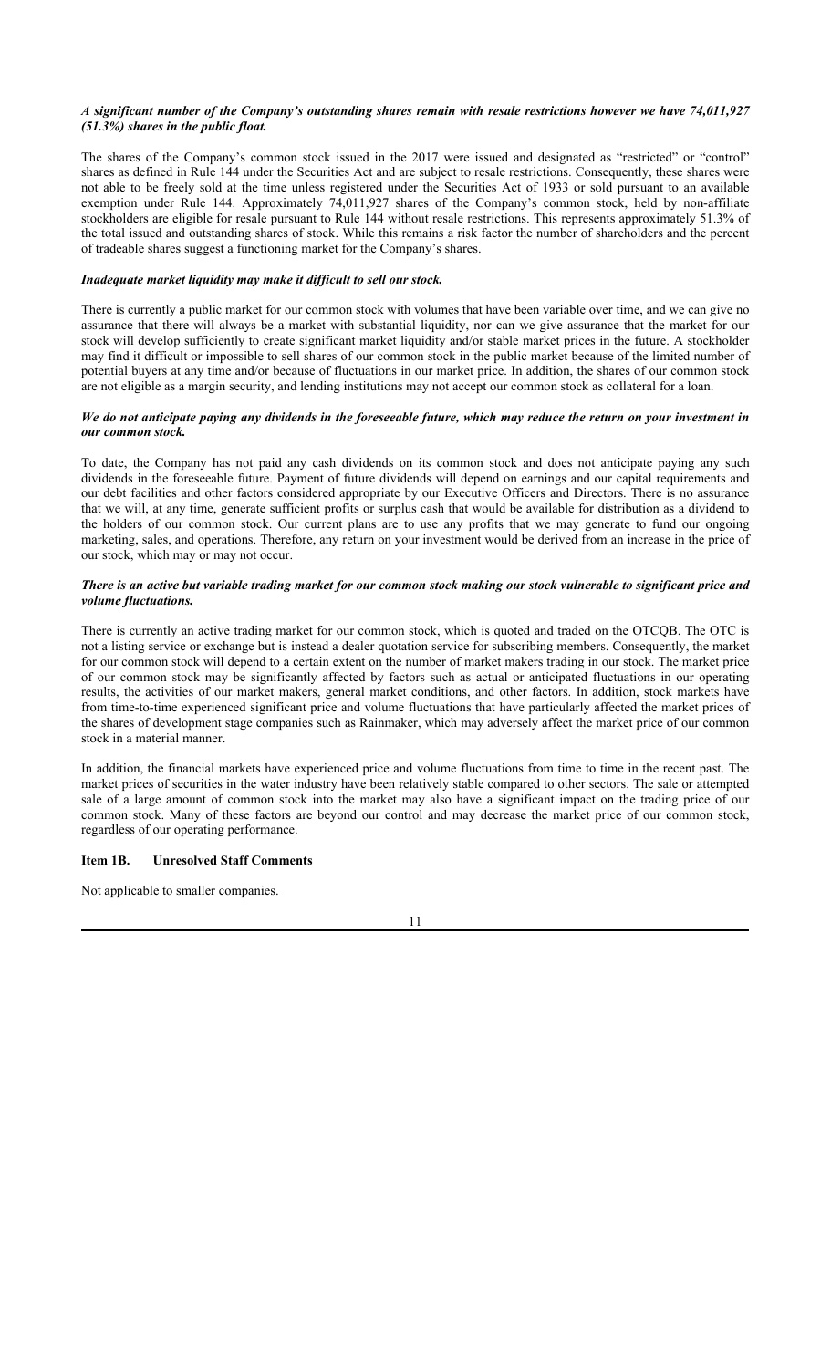***A significant number of the Company's outstanding shares remain with resale restrictions however we have 74,011,927 (51.3%) shares in the public float.***

The shares of the Company's common stock issued in the 2017 were issued and designated as "restricted" or "control" shares as defined in Rule 144 under the Securities Act and are subject to resale restrictions. Consequently, these shares were not able to be freely sold at the time unless registered under the Securities Act of 1933 or sold pursuant to an available exemption under Rule 144. Approximately 74,011,927 shares of the Company's common stock, held by non-affiliate stockholders are eligible for resale pursuant to Rule 144 without resale restrictions. This represents approximately 51.3% of the total issued and outstanding shares of stock. While this remains a risk factor the number of shareholders and the percent of tradeable shares suggest a functioning market for the Company's shares.

***Inadequate market liquidity may make it difficult to sell our stock.***

There is currently a public market for our common stock with volumes that have been variable over time, and we can give no assurance that there will always be a market with substantial liquidity, nor can we give assurance that the market for our stock will develop sufficiently to create significant market liquidity and/or stable market prices in the future. A stockholder may find it difficult or impossible to sell shares of our common stock in the public market because of the limited number of potential buyers at any time and/or because of fluctuations in our market price. In addition, the shares of our common stock are not eligible as a margin security, and lending institutions may not accept our common stock as collateral for a loan.

***We do not anticipate paying any dividends in the foreseeable future, which may reduce the return on your investment in our common stock.***

To date, the Company has not paid any cash dividends on its common stock and does not anticipate paying any such dividends in the foreseeable future. Payment of future dividends will depend on earnings and our capital requirements and our debt facilities and other factors considered appropriate by our Executive Officers and Directors. There is no assurance that we will, at any time, generate sufficient profits or surplus cash that would be available for distribution as a dividend to the holders of our common stock. Our current plans are to use any profits that we may generate to fund our ongoing marketing, sales, and operations. Therefore, any return on your investment would be derived from an increase in the price of our stock, which may or may not occur.

***There is an active but variable trading market for our common stock making our stock vulnerable to significant price and volume fluctuations.***

There is currently an active trading market for our common stock, which is quoted and traded on the OTCQB. The OTC is not a listing service or exchange but is instead a dealer quotation service for subscribing members. Consequently, the market for our common stock will depend to a certain extent on the number of market makers trading in our stock. The market price of our common stock may be significantly affected by factors such as actual or anticipated fluctuations in our operating results, the activities of our market makers, general market conditions, and other factors. In addition, stock markets have from time-to-time experienced significant price and volume fluctuations that have particularly affected the market prices of the shares of development stage companies such as Rainmaker, which may adversely affect the market price of our common stock in a material manner.

In addition, the financial markets have experienced price and volume fluctuations from time to time in the recent past. The market prices of securities in the water industry have been relatively stable compared to other sectors. The sale or attempted sale of a large amount of common stock into the market may also have a significant impact on the trading price of our common stock. Many of these factors are beyond our control and may decrease the market price of our common stock, regardless of our operating performance.

## Item 1B. Unresolved Staff Comments

Not applicable to smaller companies.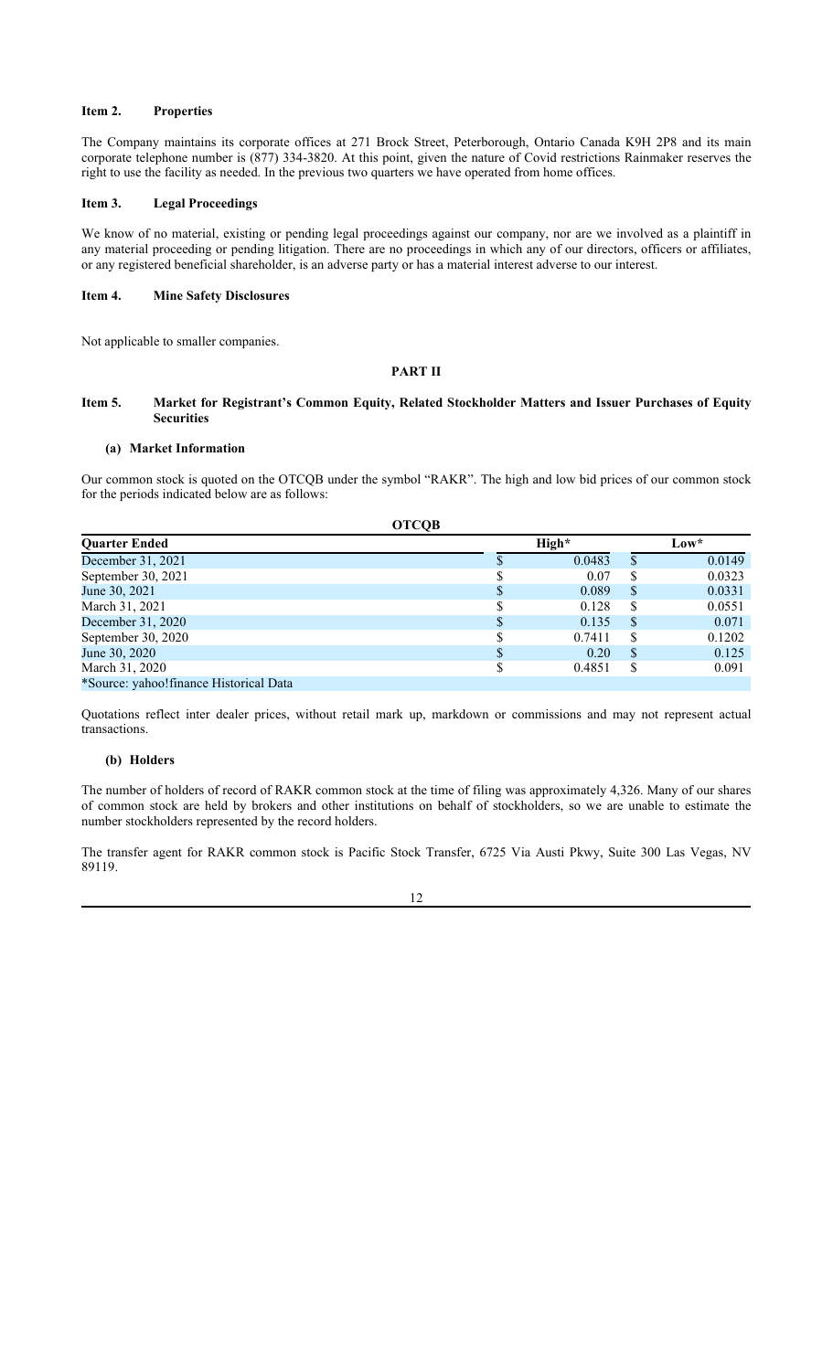### Item 2. Properties

The Company maintains its corporate offices at 271 Brock Street, Peterborough, Ontario Canada K9H 2P8 and its main corporate telephone number is (877) 334-3820. At this point, given the nature of Covid restrictions Rainmaker reserves the right to use the facility as needed. In the previous two quarters we have operated from home offices.

### Item 3. Legal Proceedings

We know of no material, existing or pending legal proceedings against our company, nor are we involved as a plaintiff in any material proceeding or pending litigation. There are no proceedings in which any of our directors, officers or affiliates, or any registered beneficial shareholder, is an adverse party or has a material interest adverse to our interest.

### Item 4. Mine Safety Disclosures

Not applicable to smaller companies.

## PART II

### Item 5. Market for Registrant's Common Equity, Related Stockholder Matters and Issuer Purchases of Equity Securities

#### (a) Market Information

Our common stock is quoted on the OTCQB under the symbol "RAKR". The high and low bid prices of our common stock for the periods indicated below are as follows:

| OTCQB | | |
|---|---|---|
| **Quarter Ended** | **High*** | **Low*** |
| December 31, 2021 | $ 0.0483 | $ 0.0149 |
| September 30, 2021 | $ 0.07 | $ 0.0323 |
| June 30, 2021 | $ 0.089 | $ 0.0331 |
| March 31, 2021 | $ 0.128 | $ 0.0551 |
| December 31, 2020 | $ 0.135 | $ 0.071 |
| September 30, 2020 | $ 0.7411 | $ 0.1202 |
| June 30, 2020 | $ 0.20 | $ 0.125 |
| March 31, 2020 | $ 0.4851 | $ 0.091 |
| *Source: yahoo!finance Historical Data | | |

Quotations reflect inter dealer prices, without retail mark up, markdown or commissions and may not represent actual transactions.

#### (b) Holders

The number of holders of record of RAKR common stock at the time of filing was approximately 4,326. Many of our shares of common stock are held by brokers and other institutions on behalf of stockholders, so we are unable to estimate the number stockholders represented by the record holders.

The transfer agent for RAKR common stock is Pacific Stock Transfer, 6725 Via Austi Pkwy, Suite 300 Las Vegas, NV 89119.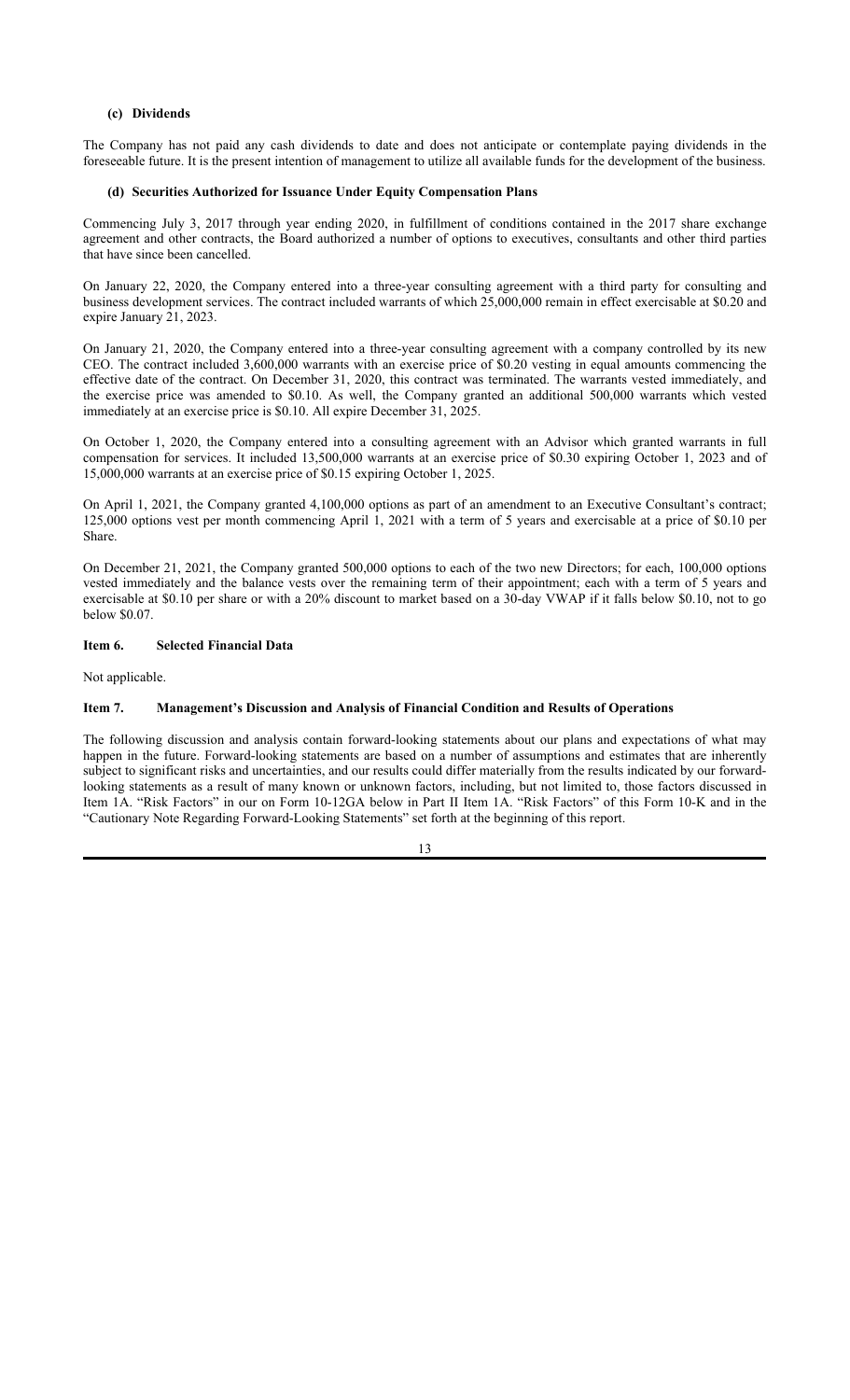### (c) Dividends

The Company has not paid any cash dividends to date and does not anticipate or contemplate paying dividends in the foreseeable future. It is the present intention of management to utilize all available funds for the development of the business.

### (d) Securities Authorized for Issuance Under Equity Compensation Plans

Commencing July 3, 2017 through year ending 2020, in fulfillment of conditions contained in the 2017 share exchange agreement and other contracts, the Board authorized a number of options to executives, consultants and other third parties that have since been cancelled.

On January 22, 2020, the Company entered into a three-year consulting agreement with a third party for consulting and business development services. The contract included warrants of which 25,000,000 remain in effect exercisable at $0.20 and expire January 21, 2023.

On January 21, 2020, the Company entered into a three-year consulting agreement with a company controlled by its new CEO. The contract included 3,600,000 warrants with an exercise price of $0.20 vesting in equal amounts commencing the effective date of the contract. On December 31, 2020, this contract was terminated. The warrants vested immediately, and the exercise price was amended to $0.10. As well, the Company granted an additional 500,000 warrants which vested immediately at an exercise price is $0.10. All expire December 31, 2025.

On October 1, 2020, the Company entered into a consulting agreement with an Advisor which granted warrants in full compensation for services. It included 13,500,000 warrants at an exercise price of $0.30 expiring October 1, 2023 and of 15,000,000 warrants at an exercise price of $0.15 expiring October 1, 2025.

On April 1, 2021, the Company granted 4,100,000 options as part of an amendment to an Executive Consultant's contract; 125,000 options vest per month commencing April 1, 2021 with a term of 5 years and exercisable at a price of $0.10 per Share.

On December 21, 2021, the Company granted 500,000 options to each of the two new Directors; for each, 100,000 options vested immediately and the balance vests over the remaining term of their appointment; each with a term of 5 years and exercisable at $0.10 per share or with a 20% discount to market based on a 30-day VWAP if it falls below $0.10, not to go below $0.07.

## Item 6. Selected Financial Data

Not applicable.

## Item 7. Management's Discussion and Analysis of Financial Condition and Results of Operations

The following discussion and analysis contain forward-looking statements about our plans and expectations of what may happen in the future. Forward-looking statements are based on a number of assumptions and estimates that are inherently subject to significant risks and uncertainties, and our results could differ materially from the results indicated by our forward-looking statements as a result of many known or unknown factors, including, but not limited to, those factors discussed in Item 1A. "Risk Factors" in our on Form 10-12GA below in Part II Item 1A. "Risk Factors" of this Form 10-K and in the "Cautionary Note Regarding Forward-Looking Statements" set forth at the beginning of this report.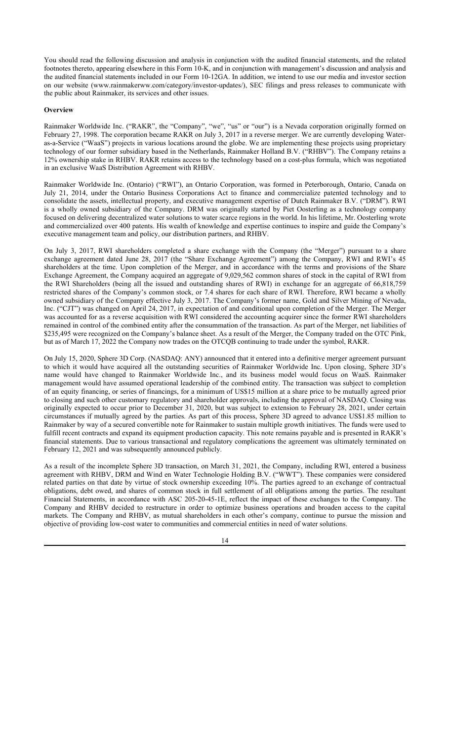You should read the following discussion and analysis in conjunction with the audited financial statements, and the related footnotes thereto, appearing elsewhere in this Form 10-K, and in conjunction with management's discussion and analysis and the audited financial statements included in our Form 10-12GA. In addition, we intend to use our media and investor section on our website (www.rainmakerww.com/category/investor-updates/), SEC filings and press releases to communicate with the public about Rainmaker, its services and other issues.

**Overview**

Rainmaker Worldwide Inc. ("RAKR", the "Company", "we", "us" or "our") is a Nevada corporation originally formed on February 27, 1998. The corporation became RAKR on July 3, 2017 in a reverse merger. We are currently developing Water-as-a-Service ("WaaS") projects in various locations around the globe. We are implementing these projects using proprietary technology of our former subsidiary based in the Netherlands, Rainmaker Holland B.V. ("RHBV"). The Company retains a 12% ownership stake in RHBV. RAKR retains access to the technology based on a cost-plus formula, which was negotiated in an exclusive WaaS Distribution Agreement with RHBV.

Rainmaker Worldwide Inc. (Ontario) ("RWI"), an Ontario Corporation, was formed in Peterborough, Ontario, Canada on July 21, 2014, under the Ontario Business Corporations Act to finance and commercialize patented technology and to consolidate the assets, intellectual property, and executive management expertise of Dutch Rainmaker B.V. ("DRM"). RWI is a wholly owned subsidiary of the Company. DRM was originally started by Piet Oosterling as a technology company focused on delivering decentralized water solutions to water scarce regions in the world. In his lifetime, Mr. Oosterling wrote and commercialized over 400 patents. His wealth of knowledge and expertise continues to inspire and guide the Company's executive management team and policy, our distribution partners, and RHBV.

On July 3, 2017, RWI shareholders completed a share exchange with the Company (the "Merger") pursuant to a share exchange agreement dated June 28, 2017 (the "Share Exchange Agreement") among the Company, RWI and RWI's 45 shareholders at the time. Upon completion of the Merger, and in accordance with the terms and provisions of the Share Exchange Agreement, the Company acquired an aggregate of 9,029,562 common shares of stock in the capital of RWI from the RWI Shareholders (being all the issued and outstanding shares of RWI) in exchange for an aggregate of 66,818,759 restricted shares of the Company's common stock, or 7.4 shares for each share of RWI. Therefore, RWI became a wholly owned subsidiary of the Company effective July 3, 2017. The Company's former name, Gold and Silver Mining of Nevada, Inc. ("CJT") was changed on April 24, 2017, in expectation of and conditional upon completion of the Merger. The Merger was accounted for as a reverse acquisition with RWI considered the accounting acquirer since the former RWI shareholders remained in control of the combined entity after the consummation of the transaction. As part of the Merger, net liabilities of $235,495 were recognized on the Company's balance sheet. As a result of the Merger, the Company traded on the OTC Pink, but as of March 17, 2022 the Company now trades on the OTCQB continuing to trade under the symbol, RAKR.

On July 15, 2020, Sphere 3D Corp. (NASDAQ: ANY) announced that it entered into a definitive merger agreement pursuant to which it would have acquired all the outstanding securities of Rainmaker Worldwide Inc. Upon closing, Sphere 3D's name would have changed to Rainmaker Worldwide Inc., and its business model would focus on WaaS. Rainmaker management would have assumed operational leadership of the combined entity. The transaction was subject to completion of an equity financing, or series of financings, for a minimum of US$15 million at a share price to be mutually agreed prior to closing and such other customary regulatory and shareholder approvals, including the approval of NASDAQ. Closing was originally expected to occur prior to December 31, 2020, but was subject to extension to February 28, 2021, under certain circumstances if mutually agreed by the parties. As part of this process, Sphere 3D agreed to advance US$1.85 million to Rainmaker by way of a secured convertible note for Rainmaker to sustain multiple growth initiatives. The funds were used to fulfill recent contracts and expand its equipment production capacity. This note remains payable and is presented in RAKR's financial statements. Due to various transactional and regulatory complications the agreement was ultimately terminated on February 12, 2021 and was subsequently announced publicly.

As a result of the incomplete Sphere 3D transaction, on March 31, 2021, the Company, including RWI, entered a business agreement with RHBV, DRM and Wind en Water Technologie Holding B.V. ("WWT"). These companies were considered related parties on that date by virtue of stock ownership exceeding 10%. The parties agreed to an exchange of contractual obligations, debt owed, and shares of common stock in full settlement of all obligations among the parties. The resultant Financial Statements, in accordance with ASC 205-20-45-1E, reflect the impact of these exchanges to the Company. The Company and RHBV decided to restructure in order to optimize business operations and broaden access to the capital markets. The Company and RHBV, as mutual shareholders in each other's company, continue to pursue the mission and objective of providing low-cost water to communities and commercial entities in need of water solutions.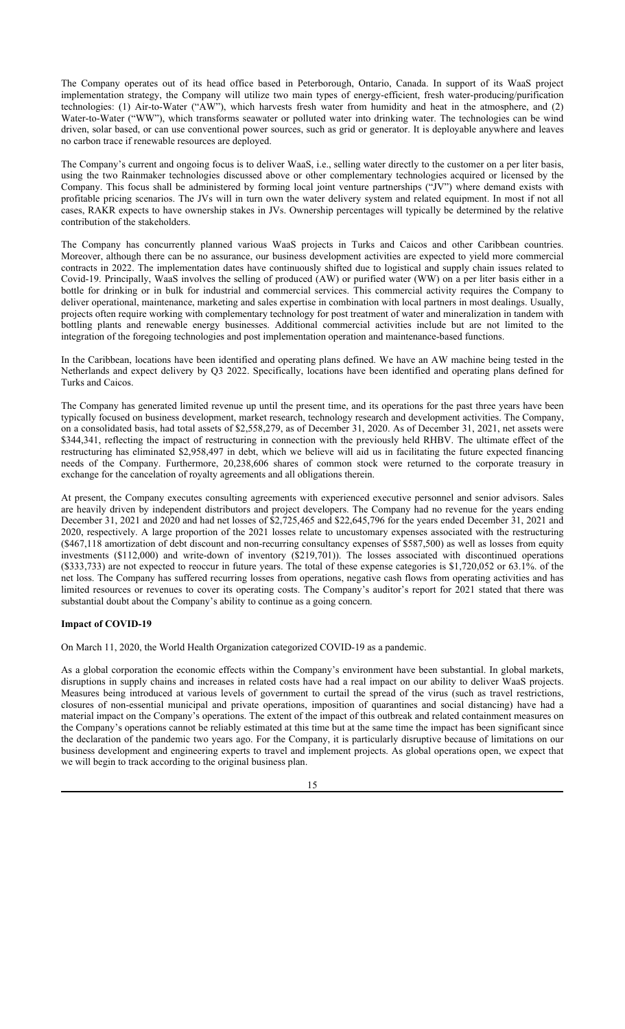The Company operates out of its head office based in Peterborough, Ontario, Canada. In support of its WaaS project implementation strategy, the Company will utilize two main types of energy-efficient, fresh water-producing/purification technologies: (1) Air-to-Water ("AW"), which harvests fresh water from humidity and heat in the atmosphere, and (2) Water-to-Water ("WW"), which transforms seawater or polluted water into drinking water. The technologies can be wind driven, solar based, or can use conventional power sources, such as grid or generator. It is deployable anywhere and leaves no carbon trace if renewable resources are deployed.

The Company's current and ongoing focus is to deliver WaaS, i.e., selling water directly to the customer on a per liter basis, using the two Rainmaker technologies discussed above or other complementary technologies acquired or licensed by the Company. This focus shall be administered by forming local joint venture partnerships ("JV") where demand exists with profitable pricing scenarios. The JVs will in turn own the water delivery system and related equipment. In most if not all cases, RAKR expects to have ownership stakes in JVs. Ownership percentages will typically be determined by the relative contribution of the stakeholders.

The Company has concurrently planned various WaaS projects in Turks and Caicos and other Caribbean countries. Moreover, although there can be no assurance, our business development activities are expected to yield more commercial contracts in 2022. The implementation dates have continuously shifted due to logistical and supply chain issues related to Covid-19. Principally, WaaS involves the selling of produced (AW) or purified water (WW) on a per liter basis either in a bottle for drinking or in bulk for industrial and commercial services. This commercial activity requires the Company to deliver operational, maintenance, marketing and sales expertise in combination with local partners in most dealings. Usually, projects often require working with complementary technology for post treatment of water and mineralization in tandem with bottling plants and renewable energy businesses. Additional commercial activities include but are not limited to the integration of the foregoing technologies and post implementation operation and maintenance-based functions.

In the Caribbean, locations have been identified and operating plans defined. We have an AW machine being tested in the Netherlands and expect delivery by Q3 2022. Specifically, locations have been identified and operating plans defined for Turks and Caicos.

The Company has generated limited revenue up until the present time, and its operations for the past three years have been typically focused on business development, market research, technology research and development activities. The Company, on a consolidated basis, had total assets of $2,558,279, as of December 31, 2020. As of December 31, 2021, net assets were $344,341, reflecting the impact of restructuring in connection with the previously held RHBV. The ultimate effect of the restructuring has eliminated $2,958,497 in debt, which we believe will aid us in facilitating the future expected financing needs of the Company. Furthermore, 20,238,606 shares of common stock were returned to the corporate treasury in exchange for the cancelation of royalty agreements and all obligations therein.

At present, the Company executes consulting agreements with experienced executive personnel and senior advisors. Sales are heavily driven by independent distributors and project developers. The Company had no revenue for the years ending December 31, 2021 and 2020 and had net losses of $2,725,465 and $22,645,796 for the years ended December 31, 2021 and 2020, respectively. A large proportion of the 2021 losses relate to uncustomary expenses associated with the restructuring ($467,118 amortization of debt discount and non-recurring consultancy expenses of $587,500) as well as losses from equity investments ($112,000) and write-down of inventory ($219,701)). The losses associated with discontinued operations ($333,733) are not expected to reoccur in future years. The total of these expense categories is $1,720,052 or 63.1%. of the net loss. The Company has suffered recurring losses from operations, negative cash flows from operating activities and has limited resources or revenues to cover its operating costs. The Company's auditor's report for 2021 stated that there was substantial doubt about the Company's ability to continue as a going concern.

**Impact of COVID-19**

On March 11, 2020, the World Health Organization categorized COVID-19 as a pandemic.

As a global corporation the economic effects within the Company's environment have been substantial. In global markets, disruptions in supply chains and increases in related costs have had a real impact on our ability to deliver WaaS projects. Measures being introduced at various levels of government to curtail the spread of the virus (such as travel restrictions, closures of non-essential municipal and private operations, imposition of quarantines and social distancing) have had a material impact on the Company's operations. The extent of the impact of this outbreak and related containment measures on the Company's operations cannot be reliably estimated at this time but at the same time the impact has been significant since the declaration of the pandemic two years ago. For the Company, it is particularly disruptive because of limitations on our business development and engineering experts to travel and implement projects. As global operations open, we expect that we will begin to track according to the original business plan.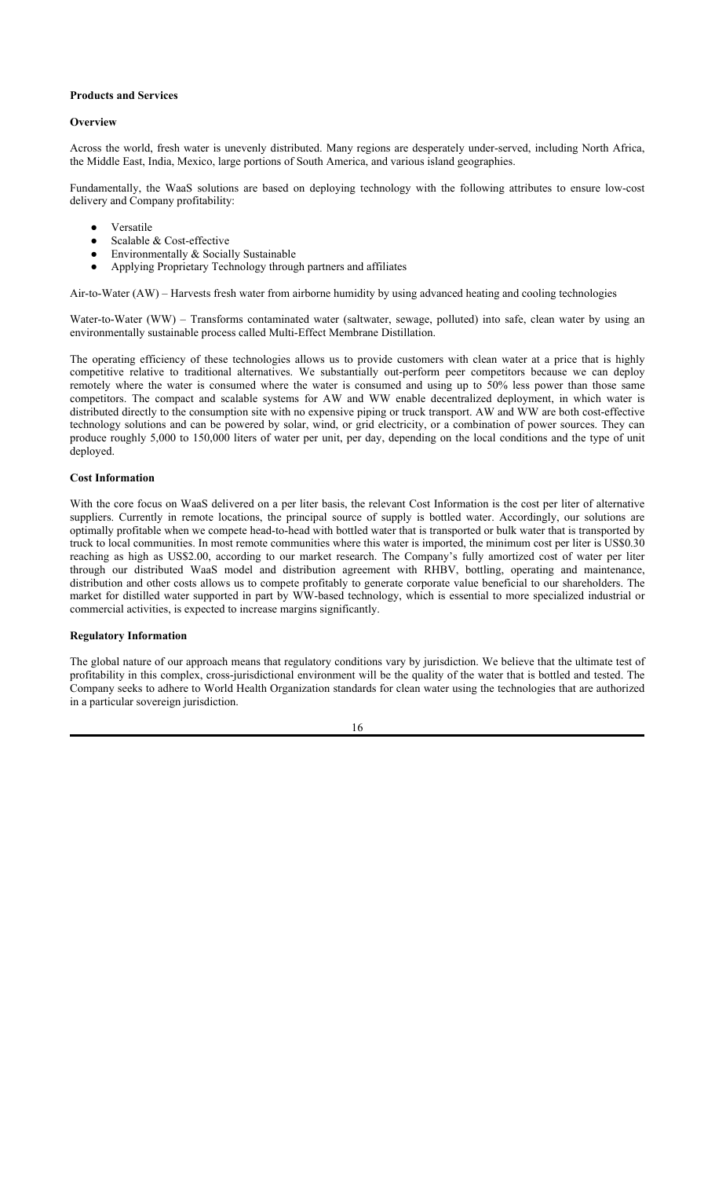**Products and Services**

**Overview**

Across the world, fresh water is unevenly distributed. Many regions are desperately under-served, including North Africa, the Middle East, India, Mexico, large portions of South America, and various island geographies.

Fundamentally, the WaaS solutions are based on deploying technology with the following attributes to ensure low-cost delivery and Company profitability:

- Versatile
- Scalable & Cost-effective
- Environmentally & Socially Sustainable
- Applying Proprietary Technology through partners and affiliates

Air-to-Water (AW) – Harvests fresh water from airborne humidity by using advanced heating and cooling technologies

Water-to-Water (WW) – Transforms contaminated water (saltwater, sewage, polluted) into safe, clean water by using an environmentally sustainable process called Multi-Effect Membrane Distillation.

The operating efficiency of these technologies allows us to provide customers with clean water at a price that is highly competitive relative to traditional alternatives. We substantially out-perform peer competitors because we can deploy remotely where the water is consumed where the water is consumed and using up to 50% less power than those same competitors. The compact and scalable systems for AW and WW enable decentralized deployment, in which water is distributed directly to the consumption site with no expensive piping or truck transport. AW and WW are both cost-effective technology solutions and can be powered by solar, wind, or grid electricity, or a combination of power sources. They can produce roughly 5,000 to 150,000 liters of water per unit, per day, depending on the local conditions and the type of unit deployed.

**Cost Information**

With the core focus on WaaS delivered on a per liter basis, the relevant Cost Information is the cost per liter of alternative suppliers. Currently in remote locations, the principal source of supply is bottled water. Accordingly, our solutions are optimally profitable when we compete head-to-head with bottled water that is transported or bulk water that is transported by truck to local communities. In most remote communities where this water is imported, the minimum cost per liter is US$0.30 reaching as high as US$2.00, according to our market research. The Company's fully amortized cost of water per liter through our distributed WaaS model and distribution agreement with RHBV, bottling, operating and maintenance, distribution and other costs allows us to compete profitably to generate corporate value beneficial to our shareholders. The market for distilled water supported in part by WW-based technology, which is essential to more specialized industrial or commercial activities, is expected to increase margins significantly.

**Regulatory Information**

The global nature of our approach means that regulatory conditions vary by jurisdiction. We believe that the ultimate test of profitability in this complex, cross-jurisdictional environment will be the quality of the water that is bottled and tested. The Company seeks to adhere to World Health Organization standards for clean water using the technologies that are authorized in a particular sovereign jurisdiction.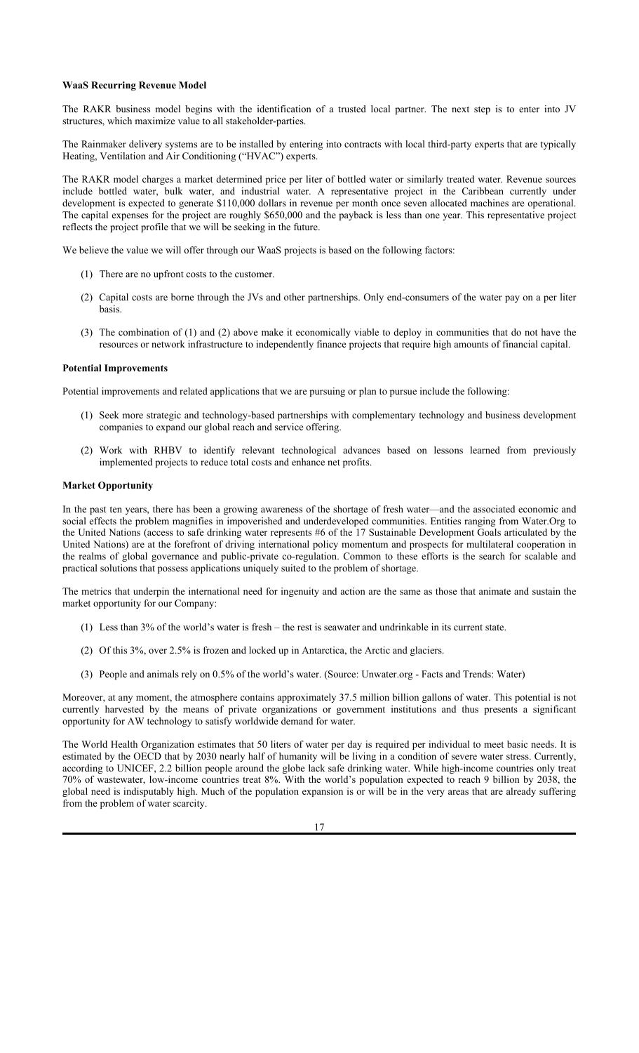**WaaS Recurring Revenue Model**

The RAKR business model begins with the identification of a trusted local partner. The next step is to enter into JV structures, which maximize value to all stakeholder-parties.

The Rainmaker delivery systems are to be installed by entering into contracts with local third-party experts that are typically Heating, Ventilation and Air Conditioning ("HVAC") experts.

The RAKR model charges a market determined price per liter of bottled water or similarly treated water. Revenue sources include bottled water, bulk water, and industrial water. A representative project in the Caribbean currently under development is expected to generate $110,000 dollars in revenue per month once seven allocated machines are operational. The capital expenses for the project are roughly $650,000 and the payback is less than one year. This representative project reflects the project profile that we will be seeking in the future.

We believe the value we will offer through our WaaS projects is based on the following factors:

(1) There are no upfront costs to the customer.

(2) Capital costs are borne through the JVs and other partnerships. Only end-consumers of the water pay on a per liter basis.

(3) The combination of (1) and (2) above make it economically viable to deploy in communities that do not have the resources or network infrastructure to independently finance projects that require high amounts of financial capital.

**Potential Improvements**

Potential improvements and related applications that we are pursuing or plan to pursue include the following:

(1) Seek more strategic and technology-based partnerships with complementary technology and business development companies to expand our global reach and service offering.

(2) Work with RHBV to identify relevant technological advances based on lessons learned from previously implemented projects to reduce total costs and enhance net profits.

**Market Opportunity**

In the past ten years, there has been a growing awareness of the shortage of fresh water—and the associated economic and social effects the problem magnifies in impoverished and underdeveloped communities. Entities ranging from Water.Org to the United Nations (access to safe drinking water represents #6 of the 17 Sustainable Development Goals articulated by the United Nations) are at the forefront of driving international policy momentum and prospects for multilateral cooperation in the realms of global governance and public-private co-regulation. Common to these efforts is the search for scalable and practical solutions that possess applications uniquely suited to the problem of shortage.

The metrics that underpin the international need for ingenuity and action are the same as those that animate and sustain the market opportunity for our Company:

(1) Less than 3% of the world's water is fresh – the rest is seawater and undrinkable in its current state.

(2) Of this 3%, over 2.5% is frozen and locked up in Antarctica, the Arctic and glaciers.

(3) People and animals rely on 0.5% of the world's water. (Source: Unwater.org - Facts and Trends: Water)

Moreover, at any moment, the atmosphere contains approximately 37.5 million billion gallons of water. This potential is not currently harvested by the means of private organizations or government institutions and thus presents a significant opportunity for AW technology to satisfy worldwide demand for water.

The World Health Organization estimates that 50 liters of water per day is required per individual to meet basic needs. It is estimated by the OECD that by 2030 nearly half of humanity will be living in a condition of severe water stress. Currently, according to UNICEF, 2.2 billion people around the globe lack safe drinking water. While high-income countries only treat 70% of wastewater, low-income countries treat 8%. With the world's population expected to reach 9 billion by 2038, the global need is indisputably high. Much of the population expansion is or will be in the very areas that are already suffering from the problem of water scarcity.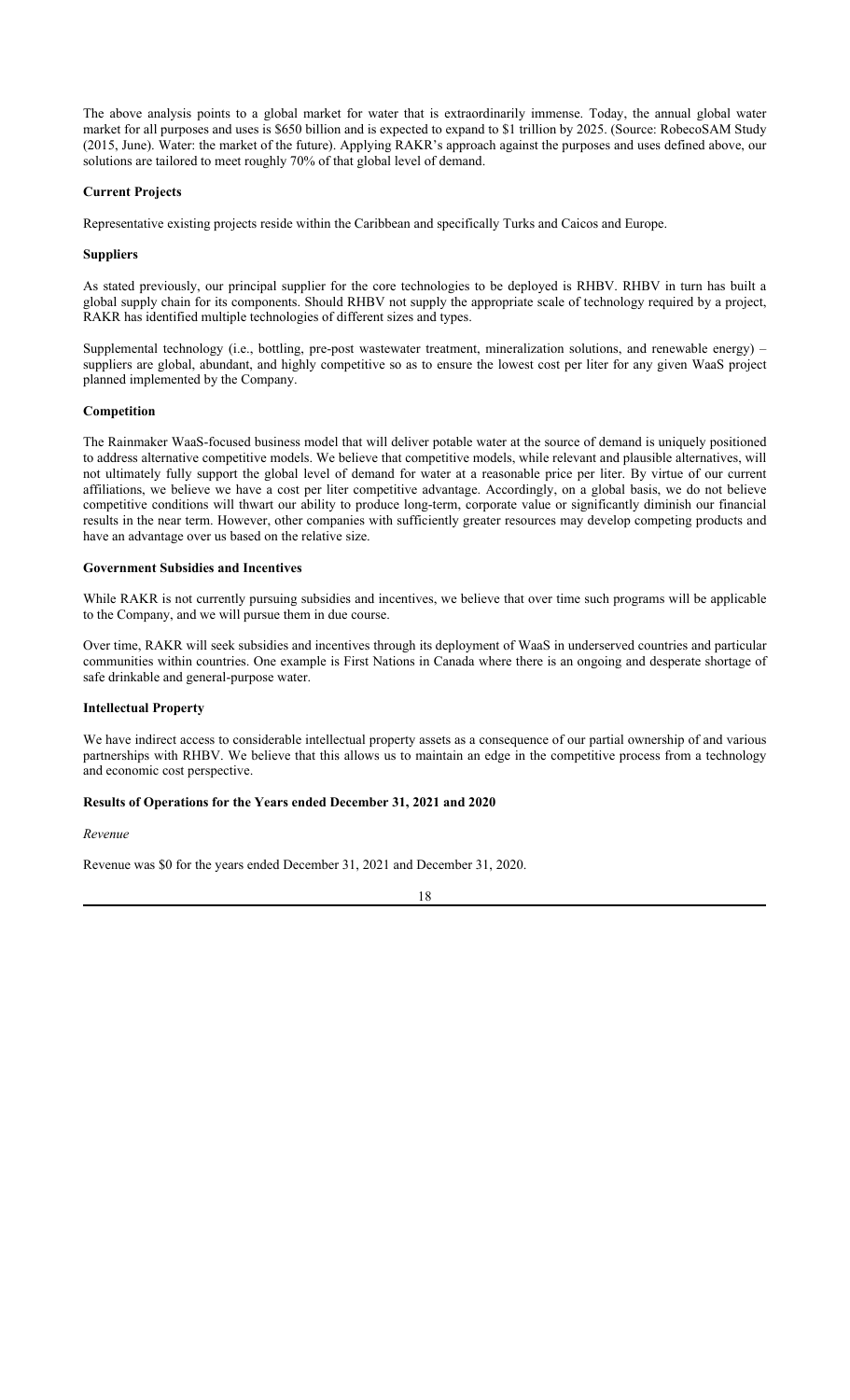The above analysis points to a global market for water that is extraordinarily immense. Today, the annual global water market for all purposes and uses is $650 billion and is expected to expand to $1 trillion by 2025. (Source: RobecoSAM Study (2015, June). Water: the market of the future). Applying RAKR's approach against the purposes and uses defined above, our solutions are tailored to meet roughly 70% of that global level of demand.

**Current Projects**

Representative existing projects reside within the Caribbean and specifically Turks and Caicos and Europe.

**Suppliers**

As stated previously, our principal supplier for the core technologies to be deployed is RHBV. RHBV in turn has built a global supply chain for its components. Should RHBV not supply the appropriate scale of technology required by a project, RAKR has identified multiple technologies of different sizes and types.

Supplemental technology (i.e., bottling, pre-post wastewater treatment, mineralization solutions, and renewable energy) – suppliers are global, abundant, and highly competitive so as to ensure the lowest cost per liter for any given WaaS project planned implemented by the Company.

**Competition**

The Rainmaker WaaS-focused business model that will deliver potable water at the source of demand is uniquely positioned to address alternative competitive models. We believe that competitive models, while relevant and plausible alternatives, will not ultimately fully support the global level of demand for water at a reasonable price per liter. By virtue of our current affiliations, we believe we have a cost per liter competitive advantage. Accordingly, on a global basis, we do not believe competitive conditions will thwart our ability to produce long-term, corporate value or significantly diminish our financial results in the near term. However, other companies with sufficiently greater resources may develop competing products and have an advantage over us based on the relative size.

**Government Subsidies and Incentives**

While RAKR is not currently pursuing subsidies and incentives, we believe that over time such programs will be applicable to the Company, and we will pursue them in due course.

Over time, RAKR will seek subsidies and incentives through its deployment of WaaS in underserved countries and particular communities within countries. One example is First Nations in Canada where there is an ongoing and desperate shortage of safe drinkable and general-purpose water.

**Intellectual Property**

We have indirect access to considerable intellectual property assets as a consequence of our partial ownership of and various partnerships with RHBV. We believe that this allows us to maintain an edge in the competitive process from a technology and economic cost perspective.

**Results of Operations for the Years ended December 31, 2021 and 2020**

*Revenue*

Revenue was $0 for the years ended December 31, 2021 and December 31, 2020.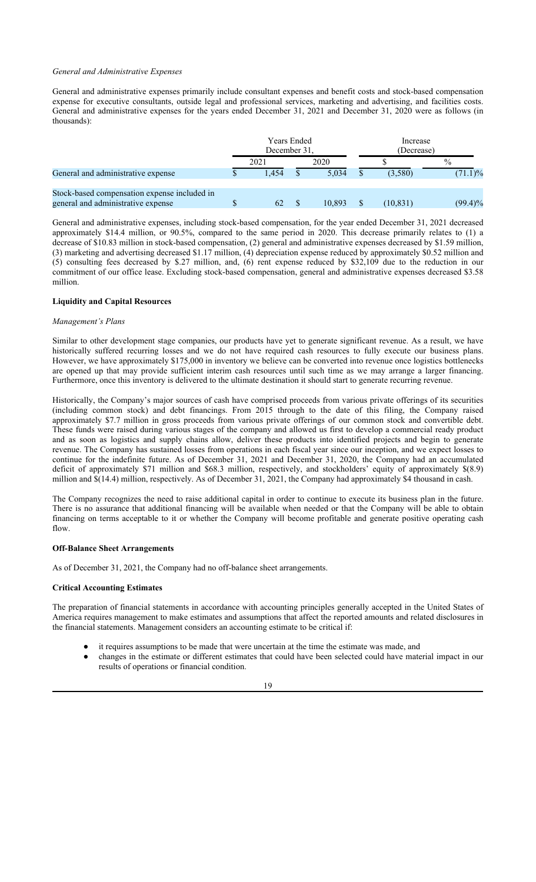*General and Administrative Expenses*

General and administrative expenses primarily include consultant expenses and benefit costs and stock-based compensation expense for executive consultants, outside legal and professional services, marketing and advertising, and facilities costs. General and administrative expenses for the years ended December 31, 2021 and December 31, 2020 were as follows (in thousands):

| | Years Ended December 31, | | Increase (Decrease) | |
|---|---|---|---|---|
| | 2021 | 2020 | $ | % |
| General and administrative expense | $ 1,454 | $ 5,034 | $ (3,580) | (71.1)% |
| Stock-based compensation expense included in general and administrative expense | $ 62 | $ 10,893 | $ (10,831) | (99.4)% |

General and administrative expenses, including stock-based compensation, for the year ended December 31, 2021 decreased approximately $14.4 million, or 90.5%, compared to the same period in 2020. This decrease primarily relates to (1) a decrease of $10.83 million in stock-based compensation, (2) general and administrative expenses decreased by $1.59 million, (3) marketing and advertising decreased $1.17 million, (4) depreciation expense reduced by approximately $0.52 million and (5) consulting fees decreased by $.27 million, and, (6) rent expense reduced by $32,109 due to the reduction in our commitment of our office lease. Excluding stock-based compensation, general and administrative expenses decreased $3.58 million.

**Liquidity and Capital Resources**

*Management's Plans*

Similar to other development stage companies, our products have yet to generate significant revenue. As a result, we have historically suffered recurring losses and we do not have required cash resources to fully execute our business plans. However, we have approximately $175,000 in inventory we believe can be converted into revenue once logistics bottlenecks are opened up that may provide sufficient interim cash resources until such time as we may arrange a larger financing. Furthermore, once this inventory is delivered to the ultimate destination it should start to generate recurring revenue.

Historically, the Company's major sources of cash have comprised proceeds from various private offerings of its securities (including common stock) and debt financings. From 2015 through to the date of this filing, the Company raised approximately $7.7 million in gross proceeds from various private offerings of our common stock and convertible debt. These funds were raised during various stages of the company and allowed us first to develop a commercial ready product and as soon as logistics and supply chains allow, deliver these products into identified projects and begin to generate revenue. The Company has sustained losses from operations in each fiscal year since our inception, and we expect losses to continue for the indefinite future. As of December 31, 2021 and December 31, 2020, the Company had an accumulated deficit of approximately $71 million and $68.3 million, respectively, and stockholders' equity of approximately $(8.9) million and $(14.4) million, respectively. As of December 31, 2021, the Company had approximately $4 thousand in cash.

The Company recognizes the need to raise additional capital in order to continue to execute its business plan in the future. There is no assurance that additional financing will be available when needed or that the Company will be able to obtain financing on terms acceptable to it or whether the Company will become profitable and generate positive operating cash flow.

**Off-Balance Sheet Arrangements**

As of December 31, 2021, the Company had no off-balance sheet arrangements.

**Critical Accounting Estimates**

The preparation of financial statements in accordance with accounting principles generally accepted in the United States of America requires management to make estimates and assumptions that affect the reported amounts and related disclosures in the financial statements. Management considers an accounting estimate to be critical if:

- it requires assumptions to be made that were uncertain at the time the estimate was made, and
- changes in the estimate or different estimates that could have been selected could have material impact in our results of operations or financial condition.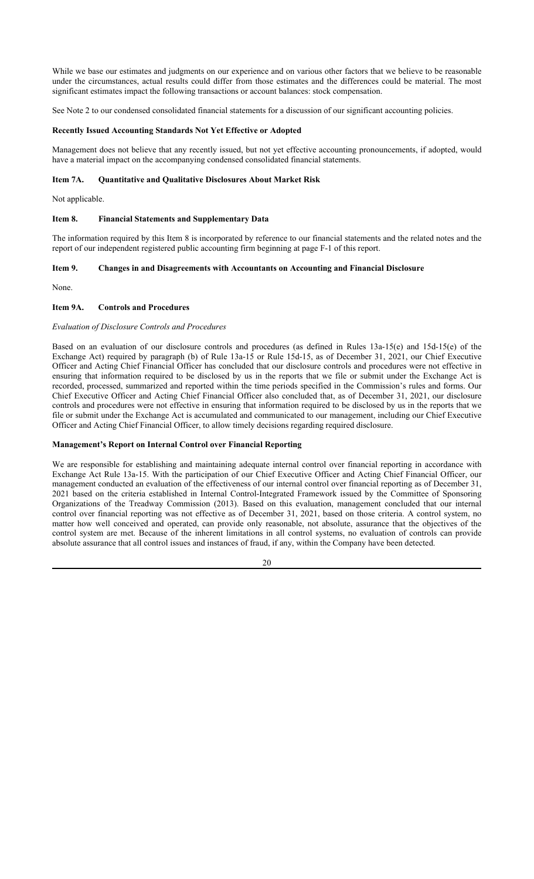While we base our estimates and judgments on our experience and on various other factors that we believe to be reasonable under the circumstances, actual results could differ from those estimates and the differences could be material. The most significant estimates impact the following transactions or account balances: stock compensation.

See Note 2 to our condensed consolidated financial statements for a discussion of our significant accounting policies.

**Recently Issued Accounting Standards Not Yet Effective or Adopted**

Management does not believe that any recently issued, but not yet effective accounting pronouncements, if adopted, would have a material impact on the accompanying condensed consolidated financial statements.

## Item 7A. Quantitative and Qualitative Disclosures About Market Risk

Not applicable.

## Item 8. Financial Statements and Supplementary Data

The information required by this Item 8 is incorporated by reference to our financial statements and the related notes and the report of our independent registered public accounting firm beginning at page F-1 of this report.

## Item 9. Changes in and Disagreements with Accountants on Accounting and Financial Disclosure

None.

## Item 9A. Controls and Procedures

*Evaluation of Disclosure Controls and Procedures*

Based on an evaluation of our disclosure controls and procedures (as defined in Rules 13a-15(e) and 15d-15(e) of the Exchange Act) required by paragraph (b) of Rule 13a-15 or Rule 15d-15, as of December 31, 2021, our Chief Executive Officer and Acting Chief Financial Officer has concluded that our disclosure controls and procedures were not effective in ensuring that information required to be disclosed by us in the reports that we file or submit under the Exchange Act is recorded, processed, summarized and reported within the time periods specified in the Commission's rules and forms. Our Chief Executive Officer and Acting Chief Financial Officer also concluded that, as of December 31, 2021, our disclosure controls and procedures were not effective in ensuring that information required to be disclosed by us in the reports that we file or submit under the Exchange Act is accumulated and communicated to our management, including our Chief Executive Officer and Acting Chief Financial Officer, to allow timely decisions regarding required disclosure.

**Management's Report on Internal Control over Financial Reporting**

We are responsible for establishing and maintaining adequate internal control over financial reporting in accordance with Exchange Act Rule 13a-15. With the participation of our Chief Executive Officer and Acting Chief Financial Officer, our management conducted an evaluation of the effectiveness of our internal control over financial reporting as of December 31, 2021 based on the criteria established in Internal Control-Integrated Framework issued by the Committee of Sponsoring Organizations of the Treadway Commission (2013). Based on this evaluation, management concluded that our internal control over financial reporting was not effective as of December 31, 2021, based on those criteria. A control system, no matter how well conceived and operated, can provide only reasonable, not absolute, assurance that the objectives of the control system are met. Because of the inherent limitations in all control systems, no evaluation of controls can provide absolute assurance that all control issues and instances of fraud, if any, within the Company have been detected.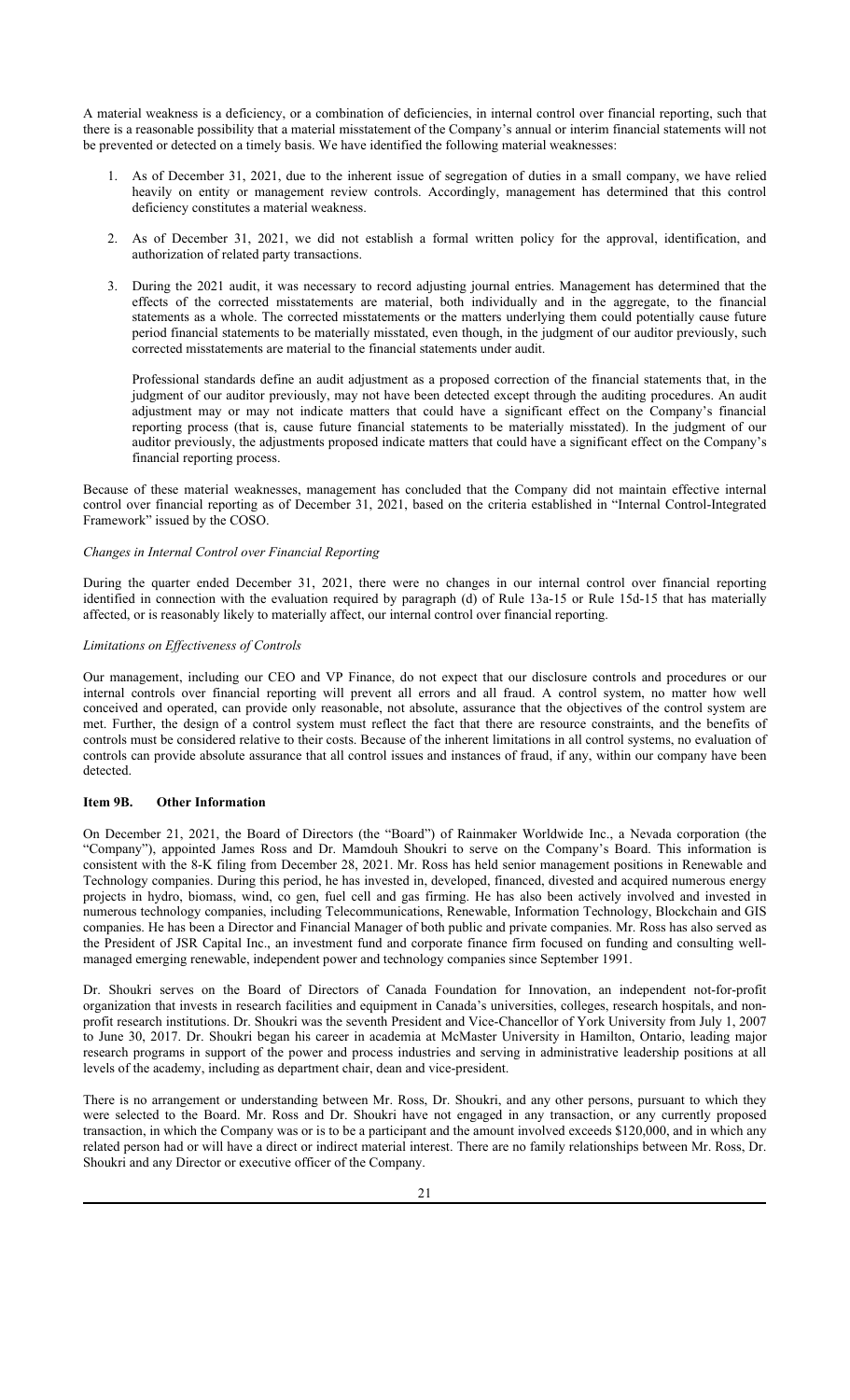A material weakness is a deficiency, or a combination of deficiencies, in internal control over financial reporting, such that there is a reasonable possibility that a material misstatement of the Company's annual or interim financial statements will not be prevented or detected on a timely basis. We have identified the following material weaknesses:

1. As of December 31, 2021, due to the inherent issue of segregation of duties in a small company, we have relied heavily on entity or management review controls. Accordingly, management has determined that this control deficiency constitutes a material weakness.

2. As of December 31, 2021, we did not establish a formal written policy for the approval, identification, and authorization of related party transactions.

3. During the 2021 audit, it was necessary to record adjusting journal entries. Management has determined that the effects of the corrected misstatements are material, both individually and in the aggregate, to the financial statements as a whole. The corrected misstatements or the matters underlying them could potentially cause future period financial statements to be materially misstated, even though, in the judgment of our auditor previously, such corrected misstatements are material to the financial statements under audit.

   Professional standards define an audit adjustment as a proposed correction of the financial statements that, in the judgment of our auditor previously, may not have been detected except through the auditing procedures. An audit adjustment may or may not indicate matters that could have a significant effect on the Company's financial reporting process (that is, cause future financial statements to be materially misstated). In the judgment of our auditor previously, the adjustments proposed indicate matters that could have a significant effect on the Company's financial reporting process.

Because of these material weaknesses, management has concluded that the Company did not maintain effective internal control over financial reporting as of December 31, 2021, based on the criteria established in "Internal Control-Integrated Framework" issued by the COSO.

*Changes in Internal Control over Financial Reporting*

During the quarter ended December 31, 2021, there were no changes in our internal control over financial reporting identified in connection with the evaluation required by paragraph (d) of Rule 13a-15 or Rule 15d-15 that has materially affected, or is reasonably likely to materially affect, our internal control over financial reporting.

*Limitations on Effectiveness of Controls*

Our management, including our CEO and VP Finance, do not expect that our disclosure controls and procedures or our internal controls over financial reporting will prevent all errors and all fraud. A control system, no matter how well conceived and operated, can provide only reasonable, not absolute, assurance that the objectives of the control system are met. Further, the design of a control system must reflect the fact that there are resource constraints, and the benefits of controls must be considered relative to their costs. Because of the inherent limitations in all control systems, no evaluation of controls can provide absolute assurance that all control issues and instances of fraud, if any, within our company have been detected.

### Item 9B. Other Information

On December 21, 2021, the Board of Directors (the "Board") of Rainmaker Worldwide Inc., a Nevada corporation (the "Company"), appointed James Ross and Dr. Mamdouh Shoukri to serve on the Company's Board. This information is consistent with the 8-K filing from December 28, 2021. Mr. Ross has held senior management positions in Renewable and Technology companies. During this period, he has invested in, developed, financed, divested and acquired numerous energy projects in hydro, biomass, wind, co gen, fuel cell and gas firming. He has also been actively involved and invested in numerous technology companies, including Telecommunications, Renewable, Information Technology, Blockchain and GIS companies. He has been a Director and Financial Manager of both public and private companies. Mr. Ross has also served as the President of JSR Capital Inc., an investment fund and corporate finance firm focused on funding and consulting well-managed emerging renewable, independent power and technology companies since September 1991.

Dr. Shoukri serves on the Board of Directors of Canada Foundation for Innovation, an independent not-for-profit organization that invests in research facilities and equipment in Canada's universities, colleges, research hospitals, and non-profit research institutions. Dr. Shoukri was the seventh President and Vice-Chancellor of York University from July 1, 2007 to June 30, 2017. Dr. Shoukri began his career in academia at McMaster University in Hamilton, Ontario, leading major research programs in support of the power and process industries and serving in administrative leadership positions at all levels of the academy, including as department chair, dean and vice-president.

There is no arrangement or understanding between Mr. Ross, Dr. Shoukri, and any other persons, pursuant to which they were selected to the Board. Mr. Ross and Dr. Shoukri have not engaged in any transaction, or any currently proposed transaction, in which the Company was or is to be a participant and the amount involved exceeds $120,000, and in which any related person had or will have a direct or indirect material interest. There are no family relationships between Mr. Ross, Dr. Shoukri and any Director or executive officer of the Company.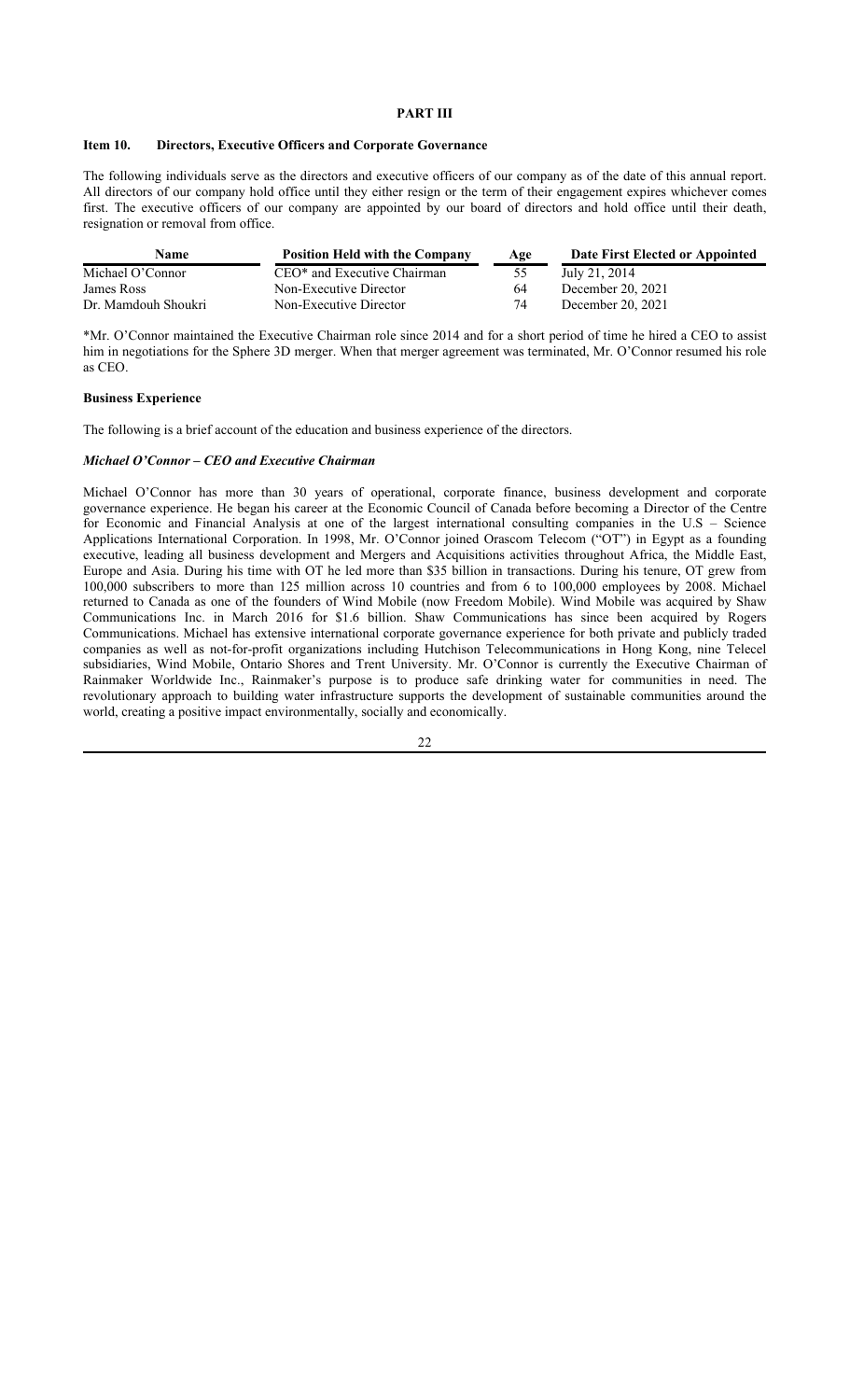## PART III

### Item 10. Directors, Executive Officers and Corporate Governance

The following individuals serve as the directors and executive officers of our company as of the date of this annual report. All directors of our company hold office until they either resign or the term of their engagement expires whichever comes first. The executive officers of our company are appointed by our board of directors and hold office until their death, resignation or removal from office.

| Name | Position Held with the Company | Age | Date First Elected or Appointed |
|---|---|---|---|
| Michael O'Connor | CEO* and Executive Chairman | 55 | July 21, 2014 |
| James Ross | Non-Executive Director | 64 | December 20, 2021 |
| Dr. Mamdouh Shoukri | Non-Executive Director | 74 | December 20, 2021 |

*Mr. O'Connor maintained the Executive Chairman role since 2014 and for a short period of time he hired a CEO to assist him in negotiations for the Sphere 3D merger. When that merger agreement was terminated, Mr. O'Connor resumed his role as CEO.

**Business Experience**

The following is a brief account of the education and business experience of the directors.

***Michael O'Connor – CEO and Executive Chairman***

Michael O'Connor has more than 30 years of operational, corporate finance, business development and corporate governance experience. He began his career at the Economic Council of Canada before becoming a Director of the Centre for Economic and Financial Analysis at one of the largest international consulting companies in the U.S – Science Applications International Corporation. In 1998, Mr. O'Connor joined Orascom Telecom ("OT") in Egypt as a founding executive, leading all business development and Mergers and Acquisitions activities throughout Africa, the Middle East, Europe and Asia. During his time with OT he led more than $35 billion in transactions. During his tenure, OT grew from 100,000 subscribers to more than 125 million across 10 countries and from 6 to 100,000 employees by 2008. Michael returned to Canada as one of the founders of Wind Mobile (now Freedom Mobile). Wind Mobile was acquired by Shaw Communications Inc. in March 2016 for $1.6 billion. Shaw Communications has since been acquired by Rogers Communications. Michael has extensive international corporate governance experience for both private and publicly traded companies as well as not-for-profit organizations including Hutchison Telecommunications in Hong Kong, nine Telecel subsidiaries, Wind Mobile, Ontario Shores and Trent University. Mr. O'Connor is currently the Executive Chairman of Rainmaker Worldwide Inc., Rainmaker's purpose is to produce safe drinking water for communities in need. The revolutionary approach to building water infrastructure supports the development of sustainable communities around the world, creating a positive impact environmentally, socially and economically.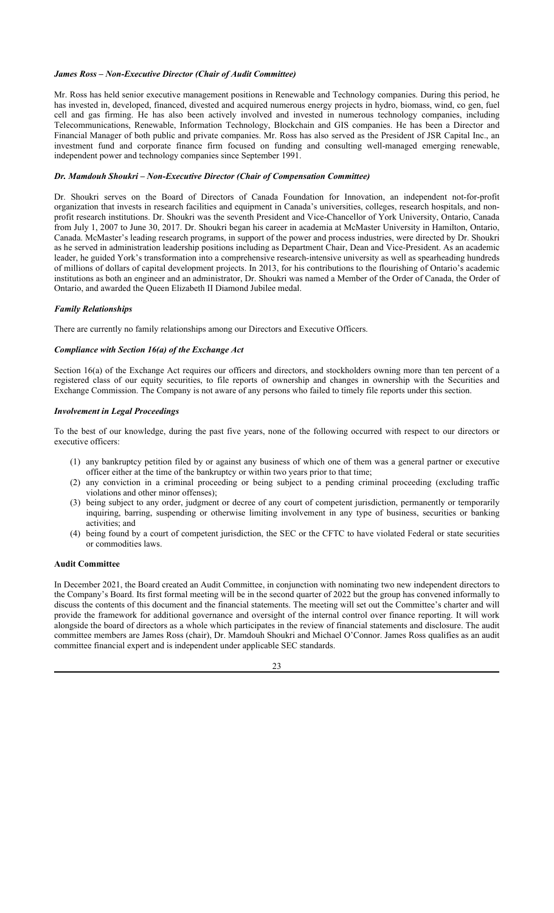***James Ross – Non-Executive Director (Chair of Audit Committee)***

Mr. Ross has held senior executive management positions in Renewable and Technology companies. During this period, he has invested in, developed, financed, divested and acquired numerous energy projects in hydro, biomass, wind, co gen, fuel cell and gas firming. He has also been actively involved and invested in numerous technology companies, including Telecommunications, Renewable, Information Technology, Blockchain and GIS companies. He has been a Director and Financial Manager of both public and private companies. Mr. Ross has also served as the President of JSR Capital Inc., an investment fund and corporate finance firm focused on funding and consulting well-managed emerging renewable, independent power and technology companies since September 1991.

***Dr. Mamdouh Shoukri – Non-Executive Director (Chair of Compensation Committee)***

Dr. Shoukri serves on the Board of Directors of Canada Foundation for Innovation, an independent not-for-profit organization that invests in research facilities and equipment in Canada's universities, colleges, research hospitals, and non-profit research institutions. Dr. Shoukri was the seventh President and Vice-Chancellor of York University, Ontario, Canada from July 1, 2007 to June 30, 2017. Dr. Shoukri began his career in academia at McMaster University in Hamilton, Ontario, Canada. McMaster's leading research programs, in support of the power and process industries, were directed by Dr. Shoukri as he served in administration leadership positions including as Department Chair, Dean and Vice-President. As an academic leader, he guided York's transformation into a comprehensive research-intensive university as well as spearheading hundreds of millions of dollars of capital development projects. In 2013, for his contributions to the flourishing of Ontario's academic institutions as both an engineer and an administrator, Dr. Shoukri was named a Member of the Order of Canada, the Order of Ontario, and awarded the Queen Elizabeth II Diamond Jubilee medal.

***Family Relationships***

There are currently no family relationships among our Directors and Executive Officers.

***Compliance with Section 16(a) of the Exchange Act***

Section 16(a) of the Exchange Act requires our officers and directors, and stockholders owning more than ten percent of a registered class of our equity securities, to file reports of ownership and changes in ownership with the Securities and Exchange Commission. The Company is not aware of any persons who failed to timely file reports under this section.

***Involvement in Legal Proceedings***

To the best of our knowledge, during the past five years, none of the following occurred with respect to our directors or executive officers:

(1) any bankruptcy petition filed by or against any business of which one of them was a general partner or executive officer either at the time of the bankruptcy or within two years prior to that time;
(2) any conviction in a criminal proceeding or being subject to a pending criminal proceeding (excluding traffic violations and other minor offenses);
(3) being subject to any order, judgment or decree of any court of competent jurisdiction, permanently or temporarily inquiring, barring, suspending or otherwise limiting involvement in any type of business, securities or banking activities; and
(4) being found by a court of competent jurisdiction, the SEC or the CFTC to have violated Federal or state securities or commodities laws.

**Audit Committee**

In December 2021, the Board created an Audit Committee, in conjunction with nominating two new independent directors to the Company's Board. Its first formal meeting will be in the second quarter of 2022 but the group has convened informally to discuss the contents of this document and the financial statements. The meeting will set out the Committee's charter and will provide the framework for additional governance and oversight of the internal control over finance reporting. It will work alongside the board of directors as a whole which participates in the review of financial statements and disclosure. The audit committee members are James Ross (chair), Dr. Mamdouh Shoukri and Michael O'Connor. James Ross qualifies as an audit committee financial expert and is independent under applicable SEC standards.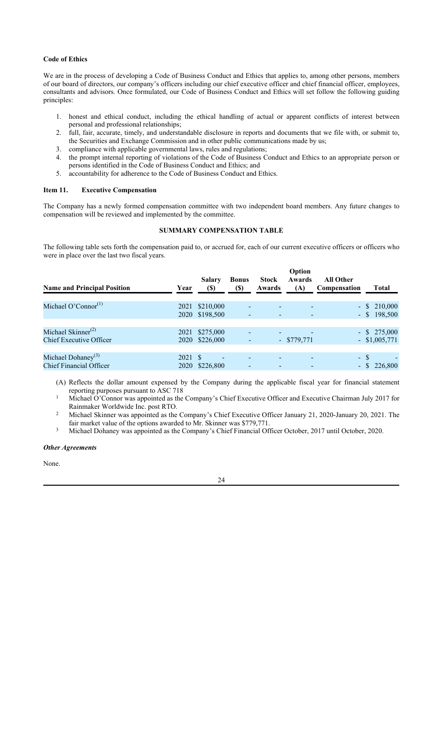**Code of Ethics**

We are in the process of developing a Code of Business Conduct and Ethics that applies to, among other persons, members of our board of directors, our company's officers including our chief executive officer and chief financial officer, employees, consultants and advisors. Once formulated, our Code of Business Conduct and Ethics will set follow the following guiding principles:

1. honest and ethical conduct, including the ethical handling of actual or apparent conflicts of interest between personal and professional relationships;
2. full, fair, accurate, timely, and understandable disclosure in reports and documents that we file with, or submit to, the Securities and Exchange Commission and in other public communications made by us;
3. compliance with applicable governmental laws, rules and regulations;
4. the prompt internal reporting of violations of the Code of Business Conduct and Ethics to an appropriate person or persons identified in the Code of Business Conduct and Ethics; and
5. accountability for adherence to the Code of Business Conduct and Ethics.

### Item 11. Executive Compensation

The Company has a newly formed compensation committee with two independent board members. Any future changes to compensation will be reviewed and implemented by the committee.

**SUMMARY COMPENSATION TABLE**

The following table sets forth the compensation paid to, or accrued for, each of our current executive officers or officers who were in place over the last two fiscal years.

| Name and Principal Position | Year | Salary ($) | Bonus ($) | Stock Awards | Option Awards (A) | All Other Compensation | Total |
|---|---|---|---|---|---|---|---|
| Michael O'Connor[(1)] | 2021 | $210,000 | - | - | - | - | $ 210,000 |
| | 2020 | $198,500 | - | - | - | - | $ 198,500 |
| Michael Skinner[(2)] | 2021 | $275,000 | - | - | - | - | $ 275,000 |
| Chief Executive Officer | 2020 | $226,000 | - | - | $779,771 | - | $1,005,771 |
| Michael Dohaney[(3)] | 2021 | $ - | - | - | - | - | $ - |
| Chief Financial Officer | 2020 | $226,800 | - | - | - | - | $ 226,800 |

(A) Reflects the dollar amount expensed by the Company during the applicable fiscal year for financial statement reporting purposes pursuant to ASC 718

[1] Michael O'Connor was appointed as the Company's Chief Executive Officer and Executive Chairman July 2017 for Rainmaker Worldwide Inc. post RTO.

[2] Michael Skinner was appointed as the Company's Chief Executive Officer January 21, 2020-January 20, 2021. The fair market value of the options awarded to Mr. Skinner was $779,771.

[3] Michael Dohaney was appointed as the Company's Chief Financial Officer October, 2017 until October, 2020.

***Other Agreements***

None.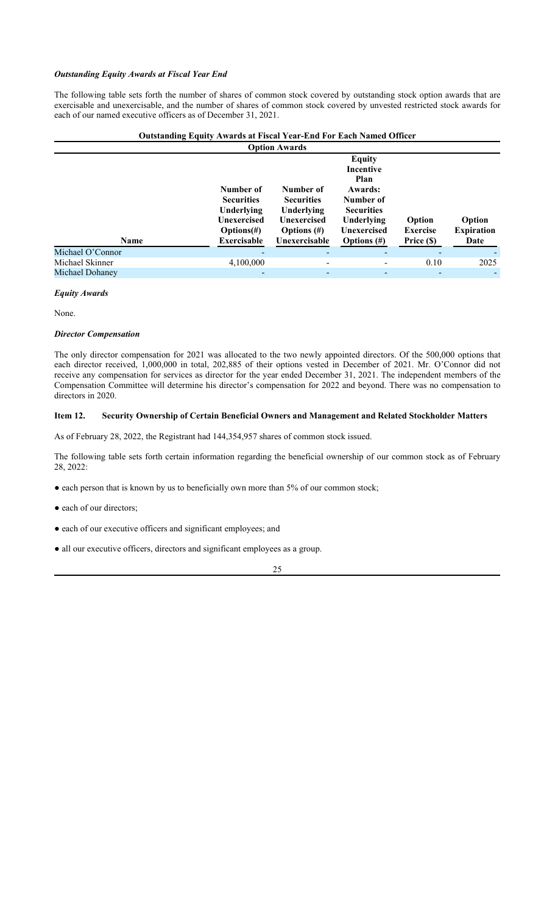### *Outstanding Equity Awards at Fiscal Year End*

The following table sets forth the number of shares of common stock covered by outstanding stock option awards that are exercisable and unexercisable, and the number of shares of common stock covered by unvested restricted stock awards for each of our named executive officers as of December 31, 2021.

**Outstanding Equity Awards at Fiscal Year-End For Each Named Officer**

| | Option Awards | | | | |
|---|---|---|---|---|---|
| Name | Number of Securities Underlying Unexercised Options(#) Exercisable | Number of Securities Underlying Unexercised Options (#) Unexercisable | Equity Incentive Plan Awards: Number of Securities Underlying Unexercised Options (#) | Option Exercise Price ($) | Option Expiration Date |
| Michael O'Connor | - | - | - | - | - |
| Michael Skinner | 4,100,000 | - | - | 0.10 | 2025 |
| Michael Dohaney | - | - | - | - | - |

### *Equity Awards*

None.

### *Director Compensation*

The only director compensation for 2021 was allocated to the two newly appointed directors. Of the 500,000 options that each director received, 1,000,000 in total, 202,885 of their options vested in December of 2021. Mr. O'Connor did not receive any compensation for services as director for the year ended December 31, 2021. The independent members of the Compensation Committee will determine his director's compensation for 2022 and beyond. There was no compensation to directors in 2020.

## Item 12. Security Ownership of Certain Beneficial Owners and Management and Related Stockholder Matters

As of February 28, 2022, the Registrant had 144,354,957 shares of common stock issued.

The following table sets forth certain information regarding the beneficial ownership of our common stock as of February 28, 2022:

- each person that is known by us to beneficially own more than 5% of our common stock;
- each of our directors;
- each of our executive officers and significant employees; and
- all our executive officers, directors and significant employees as a group.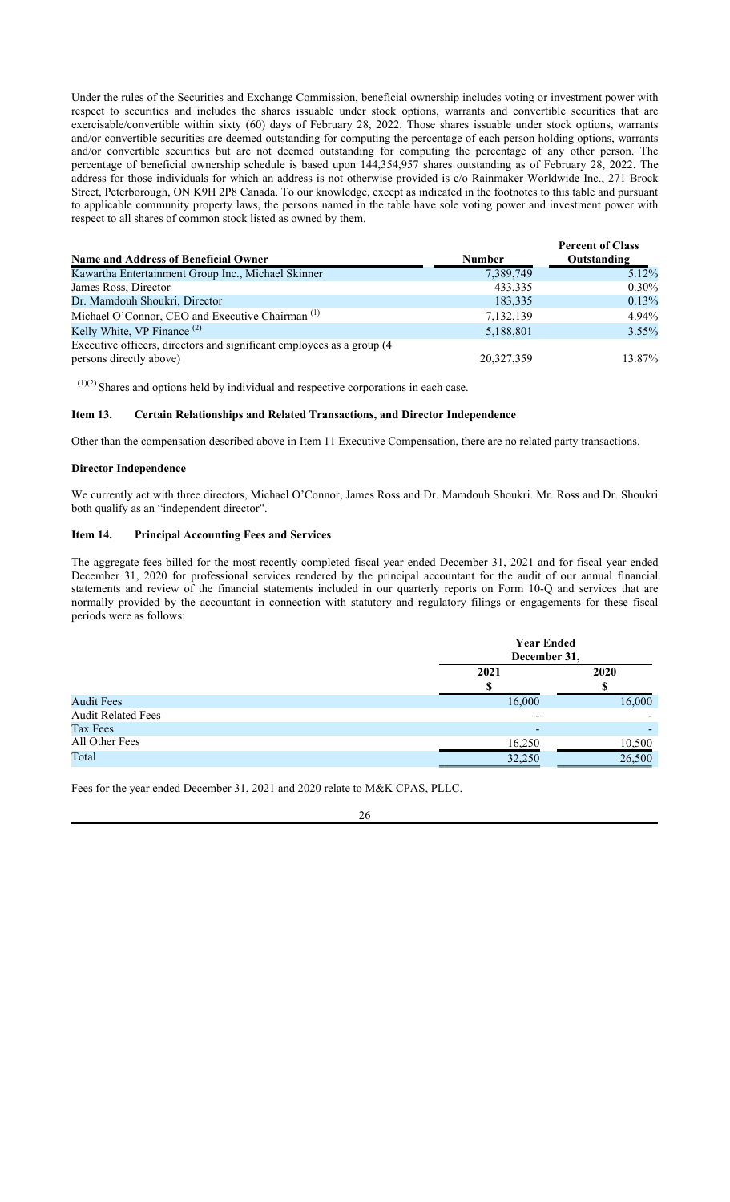Under the rules of the Securities and Exchange Commission, beneficial ownership includes voting or investment power with respect to securities and includes the shares issuable under stock options, warrants and convertible securities that are exercisable/convertible within sixty (60) days of February 28, 2022. Those shares issuable under stock options, warrants and/or convertible securities are deemed outstanding for computing the percentage of each person holding options, warrants and/or convertible securities but are not deemed outstanding for computing the percentage of any other person. The percentage of beneficial ownership schedule is based upon 144,354,957 shares outstanding as of February 28, 2022. The address for those individuals for which an address is not otherwise provided is c/o Rainmaker Worldwide Inc., 271 Brock Street, Peterborough, ON K9H 2P8 Canada. To our knowledge, except as indicated in the footnotes to this table and pursuant to applicable community property laws, the persons named in the table have sole voting power and investment power with respect to all shares of common stock listed as owned by them.

| Name and Address of Beneficial Owner | Number | Percent of Class Outstanding |
|---|---|---|
| Kawartha Entertainment Group Inc., Michael Skinner | 7,389,749 | 5.12% |
| James Ross, Director | 433,335 | 0.30% |
| Dr. Mamdouh Shoukri, Director | 183,335 | 0.13% |
| Michael O'Connor, CEO and Executive Chairman (1) | 7,132,139 | 4.94% |
| Kelly White, VP Finance (2) | 5,188,801 | 3.55% |
| Executive officers, directors and significant employees as a group (4 persons directly above) | 20,327,359 | 13.87% |

(1)(2) Shares and options held by individual and respective corporations in each case.

### Item 13. Certain Relationships and Related Transactions, and Director Independence

Other than the compensation described above in Item 11 Executive Compensation, there are no related party transactions.

**Director Independence**

We currently act with three directors, Michael O'Connor, James Ross and Dr. Mamdouh Shoukri. Mr. Ross and Dr. Shoukri both qualify as an "independent director".

### Item 14. Principal Accounting Fees and Services

The aggregate fees billed for the most recently completed fiscal year ended December 31, 2021 and for fiscal year ended December 31, 2020 for professional services rendered by the principal accountant for the audit of our annual financial statements and review of the financial statements included in our quarterly reports on Form 10-Q and services that are normally provided by the accountant in connection with statutory and regulatory filings or engagements for these fiscal periods were as follows:

| | Year Ended December 31, | |
|---|---|---|
| | 2021 $ | 2020 $ |
| Audit Fees | 16,000 | 16,000 |
| Audit Related Fees | - | - |
| Tax Fees | - | - |
| All Other Fees | 16,250 | 10,500 |
| Total | 32,250 | 26,500 |

Fees for the year ended December 31, 2021 and 2020 relate to M&K CPAS, PLLC.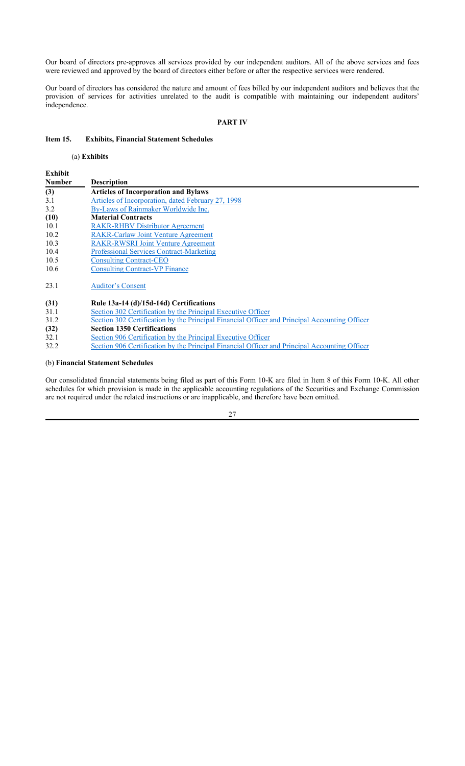Our board of directors pre-approves all services provided by our independent auditors. All of the above services and fees were reviewed and approved by the board of directors either before or after the respective services were rendered.

Our board of directors has considered the nature and amount of fees billed by our independent auditors and believes that the provision of services for activities unrelated to the audit is compatible with maintaining our independent auditors' independence.

## PART IV

### Item 15. Exhibits, Financial Statement Schedules

(a) **Exhibits**

| Exhibit Number | Description |
|---|---|
| **(3)** | **Articles of Incorporation and Bylaws** |
| 3.1 | Articles of Incorporation, dated February 27, 1998 |
| 3.2 | By-Laws of Rainmaker Worldwide Inc. |
| **(10)** | **Material Contracts** |
| 10.1 | RAKR-RHBV Distributor Agreement |
| 10.2 | RAKR-Carlaw Joint Venture Agreement |
| 10.3 | RAKR-RWSRI Joint Venture Agreement |
| 10.4 | Professional Services Contract-Marketing |
| 10.5 | Consulting Contract-CEO |
| 10.6 | Consulting Contract-VP Finance |
| 23.1 | Auditor's Consent |
| **(31)** | **Rule 13a-14 (d)/15d-14d) Certifications** |
| 31.1 | Section 302 Certification by the Principal Executive Officer |
| 31.2 | Section 302 Certification by the Principal Financial Officer and Principal Accounting Officer |
| **(32)** | **Section 1350 Certifications** |
| 32.1 | Section 906 Certification by the Principal Executive Officer |
| 32.2 | Section 906 Certification by the Principal Financial Officer and Principal Accounting Officer |

(b) **Financial Statement Schedules**

Our consolidated financial statements being filed as part of this Form 10-K are filed in Item 8 of this Form 10-K. All other schedules for which provision is made in the applicable accounting regulations of the Securities and Exchange Commission are not required under the related instructions or are inapplicable, and therefore have been omitted.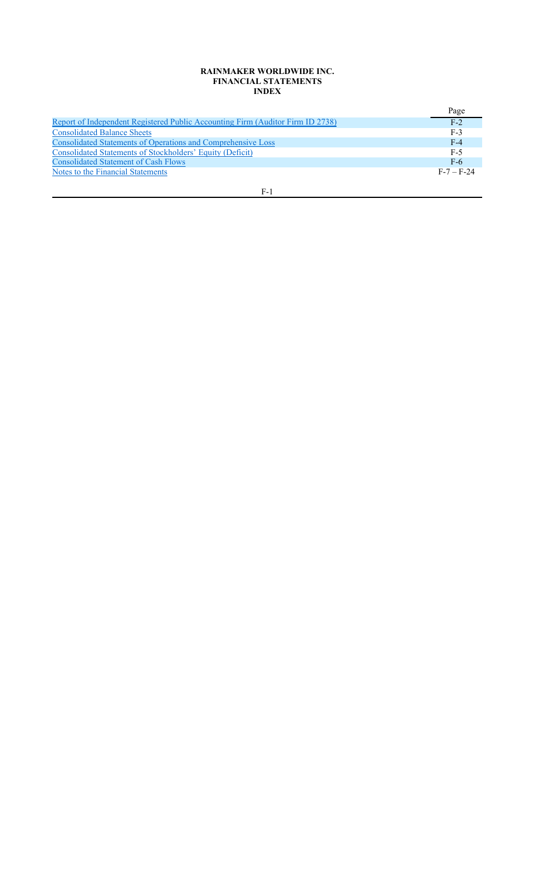**RAINMAKER WORLDWIDE INC.**
**FINANCIAL STATEMENTS**
**INDEX**

| | Page |
|---|---|
| Report of Independent Registered Public Accounting Firm (Auditor Firm ID 2738) | F-2 |
| Consolidated Balance Sheets | F-3 |
| Consolidated Statements of Operations and Comprehensive Loss | F-4 |
| Consolidated Statements of Stockholders' Equity (Deficit) | F-5 |
| Consolidated Statement of Cash Flows | F-6 |
| Notes to the Financial Statements | F-7 – F-24 |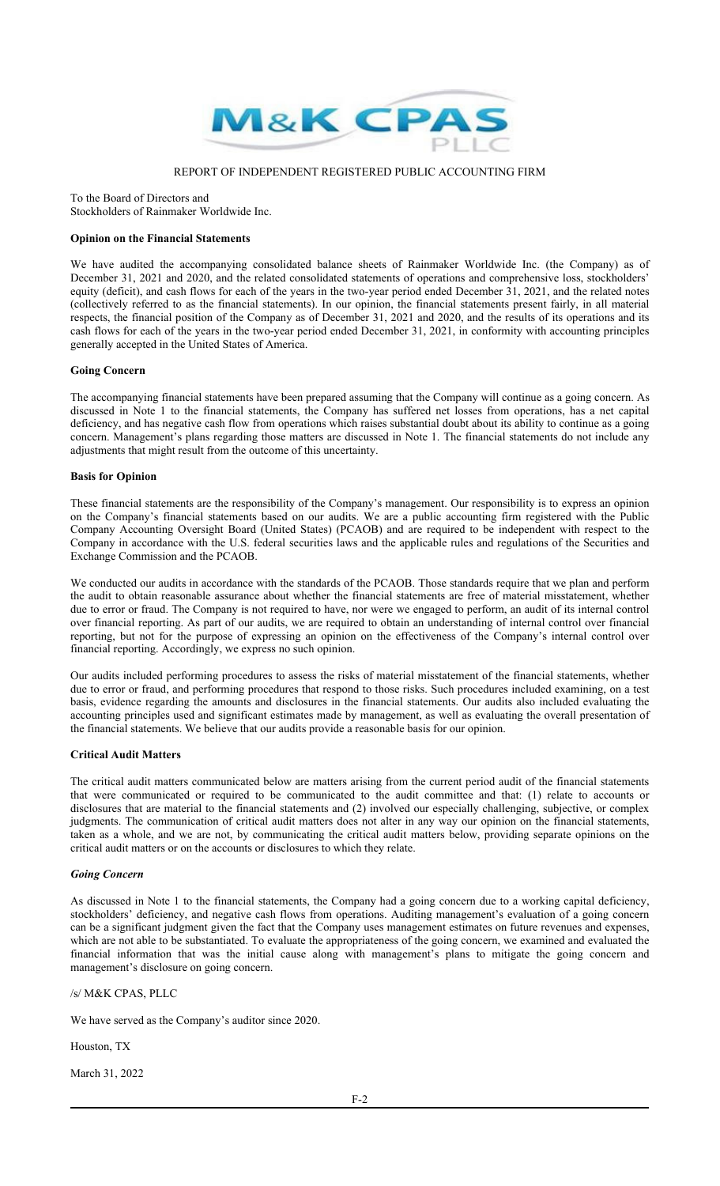M&K CPAS PLLC

REPORT OF INDEPENDENT REGISTERED PUBLIC ACCOUNTING FIRM

To the Board of Directors and
Stockholders of Rainmaker Worldwide Inc.

**Opinion on the Financial Statements**

We have audited the accompanying consolidated balance sheets of Rainmaker Worldwide Inc. (the Company) as of December 31, 2021 and 2020, and the related consolidated statements of operations and comprehensive loss, stockholders' equity (deficit), and cash flows for each of the years in the two-year period ended December 31, 2021, and the related notes (collectively referred to as the financial statements). In our opinion, the financial statements present fairly, in all material respects, the financial position of the Company as of December 31, 2021 and 2020, and the results of its operations and its cash flows for each of the years in the two-year period ended December 31, 2021, in conformity with accounting principles generally accepted in the United States of America.

**Going Concern**

The accompanying financial statements have been prepared assuming that the Company will continue as a going concern. As discussed in Note 1 to the financial statements, the Company has suffered net losses from operations, has a net capital deficiency, and has negative cash flow from operations which raises substantial doubt about its ability to continue as a going concern. Management's plans regarding those matters are discussed in Note 1. The financial statements do not include any adjustments that might result from the outcome of this uncertainty.

**Basis for Opinion**

These financial statements are the responsibility of the Company's management. Our responsibility is to express an opinion on the Company's financial statements based on our audits. We are a public accounting firm registered with the Public Company Accounting Oversight Board (United States) (PCAOB) and are required to be independent with respect to the Company in accordance with the U.S. federal securities laws and the applicable rules and regulations of the Securities and Exchange Commission and the PCAOB.

We conducted our audits in accordance with the standards of the PCAOB. Those standards require that we plan and perform the audit to obtain reasonable assurance about whether the financial statements are free of material misstatement, whether due to error or fraud. The Company is not required to have, nor were we engaged to perform, an audit of its internal control over financial reporting. As part of our audits, we are required to obtain an understanding of internal control over financial reporting, but not for the purpose of expressing an opinion on the effectiveness of the Company's internal control over financial reporting. Accordingly, we express no such opinion.

Our audits included performing procedures to assess the risks of material misstatement of the financial statements, whether due to error or fraud, and performing procedures that respond to those risks. Such procedures included examining, on a test basis, evidence regarding the amounts and disclosures in the financial statements. Our audits also included evaluating the accounting principles used and significant estimates made by management, as well as evaluating the overall presentation of the financial statements. We believe that our audits provide a reasonable basis for our opinion.

**Critical Audit Matters**

The critical audit matters communicated below are matters arising from the current period audit of the financial statements that were communicated or required to be communicated to the audit committee and that: (1) relate to accounts or disclosures that are material to the financial statements and (2) involved our especially challenging, subjective, or complex judgments. The communication of critical audit matters does not alter in any way our opinion on the financial statements, taken as a whole, and we are not, by communicating the critical audit matters below, providing separate opinions on the critical audit matters or on the accounts or disclosures to which they relate.

***Going Concern***

As discussed in Note 1 to the financial statements, the Company had a going concern due to a working capital deficiency, stockholders' deficiency, and negative cash flows from operations. Auditing management's evaluation of a going concern can be a significant judgment given the fact that the Company uses management estimates on future revenues and expenses, which are not able to be substantiated. To evaluate the appropriateness of the going concern, we examined and evaluated the financial information that was the initial cause along with management's plans to mitigate the going concern and management's disclosure on going concern.

/s/ M&K CPAS, PLLC

We have served as the Company's auditor since 2020.

Houston, TX

March 31, 2022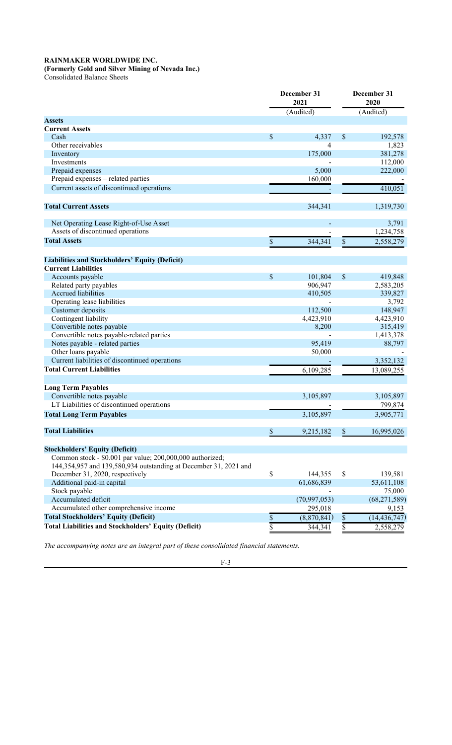**RAINMAKER WORLDWIDE INC.**
**(Formerly Gold and Silver Mining of Nevada Inc.)**
Consolidated Balance Sheets

| | December 31 2021 | December 31 2020 |
|---|---|---|
| | (Audited) | (Audited) |
| **Assets** | | |
| **Current Assets** | | |
| Cash | $ 4,337 | $ 192,578 |
| Other receivables | 4 | 1,823 |
| Inventory | 175,000 | 381,278 |
| Investments | - | 112,000 |
| Prepaid expenses | 5,000 | 222,000 |
| Prepaid expenses – related parties | 160,000 | - |
| Current assets of discontinued operations | - | 410,051 |
| **Total Current Assets** | 344,341 | 1,319,730 |
| Net Operating Lease Right-of-Use Asset | - | 3,791 |
| Assets of discontinued operations | - | 1,234,758 |
| **Total Assets** | $ 344,341 | $ 2,558,279 |
| **Liabilities and Stockholders' Equity (Deficit)** | | |
| **Current Liabilities** | | |
| Accounts payable | $ 101,804 | $ 419,848 |
| Related party payables | 906,947 | 2,583,205 |
| Accrued liabilities | 410,505 | 339,827 |
| Operating lease liabilities | - | 3,792 |
| Customer deposits | 112,500 | 148,947 |
| Contingent liability | 4,423,910 | 4,423,910 |
| Convertible notes payable | 8,200 | 315,419 |
| Convertible notes payable-related parties | - | 1,413,378 |
| Notes payable - related parties | 95,419 | 88,797 |
| Other loans payable | 50,000 | - |
| Current liabilities of discontinued operations | - | 3,352,132 |
| **Total Current Liabilities** | 6,109,285 | 13,089,255 |
| **Long Term Payables** | | |
| Convertible notes payable | 3,105,897 | 3,105,897 |
| LT Liabilities of discontinued operations | - | 799,874 |
| **Total Long Term Payables** | 3,105,897 | 3,905,771 |
| **Total Liabilities** | $ 9,215,182 | $ 16,995,026 |
| **Stockholders' Equity (Deficit)** | | |
| Common stock - $0.001 par value; 200,000,000 authorized; 144,354,957 and 139,580,934 outstanding at December 31, 2021 and December 31, 2020, respectively | $ 144,355 | $ 139,581 |
| Additional paid-in capital | 61,686,839 | 53,611,108 |
| Stock payable | - | 75,000 |
| Accumulated deficit | (70,997,053) | (68,271,589) |
| Accumulated other comprehensive income | 295,018 | 9,153 |
| **Total Stockholders' Equity (Deficit)** | $ (8,870,841) | $ (14,436,747) |
| **Total Liabilities and Stockholders' Equity (Deficit)** | $ 344,341 | $ 2,558,279 |

*The accompanying notes are an integral part of these consolidated financial statements.*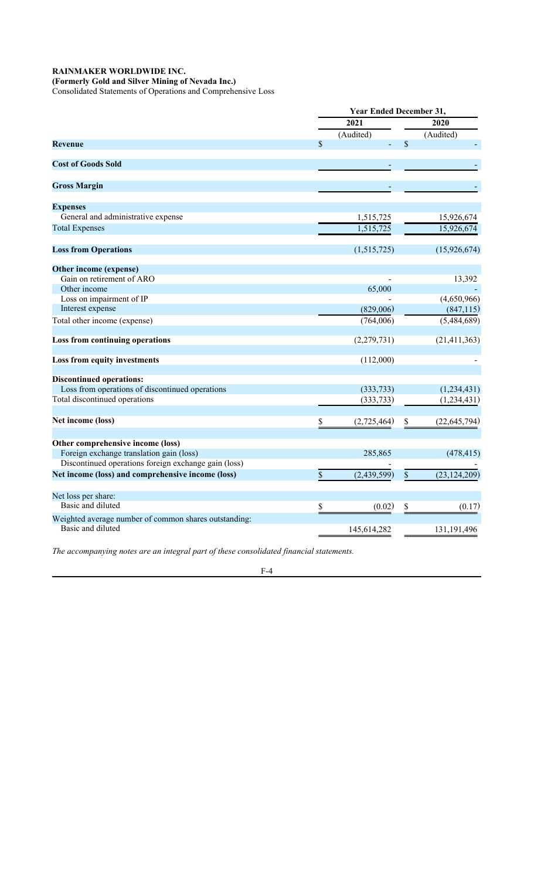**RAINMAKER WORLDWIDE INC.**

**(Formerly Gold and Silver Mining of Nevada Inc.)**

Consolidated Statements of Operations and Comprehensive Loss

| | Year Ended December 31, | |
|---|---|---|
| | 2021 | 2020 |
| | (Audited) | (Audited) |
| **Revenue** | $ - | $ - |
| **Cost of Goods Sold** | - | - |
| **Gross Margin** | - | - |
| **Expenses** | | |
| General and administrative expense | 1,515,725 | 15,926,674 |
| Total Expenses | 1,515,725 | 15,926,674 |
| **Loss from Operations** | (1,515,725) | (15,926,674) |
| **Other income (expense)** | | |
| Gain on retirement of ARO | - | 13,392 |
| Other income | 65,000 | - |
| Loss on impairment of IP | - | (4,650,966) |
| Interest expense | (829,006) | (847,115) |
| Total other income (expense) | (764,006) | (5,484,689) |
| **Loss from continuing operations** | (2,279,731) | (21,411,363) |
| **Loss from equity investments** | (112,000) | - |
| **Discontinued operations:** | | |
| Loss from operations of discontinued operations | (333,733) | (1,234,431) |
| Total discontinued operations | (333,733) | (1,234,431) |
| **Net income (loss)** | $ (2,725,464) | $ (22,645,794) |
| **Other comprehensive income (loss)** | | |
| Foreign exchange translation gain (loss) | 285,865 | (478,415) |
| Discontinued operations foreign exchange gain (loss) | - | - |
| **Net income (loss) and comprehensive income (loss)** | $ (2,439,599) | $ (23,124,209) |
| Net loss per share: | | |
| Basic and diluted | $ (0.02) | $ (0.17) |
| Weighted average number of common shares outstanding: | | |
| Basic and diluted | 145,614,282 | 131,191,496 |

*The accompanying notes are an integral part of these consolidated financial statements.*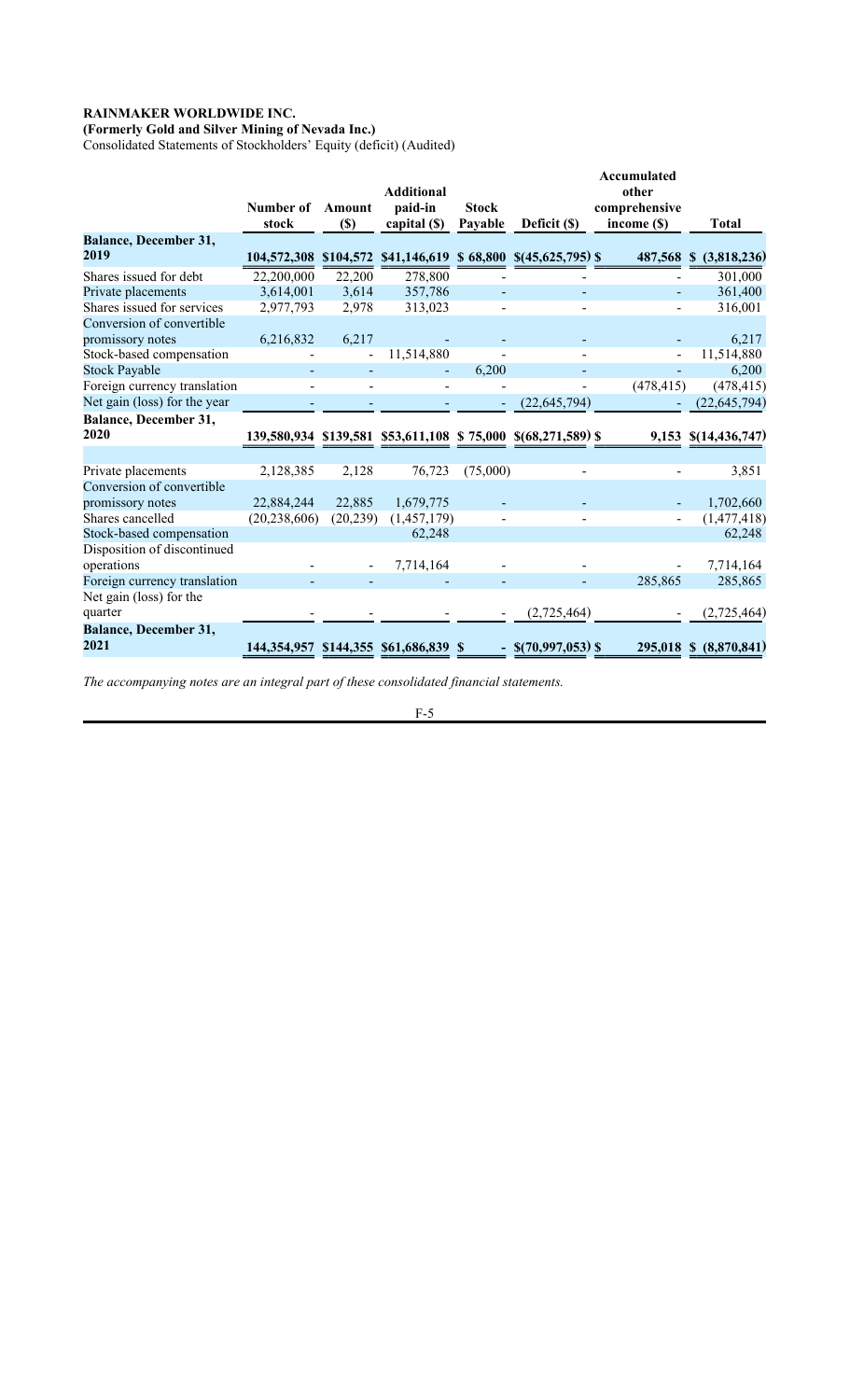**RAINMAKER WORLDWIDE INC.**

**(Formerly Gold and Silver Mining of Nevada Inc.)**

Consolidated Statements of Stockholders' Equity (deficit) (Audited)

| | Number of stock | Amount ($) | Additional paid-in capital ($) | Stock Payable | Deficit ($) | Accumulated other comprehensive income ($) | Total |
|---|---|---|---|---|---|---|---|
| **Balance, December 31, 2019** | **104,572,308** | **$104,572** | **$41,146,619** | **$ 68,800** | **$(45,625,795)** | **$ 487,568** | **$ (3,818,236)** |
| Shares issued for debt | 22,200,000 | 22,200 | 278,800 | - | - | - | 301,000 |
| Private placements | 3,614,001 | 3,614 | 357,786 | - | - | - | 361,400 |
| Shares issued for services | 2,977,793 | 2,978 | 313,023 | - | - | - | 316,001 |
| Conversion of convertible promissory notes | 6,216,832 | 6,217 | - | - | - | - | 6,217 |
| Stock-based compensation | - | - | 11,514,880 | - | - | - | 11,514,880 |
| Stock Payable | - | - | - | 6,200 | - | - | 6,200 |
| Foreign currency translation | - | - | - | - | - | (478,415) | (478,415) |
| Net gain (loss) for the year | - | - | - | - | (22,645,794) | - | (22,645,794) |
| **Balance, December 31, 2020** | **139,580,934** | **$139,581** | **$53,611,108** | **$ 75,000** | **$(68,271,589)** | **$ 9,153** | **$(14,436,747)** |
| Private placements | 2,128,385 | 2,128 | 76,723 | (75,000) | - | - | 3,851 |
| Conversion of convertible promissory notes | 22,884,244 | 22,885 | 1,679,775 | - | - | - | 1,702,660 |
| Shares cancelled | (20,238,606) | (20,239) | (1,457,179) | - | - | - | (1,477,418) |
| Stock-based compensation | | | 62,248 | | | | 62,248 |
| Disposition of discontinued operations | - | - | 7,714,164 | - | - | - | 7,714,164 |
| Foreign currency translation | - | - | - | - | - | 285,865 | 285,865 |
| Net gain (loss) for the quarter | - | - | - | - | (2,725,464) | - | (2,725,464) |
| **Balance, December 31, 2021** | **144,354,957** | **$144,355** | **$61,686,839** | **$ -** | **$(70,997,053)** | **$ 295,018** | **$ (8,870,841)** |

*The accompanying notes are an integral part of these consolidated financial statements.*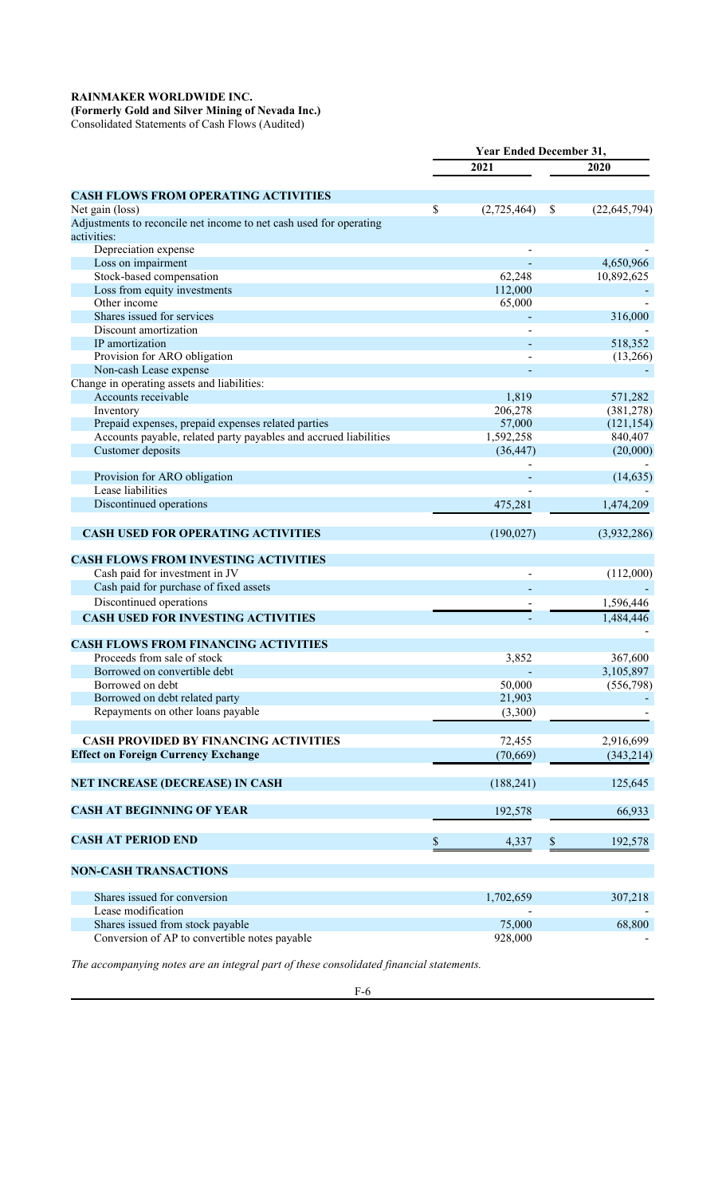**RAINMAKER WORLDWIDE INC.**
**(Formerly Gold and Silver Mining of Nevada Inc.)**
Consolidated Statements of Cash Flows (Audited)

| | Year Ended December 31, | |
|---|---|---|
| | 2021 | 2020 |
| **CASH FLOWS FROM OPERATING ACTIVITIES** | | |
| Net gain (loss) | $ (2,725,464) | $ (22,645,794) |
| Adjustments to reconcile net income to net cash used for operating activities: | | |
| Depreciation expense | - | - |
| Loss on impairment | - | 4,650,966 |
| Stock-based compensation | 62,248 | 10,892,625 |
| Loss from equity investments | 112,000 | - |
| Other income | 65,000 | - |
| Shares issued for services | - | 316,000 |
| Discount amortization | - | - |
| IP amortization | - | 518,352 |
| Provision for ARO obligation | - | (13,266) |
| Non-cash Lease expense | - | - |
| Change in operating assets and liabilities: | | |
| Accounts receivable | 1,819 | 571,282 |
| Inventory | 206,278 | (381,278) |
| Prepaid expenses, prepaid expenses related parties | 57,000 | (121,154) |
| Accounts payable, related party payables and accrued liabilities | 1,592,258 | 840,407 |
| Customer deposits | (36,447) | (20,000) |
| | - | - |
| Provision for ARO obligation | - | (14,635) |
| Lease liabilities | - | - |
| Discontinued operations | 475,281 | 1,474,209 |
| **CASH USED FOR OPERATING ACTIVITIES** | (190,027) | (3,932,286) |
| **CASH FLOWS FROM INVESTING ACTIVITIES** | | |
| Cash paid for investment in JV | - | (112,000) |
| Cash paid for purchase of fixed assets | - | - |
| Discontinued operations | - | 1,596,446 |
| **CASH USED FOR INVESTING ACTIVITIES** | - | 1,484,446 |
| | | - |
| **CASH FLOWS FROM FINANCING ACTIVITIES** | | |
| Proceeds from sale of stock | 3,852 | 367,600 |
| Borrowed on convertible debt | - | 3,105,897 |
| Borrowed on debt | 50,000 | (556,798) |
| Borrowed on debt related party | 21,903 | - |
| Repayments on other loans payable | (3,300) | - |
| **CASH PROVIDED BY FINANCING ACTIVITIES** | 72,455 | 2,916,699 |
| **Effect on Foreign Currency Exchange** | (70,669) | (343,214) |
| **NET INCREASE (DECREASE) IN CASH** | (188,241) | 125,645 |
| **CASH AT BEGINNING OF YEAR** | 192,578 | 66,933 |
| **CASH AT PERIOD END** | $ 4,337 | $ 192,578 |
| **NON-CASH TRANSACTIONS** | | |
| Shares issued for conversion | 1,702,659 | 307,218 |
| Lease modification | - | - |
| Shares issued from stock payable | 75,000 | 68,800 |
| Conversion of AP to convertible notes payable | 928,000 | - |

*The accompanying notes are an integral part of these consolidated financial statements.*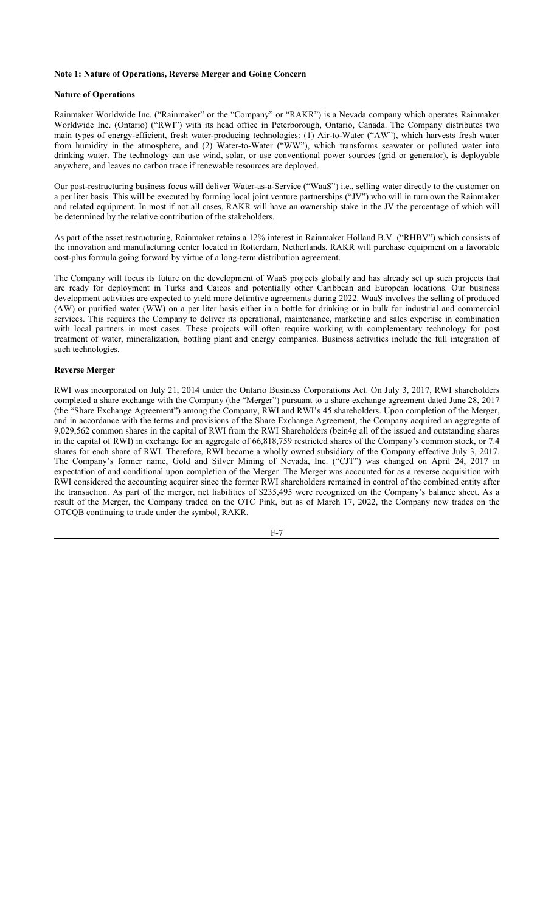**Note 1: Nature of Operations, Reverse Merger and Going Concern**

**Nature of Operations**

Rainmaker Worldwide Inc. ("Rainmaker" or the "Company" or "RAKR") is a Nevada company which operates Rainmaker Worldwide Inc. (Ontario) ("RWI") with its head office in Peterborough, Ontario, Canada. The Company distributes two main types of energy-efficient, fresh water-producing technologies: (1) Air-to-Water ("AW"), which harvests fresh water from humidity in the atmosphere, and (2) Water-to-Water ("WW"), which transforms seawater or polluted water into drinking water. The technology can use wind, solar, or use conventional power sources (grid or generator), is deployable anywhere, and leaves no carbon trace if renewable resources are deployed.

Our post-restructuring business focus will deliver Water-as-a-Service ("WaaS") i.e., selling water directly to the customer on a per liter basis. This will be executed by forming local joint venture partnerships ("JV") who will in turn own the Rainmaker and related equipment. In most if not all cases, RAKR will have an ownership stake in the JV the percentage of which will be determined by the relative contribution of the stakeholders.

As part of the asset restructuring, Rainmaker retains a 12% interest in Rainmaker Holland B.V. ("RHBV") which consists of the innovation and manufacturing center located in Rotterdam, Netherlands. RAKR will purchase equipment on a favorable cost-plus formula going forward by virtue of a long-term distribution agreement.

The Company will focus its future on the development of WaaS projects globally and has already set up such projects that are ready for deployment in Turks and Caicos and potentially other Caribbean and European locations. Our business development activities are expected to yield more definitive agreements during 2022. WaaS involves the selling of produced (AW) or purified water (WW) on a per liter basis either in a bottle for drinking or in bulk for industrial and commercial services. This requires the Company to deliver its operational, maintenance, marketing and sales expertise in combination with local partners in most cases. These projects will often require working with complementary technology for post treatment of water, mineralization, bottling plant and energy companies. Business activities include the full integration of such technologies.

**Reverse Merger**

RWI was incorporated on July 21, 2014 under the Ontario Business Corporations Act. On July 3, 2017, RWI shareholders completed a share exchange with the Company (the "Merger") pursuant to a share exchange agreement dated June 28, 2017 (the "Share Exchange Agreement") among the Company, RWI and RWI's 45 shareholders. Upon completion of the Merger, and in accordance with the terms and provisions of the Share Exchange Agreement, the Company acquired an aggregate of 9,029,562 common shares in the capital of RWI from the RWI Shareholders (bein4g all of the issued and outstanding shares in the capital of RWI) in exchange for an aggregate of 66,818,759 restricted shares of the Company's common stock, or 7.4 shares for each share of RWI. Therefore, RWI became a wholly owned subsidiary of the Company effective July 3, 2017. The Company's former name, Gold and Silver Mining of Nevada, Inc. ("CJT") was changed on April 24, 2017 in expectation of and conditional upon completion of the Merger. The Merger was accounted for as a reverse acquisition with RWI considered the accounting acquirer since the former RWI shareholders remained in control of the combined entity after the transaction. As part of the merger, net liabilities of $235,495 were recognized on the Company's balance sheet. As a result of the Merger, the Company traded on the OTC Pink, but as of March 17, 2022, the Company now trades on the OTCQB continuing to trade under the symbol, RAKR.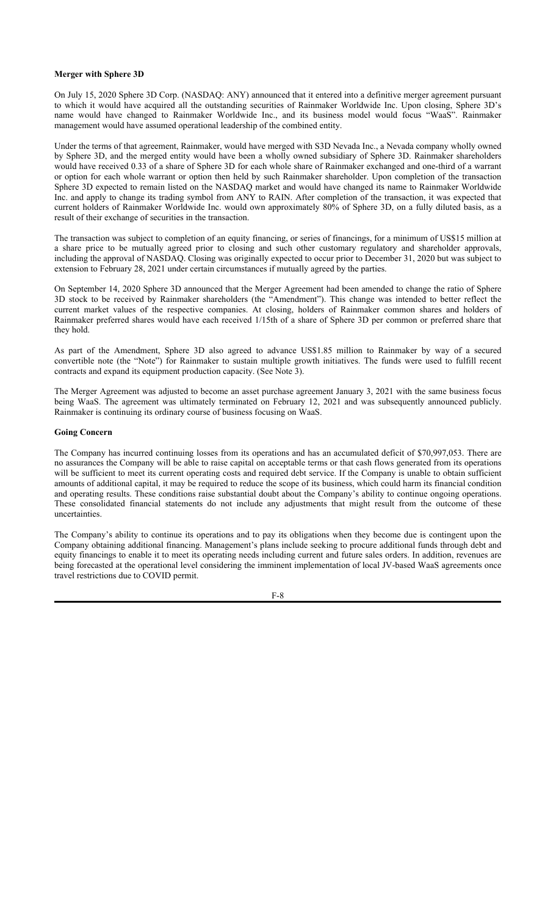**Merger with Sphere 3D**

On July 15, 2020 Sphere 3D Corp. (NASDAQ: ANY) announced that it entered into a definitive merger agreement pursuant to which it would have acquired all the outstanding securities of Rainmaker Worldwide Inc. Upon closing, Sphere 3D's name would have changed to Rainmaker Worldwide Inc., and its business model would focus "WaaS". Rainmaker management would have assumed operational leadership of the combined entity.

Under the terms of that agreement, Rainmaker, would have merged with S3D Nevada Inc., a Nevada company wholly owned by Sphere 3D, and the merged entity would have been a wholly owned subsidiary of Sphere 3D. Rainmaker shareholders would have received 0.33 of a share of Sphere 3D for each whole share of Rainmaker exchanged and one-third of a warrant or option for each whole warrant or option then held by such Rainmaker shareholder. Upon completion of the transaction Sphere 3D expected to remain listed on the NASDAQ market and would have changed its name to Rainmaker Worldwide Inc. and apply to change its trading symbol from ANY to RAIN. After completion of the transaction, it was expected that current holders of Rainmaker Worldwide Inc. would own approximately 80% of Sphere 3D, on a fully diluted basis, as a result of their exchange of securities in the transaction.

The transaction was subject to completion of an equity financing, or series of financings, for a minimum of US$15 million at a share price to be mutually agreed prior to closing and such other customary regulatory and shareholder approvals, including the approval of NASDAQ. Closing was originally expected to occur prior to December 31, 2020 but was subject to extension to February 28, 2021 under certain circumstances if mutually agreed by the parties.

On September 14, 2020 Sphere 3D announced that the Merger Agreement had been amended to change the ratio of Sphere 3D stock to be received by Rainmaker shareholders (the "Amendment"). This change was intended to better reflect the current market values of the respective companies. At closing, holders of Rainmaker common shares and holders of Rainmaker preferred shares would have each received 1/15th of a share of Sphere 3D per common or preferred share that they hold.

As part of the Amendment, Sphere 3D also agreed to advance US$1.85 million to Rainmaker by way of a secured convertible note (the "Note") for Rainmaker to sustain multiple growth initiatives. The funds were used to fulfill recent contracts and expand its equipment production capacity. (See Note 3).

The Merger Agreement was adjusted to become an asset purchase agreement January 3, 2021 with the same business focus being WaaS. The agreement was ultimately terminated on February 12, 2021 and was subsequently announced publicly. Rainmaker is continuing its ordinary course of business focusing on WaaS.

**Going Concern**

The Company has incurred continuing losses from its operations and has an accumulated deficit of $70,997,053. There are no assurances the Company will be able to raise capital on acceptable terms or that cash flows generated from its operations will be sufficient to meet its current operating costs and required debt service. If the Company is unable to obtain sufficient amounts of additional capital, it may be required to reduce the scope of its business, which could harm its financial condition and operating results. These conditions raise substantial doubt about the Company's ability to continue ongoing operations. These consolidated financial statements do not include any adjustments that might result from the outcome of these uncertainties.

The Company's ability to continue its operations and to pay its obligations when they become due is contingent upon the Company obtaining additional financing. Management's plans include seeking to procure additional funds through debt and equity financings to enable it to meet its operating needs including current and future sales orders. In addition, revenues are being forecasted at the operational level considering the imminent implementation of local JV-based WaaS agreements once travel restrictions due to COVID permit.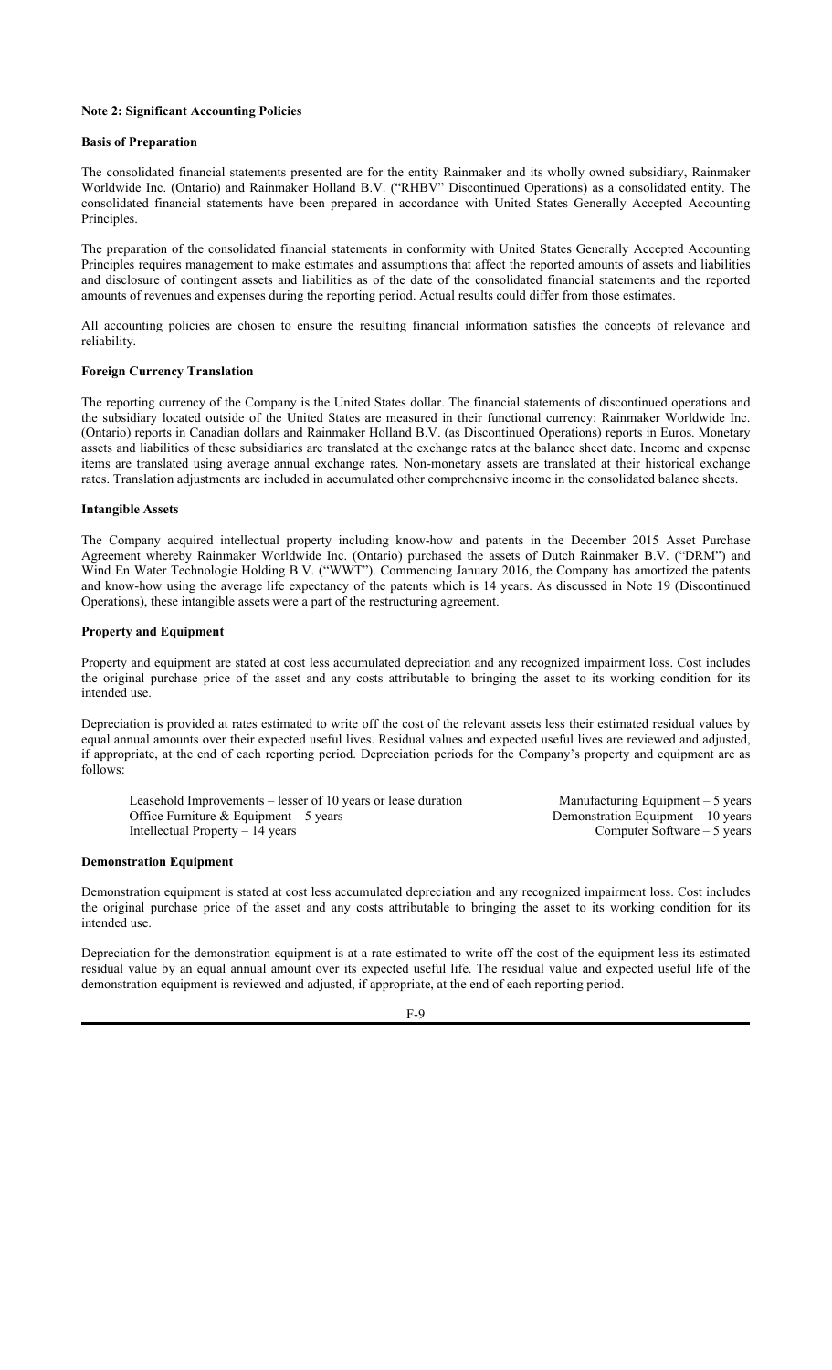**Note 2: Significant Accounting Policies**

**Basis of Preparation**

The consolidated financial statements presented are for the entity Rainmaker and its wholly owned subsidiary, Rainmaker Worldwide Inc. (Ontario) and Rainmaker Holland B.V. ("RHBV" Discontinued Operations) as a consolidated entity. The consolidated financial statements have been prepared in accordance with United States Generally Accepted Accounting Principles.

The preparation of the consolidated financial statements in conformity with United States Generally Accepted Accounting Principles requires management to make estimates and assumptions that affect the reported amounts of assets and liabilities and disclosure of contingent assets and liabilities as of the date of the consolidated financial statements and the reported amounts of revenues and expenses during the reporting period. Actual results could differ from those estimates.

All accounting policies are chosen to ensure the resulting financial information satisfies the concepts of relevance and reliability.

**Foreign Currency Translation**

The reporting currency of the Company is the United States dollar. The financial statements of discontinued operations and the subsidiary located outside of the United States are measured in their functional currency: Rainmaker Worldwide Inc. (Ontario) reports in Canadian dollars and Rainmaker Holland B.V. (as Discontinued Operations) reports in Euros. Monetary assets and liabilities of these subsidiaries are translated at the exchange rates at the balance sheet date. Income and expense items are translated using average annual exchange rates. Non-monetary assets are translated at their historical exchange rates. Translation adjustments are included in accumulated other comprehensive income in the consolidated balance sheets.

**Intangible Assets**

The Company acquired intellectual property including know-how and patents in the December 2015 Asset Purchase Agreement whereby Rainmaker Worldwide Inc. (Ontario) purchased the assets of Dutch Rainmaker B.V. ("DRM") and Wind En Water Technologie Holding B.V. ("WWT"). Commencing January 2016, the Company has amortized the patents and know-how using the average life expectancy of the patents which is 14 years. As discussed in Note 19 (Discontinued Operations), these intangible assets were a part of the restructuring agreement.

**Property and Equipment**

Property and equipment are stated at cost less accumulated depreciation and any recognized impairment loss. Cost includes the original purchase price of the asset and any costs attributable to bringing the asset to its working condition for its intended use.

Depreciation is provided at rates estimated to write off the cost of the relevant assets less their estimated residual values by equal annual amounts over their expected useful lives. Residual values and expected useful lives are reviewed and adjusted, if appropriate, at the end of each reporting period. Depreciation periods for the Company's property and equipment are as follows:

Leasehold Improvements – lesser of 10 years or lease duration
Manufacturing Equipment – 5 years
Office Furniture & Equipment – 5 years
Demonstration Equipment – 10 years
Intellectual Property – 14 years
Computer Software – 5 years

**Demonstration Equipment**

Demonstration equipment is stated at cost less accumulated depreciation and any recognized impairment loss. Cost includes the original purchase price of the asset and any costs attributable to bringing the asset to its working condition for its intended use.

Depreciation for the demonstration equipment is at a rate estimated to write off the cost of the equipment less its estimated residual value by an equal annual amount over its expected useful life. The residual value and expected useful life of the demonstration equipment is reviewed and adjusted, if appropriate, at the end of each reporting period.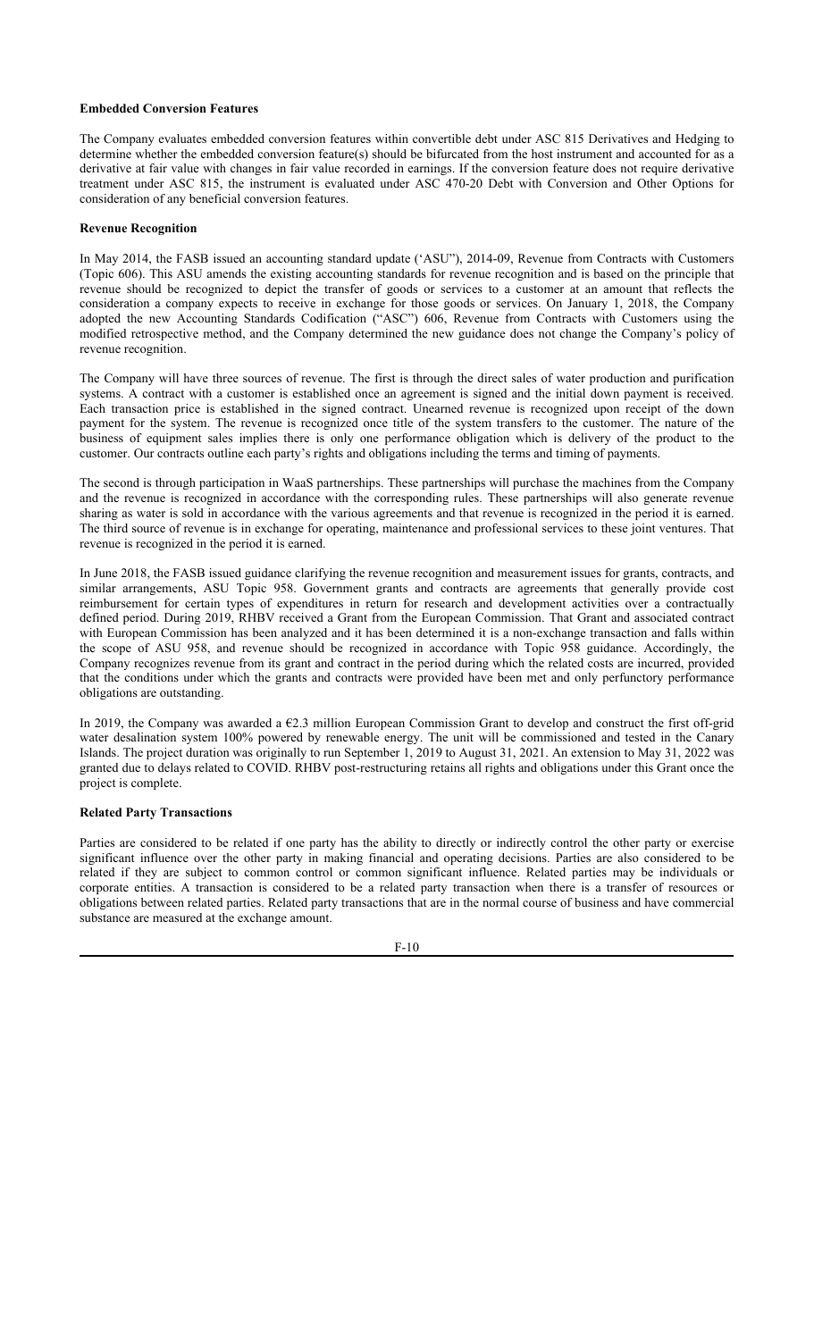**Embedded Conversion Features**

The Company evaluates embedded conversion features within convertible debt under ASC 815 Derivatives and Hedging to determine whether the embedded conversion feature(s) should be bifurcated from the host instrument and accounted for as a derivative at fair value with changes in fair value recorded in earnings. If the conversion feature does not require derivative treatment under ASC 815, the instrument is evaluated under ASC 470-20 Debt with Conversion and Other Options for consideration of any beneficial conversion features.

**Revenue Recognition**

In May 2014, the FASB issued an accounting standard update ('ASU"), 2014-09, Revenue from Contracts with Customers (Topic 606). This ASU amends the existing accounting standards for revenue recognition and is based on the principle that revenue should be recognized to depict the transfer of goods or services to a customer at an amount that reflects the consideration a company expects to receive in exchange for those goods or services. On January 1, 2018, the Company adopted the new Accounting Standards Codification ("ASC") 606, Revenue from Contracts with Customers using the modified retrospective method, and the Company determined the new guidance does not change the Company's policy of revenue recognition.

The Company will have three sources of revenue. The first is through the direct sales of water production and purification systems. A contract with a customer is established once an agreement is signed and the initial down payment is received. Each transaction price is established in the signed contract. Unearned revenue is recognized upon receipt of the down payment for the system. The revenue is recognized once title of the system transfers to the customer. The nature of the business of equipment sales implies there is only one performance obligation which is delivery of the product to the customer. Our contracts outline each party's rights and obligations including the terms and timing of payments.

The second is through participation in WaaS partnerships. These partnerships will purchase the machines from the Company and the revenue is recognized in accordance with the corresponding rules. These partnerships will also generate revenue sharing as water is sold in accordance with the various agreements and that revenue is recognized in the period it is earned. The third source of revenue is in exchange for operating, maintenance and professional services to these joint ventures. That revenue is recognized in the period it is earned.

In June 2018, the FASB issued guidance clarifying the revenue recognition and measurement issues for grants, contracts, and similar arrangements, ASU Topic 958. Government grants and contracts are agreements that generally provide cost reimbursement for certain types of expenditures in return for research and development activities over a contractually defined period. During 2019, RHBV received a Grant from the European Commission. That Grant and associated contract with European Commission has been analyzed and it has been determined it is a non-exchange transaction and falls within the scope of ASU 958, and revenue should be recognized in accordance with Topic 958 guidance. Accordingly, the Company recognizes revenue from its grant and contract in the period during which the related costs are incurred, provided that the conditions under which the grants and contracts were provided have been met and only perfunctory performance obligations are outstanding.

In 2019, the Company was awarded a €2.3 million European Commission Grant to develop and construct the first off-grid water desalination system 100% powered by renewable energy. The unit will be commissioned and tested in the Canary Islands. The project duration was originally to run September 1, 2019 to August 31, 2021. An extension to May 31, 2022 was granted due to delays related to COVID. RHBV post-restructuring retains all rights and obligations under this Grant once the project is complete.

**Related Party Transactions**

Parties are considered to be related if one party has the ability to directly or indirectly control the other party or exercise significant influence over the other party in making financial and operating decisions. Parties are also considered to be related if they are subject to common control or common significant influence. Related parties may be individuals or corporate entities. A transaction is considered to be a related party transaction when there is a transfer of resources or obligations between related parties. Related party transactions that are in the normal course of business and have commercial substance are measured at the exchange amount.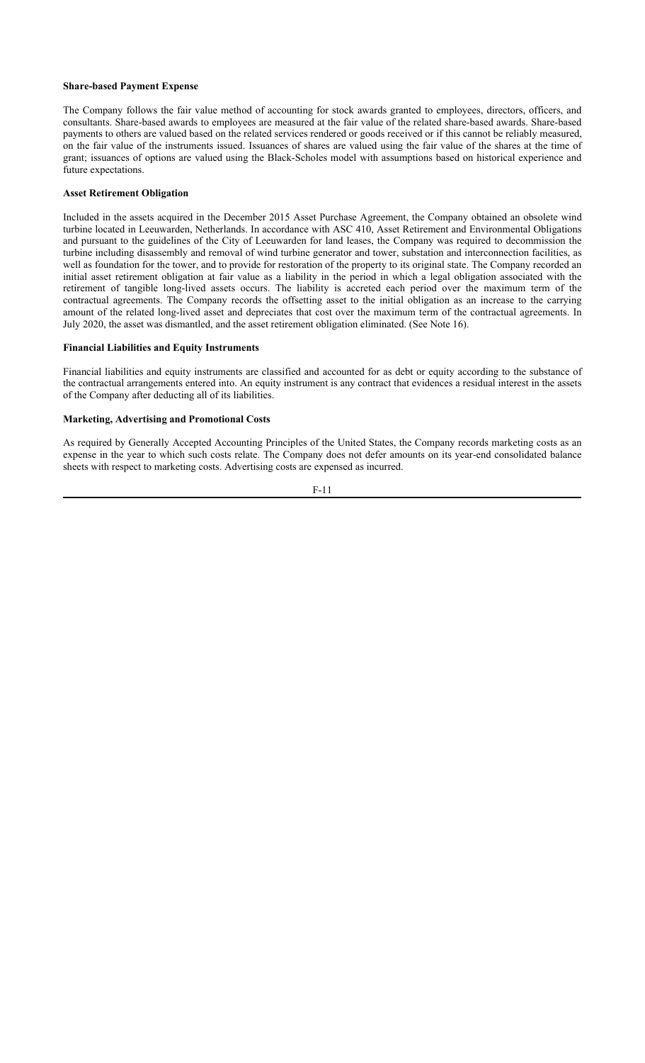**Share-based Payment Expense**

The Company follows the fair value method of accounting for stock awards granted to employees, directors, officers, and consultants. Share-based awards to employees are measured at the fair value of the related share-based awards. Share-based payments to others are valued based on the related services rendered or goods received or if this cannot be reliably measured, on the fair value of the instruments issued. Issuances of shares are valued using the fair value of the shares at the time of grant; issuances of options are valued using the Black-Scholes model with assumptions based on historical experience and future expectations.

**Asset Retirement Obligation**

Included in the assets acquired in the December 2015 Asset Purchase Agreement, the Company obtained an obsolete wind turbine located in Leeuwarden, Netherlands. In accordance with ASC 410, Asset Retirement and Environmental Obligations and pursuant to the guidelines of the City of Leeuwarden for land leases, the Company was required to decommission the turbine including disassembly and removal of wind turbine generator and tower, substation and interconnection facilities, as well as foundation for the tower, and to provide for restoration of the property to its original state. The Company recorded an initial asset retirement obligation at fair value as a liability in the period in which a legal obligation associated with the retirement of tangible long-lived assets occurs. The liability is accreted each period over the maximum term of the contractual agreements. The Company records the offsetting asset to the initial obligation as an increase to the carrying amount of the related long-lived asset and depreciates that cost over the maximum term of the contractual agreements. In July 2020, the asset was dismantled, and the asset retirement obligation eliminated. (See Note 16).

**Financial Liabilities and Equity Instruments**

Financial liabilities and equity instruments are classified and accounted for as debt or equity according to the substance of the contractual arrangements entered into. An equity instrument is any contract that evidences a residual interest in the assets of the Company after deducting all of its liabilities.

**Marketing, Advertising and Promotional Costs**

As required by Generally Accepted Accounting Principles of the United States, the Company records marketing costs as an expense in the year to which such costs relate. The Company does not defer amounts on its year-end consolidated balance sheets with respect to marketing costs. Advertising costs are expensed as incurred.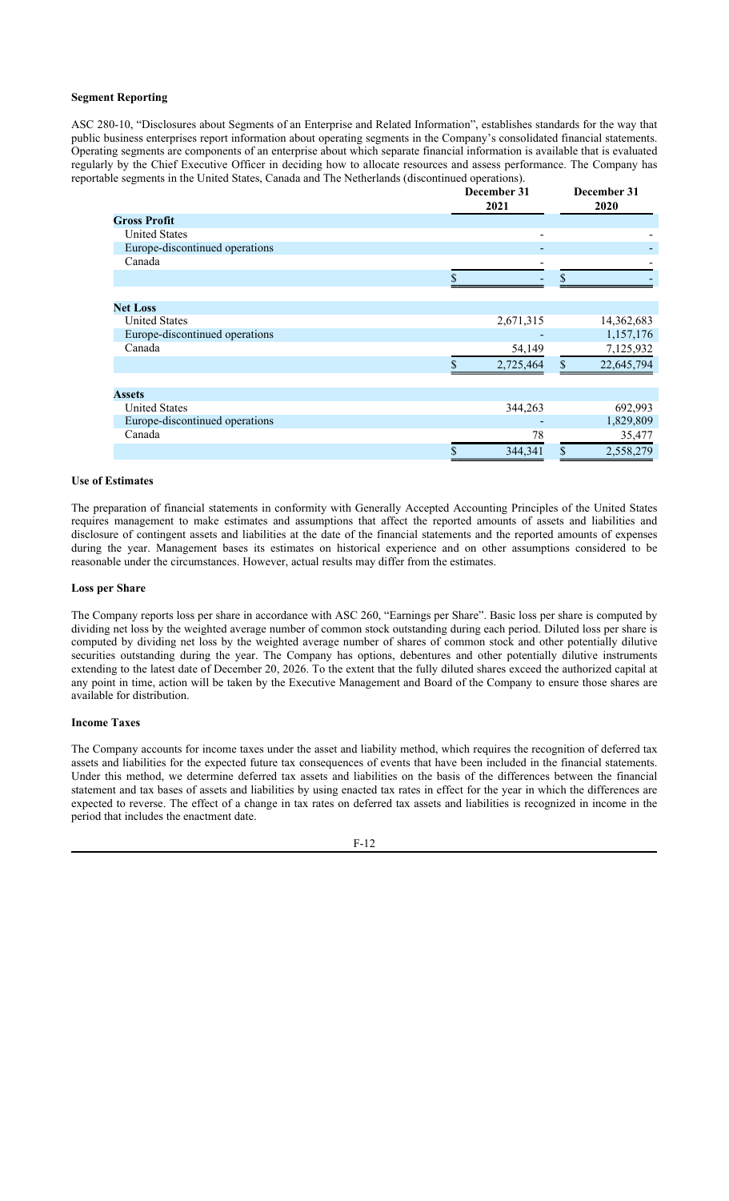**Segment Reporting**

ASC 280-10, "Disclosures about Segments of an Enterprise and Related Information", establishes standards for the way that public business enterprises report information about operating segments in the Company's consolidated financial statements. Operating segments are components of an enterprise about which separate financial information is available that is evaluated regularly by the Chief Executive Officer in deciding how to allocate resources and assess performance. The Company has reportable segments in the United States, Canada and The Netherlands (discontinued operations).

| | December 31 2021 | December 31 2020 |
|---|---|---|
| **Gross Profit** | | |
| United States | - | - |
| Europe-discontinued operations | - | - |
| Canada | - | - |
| | $ - | $ - |
| **Net Loss** | | |
| United States | 2,671,315 | 14,362,683 |
| Europe-discontinued operations | - | 1,157,176 |
| Canada | 54,149 | 7,125,932 |
| | $ 2,725,464 | $ 22,645,794 |
| **Assets** | | |
| United States | 344,263 | 692,993 |
| Europe-discontinued operations | - | 1,829,809 |
| Canada | 78 | 35,477 |
| | $ 344,341 | $ 2,558,279 |

**Use of Estimates**

The preparation of financial statements in conformity with Generally Accepted Accounting Principles of the United States requires management to make estimates and assumptions that affect the reported amounts of assets and liabilities and disclosure of contingent assets and liabilities at the date of the financial statements and the reported amounts of expenses during the year. Management bases its estimates on historical experience and on other assumptions considered to be reasonable under the circumstances. However, actual results may differ from the estimates.

**Loss per Share**

The Company reports loss per share in accordance with ASC 260, "Earnings per Share". Basic loss per share is computed by dividing net loss by the weighted average number of common stock outstanding during each period. Diluted loss per share is computed by dividing net loss by the weighted average number of shares of common stock and other potentially dilutive securities outstanding during the year. The Company has options, debentures and other potentially dilutive instruments extending to the latest date of December 20, 2026. To the extent that the fully diluted shares exceed the authorized capital at any point in time, action will be taken by the Executive Management and Board of the Company to ensure those shares are available for distribution.

**Income Taxes**

The Company accounts for income taxes under the asset and liability method, which requires the recognition of deferred tax assets and liabilities for the expected future tax consequences of events that have been included in the financial statements. Under this method, we determine deferred tax assets and liabilities on the basis of the differences between the financial statement and tax bases of assets and liabilities by using enacted tax rates in effect for the year in which the differences are expected to reverse. The effect of a change in tax rates on deferred tax assets and liabilities is recognized in income in the period that includes the enactment date.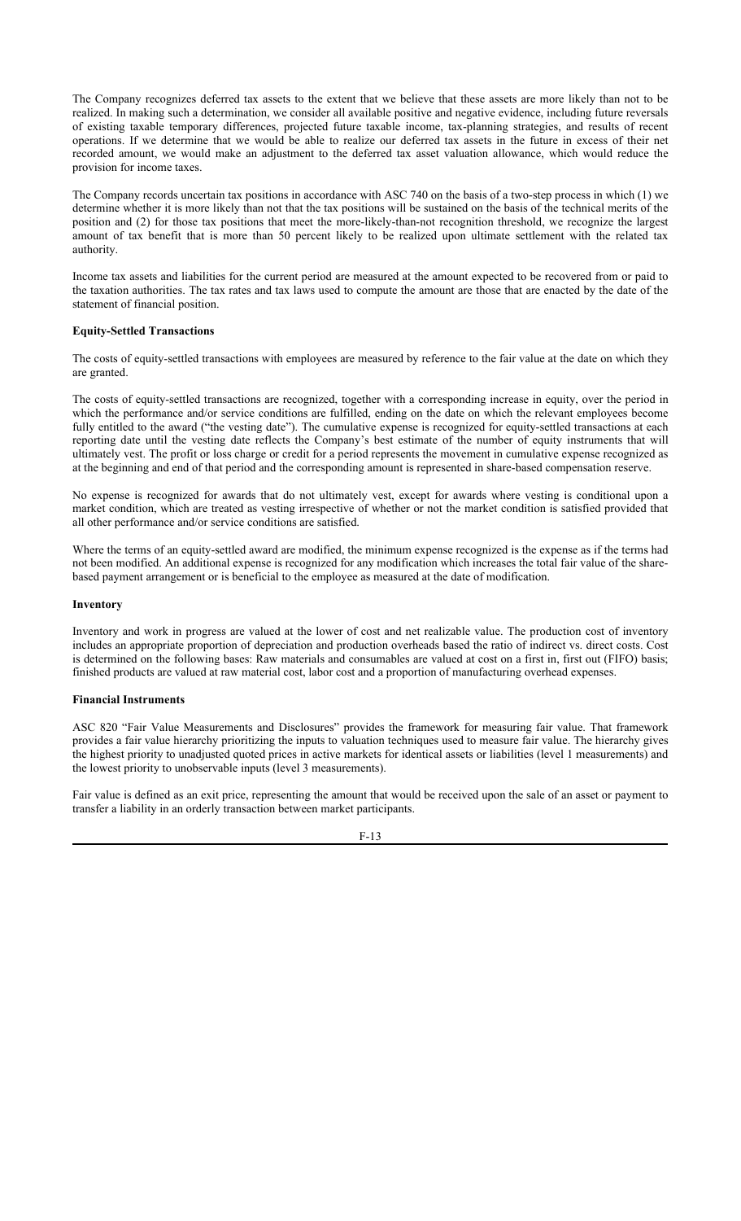The Company recognizes deferred tax assets to the extent that we believe that these assets are more likely than not to be realized. In making such a determination, we consider all available positive and negative evidence, including future reversals of existing taxable temporary differences, projected future taxable income, tax-planning strategies, and results of recent operations. If we determine that we would be able to realize our deferred tax assets in the future in excess of their net recorded amount, we would make an adjustment to the deferred tax asset valuation allowance, which would reduce the provision for income taxes.

The Company records uncertain tax positions in accordance with ASC 740 on the basis of a two-step process in which (1) we determine whether it is more likely than not that the tax positions will be sustained on the basis of the technical merits of the position and (2) for those tax positions that meet the more-likely-than-not recognition threshold, we recognize the largest amount of tax benefit that is more than 50 percent likely to be realized upon ultimate settlement with the related tax authority.

Income tax assets and liabilities for the current period are measured at the amount expected to be recovered from or paid to the taxation authorities. The tax rates and tax laws used to compute the amount are those that are enacted by the date of the statement of financial position.

**Equity-Settled Transactions**

The costs of equity-settled transactions with employees are measured by reference to the fair value at the date on which they are granted.

The costs of equity-settled transactions are recognized, together with a corresponding increase in equity, over the period in which the performance and/or service conditions are fulfilled, ending on the date on which the relevant employees become fully entitled to the award ("the vesting date"). The cumulative expense is recognized for equity-settled transactions at each reporting date until the vesting date reflects the Company's best estimate of the number of equity instruments that will ultimately vest. The profit or loss charge or credit for a period represents the movement in cumulative expense recognized as at the beginning and end of that period and the corresponding amount is represented in share-based compensation reserve.

No expense is recognized for awards that do not ultimately vest, except for awards where vesting is conditional upon a market condition, which are treated as vesting irrespective of whether or not the market condition is satisfied provided that all other performance and/or service conditions are satisfied.

Where the terms of an equity-settled award are modified, the minimum expense recognized is the expense as if the terms had not been modified. An additional expense is recognized for any modification which increases the total fair value of the share-based payment arrangement or is beneficial to the employee as measured at the date of modification.

**Inventory**

Inventory and work in progress are valued at the lower of cost and net realizable value. The production cost of inventory includes an appropriate proportion of depreciation and production overheads based the ratio of indirect vs. direct costs. Cost is determined on the following bases: Raw materials and consumables are valued at cost on a first in, first out (FIFO) basis; finished products are valued at raw material cost, labor cost and a proportion of manufacturing overhead expenses.

**Financial Instruments**

ASC 820 "Fair Value Measurements and Disclosures" provides the framework for measuring fair value. That framework provides a fair value hierarchy prioritizing the inputs to valuation techniques used to measure fair value. The hierarchy gives the highest priority to unadjusted quoted prices in active markets for identical assets or liabilities (level 1 measurements) and the lowest priority to unobservable inputs (level 3 measurements).

Fair value is defined as an exit price, representing the amount that would be received upon the sale of an asset or payment to transfer a liability in an orderly transaction between market participants.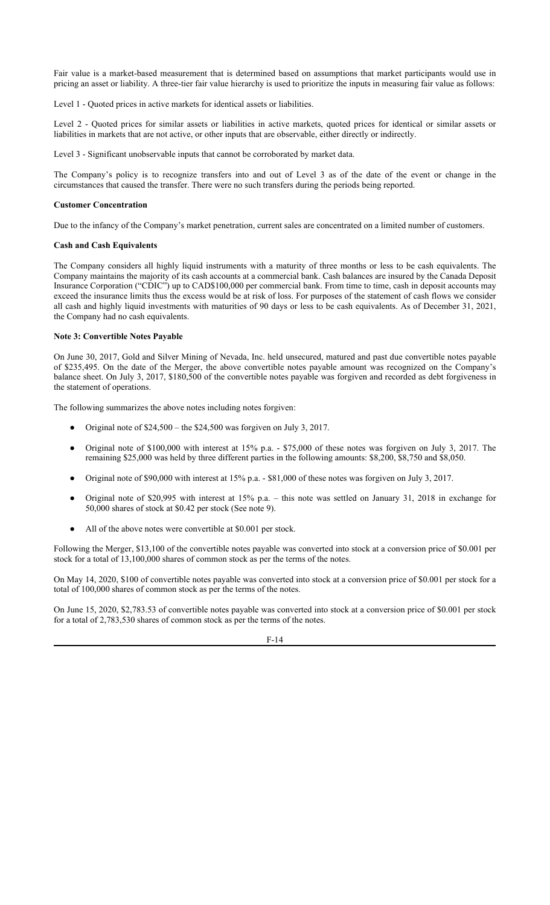Fair value is a market-based measurement that is determined based on assumptions that market participants would use in pricing an asset or liability. A three-tier fair value hierarchy is used to prioritize the inputs in measuring fair value as follows:

Level 1 - Quoted prices in active markets for identical assets or liabilities.

Level 2 - Quoted prices for similar assets or liabilities in active markets, quoted prices for identical or similar assets or liabilities in markets that are not active, or other inputs that are observable, either directly or indirectly.

Level 3 - Significant unobservable inputs that cannot be corroborated by market data.

The Company's policy is to recognize transfers into and out of Level 3 as of the date of the event or change in the circumstances that caused the transfer. There were no such transfers during the periods being reported.

**Customer Concentration**

Due to the infancy of the Company's market penetration, current sales are concentrated on a limited number of customers.

**Cash and Cash Equivalents**

The Company considers all highly liquid instruments with a maturity of three months or less to be cash equivalents. The Company maintains the majority of its cash accounts at a commercial bank. Cash balances are insured by the Canada Deposit Insurance Corporation ("CDIC") up to CAD$100,000 per commercial bank. From time to time, cash in deposit accounts may exceed the insurance limits thus the excess would be at risk of loss. For purposes of the statement of cash flows we consider all cash and highly liquid investments with maturities of 90 days or less to be cash equivalents. As of December 31, 2021, the Company had no cash equivalents.

**Note 3: Convertible Notes Payable**

On June 30, 2017, Gold and Silver Mining of Nevada, Inc. held unsecured, matured and past due convertible notes payable of $235,495. On the date of the Merger, the above convertible notes payable amount was recognized on the Company's balance sheet. On July 3, 2017, $180,500 of the convertible notes payable was forgiven and recorded as debt forgiveness in the statement of operations.

The following summarizes the above notes including notes forgiven:

- Original note of $24,500 – the $24,500 was forgiven on July 3, 2017.
- Original note of $100,000 with interest at 15% p.a. - $75,000 of these notes was forgiven on July 3, 2017. The remaining $25,000 was held by three different parties in the following amounts: $8,200, $8,750 and $8,050.
- Original note of $90,000 with interest at 15% p.a. - $81,000 of these notes was forgiven on July 3, 2017.
- Original note of $20,995 with interest at 15% p.a. – this note was settled on January 31, 2018 in exchange for 50,000 shares of stock at $0.42 per stock (See note 9).
- All of the above notes were convertible at $0.001 per stock.

Following the Merger, $13,100 of the convertible notes payable was converted into stock at a conversion price of $0.001 per stock for a total of 13,100,000 shares of common stock as per the terms of the notes.

On May 14, 2020, $100 of convertible notes payable was converted into stock at a conversion price of $0.001 per stock for a total of 100,000 shares of common stock as per the terms of the notes.

On June 15, 2020, $2,783.53 of convertible notes payable was converted into stock at a conversion price of $0.001 per stock for a total of 2,783,530 shares of common stock as per the terms of the notes.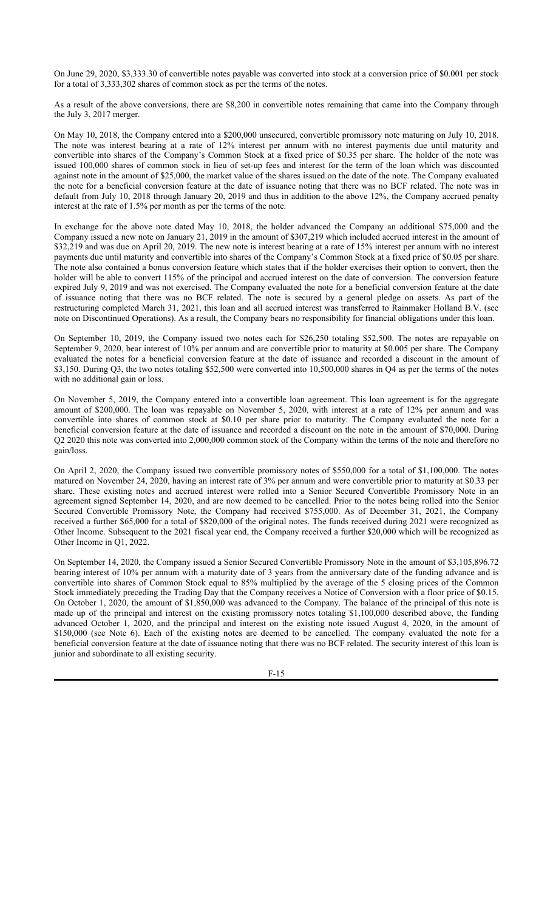On June 29, 2020, $3,333.30 of convertible notes payable was converted into stock at a conversion price of $0.001 per stock for a total of 3,333,302 shares of common stock as per the terms of the notes.

As a result of the above conversions, there are $8,200 in convertible notes remaining that came into the Company through the July 3, 2017 merger.

On May 10, 2018, the Company entered into a $200,000 unsecured, convertible promissory note maturing on July 10, 2018. The note was interest bearing at a rate of 12% interest per annum with no interest payments due until maturity and convertible into shares of the Company's Common Stock at a fixed price of $0.35 per share. The holder of the note was issued 100,000 shares of common stock in lieu of set-up fees and interest for the term of the loan which was discounted against note in the amount of $25,000, the market value of the shares issued on the date of the note. The Company evaluated the note for a beneficial conversion feature at the date of issuance noting that there was no BCF related. The note was in default from July 10, 2018 through January 20, 2019 and thus in addition to the above 12%, the Company accrued penalty interest at the rate of 1.5% per month as per the terms of the note.

In exchange for the above note dated May 10, 2018, the holder advanced the Company an additional $75,000 and the Company issued a new note on January 21, 2019 in the amount of $307,219 which included accrued interest in the amount of $32,219 and was due on April 20, 2019. The new note is interest bearing at a rate of 15% interest per annum with no interest payments due until maturity and convertible into shares of the Company's Common Stock at a fixed price of $0.05 per share. The note also contained a bonus conversion feature which states that if the holder exercises their option to convert, then the holder will be able to convert 115% of the principal and accrued interest on the date of conversion. The conversion feature expired July 9, 2019 and was not exercised. The Company evaluated the note for a beneficial conversion feature at the date of issuance noting that there was no BCF related. The note is secured by a general pledge on assets. As part of the restructuring completed March 31, 2021, this loan and all accrued interest was transferred to Rainmaker Holland B.V. (see note on Discontinued Operations). As a result, the Company bears no responsibility for financial obligations under this loan.

On September 10, 2019, the Company issued two notes each for $26,250 totaling $52,500. The notes are repayable on September 9, 2020, bear interest of 10% per annum and are convertible prior to maturity at $0.005 per share. The Company evaluated the notes for a beneficial conversion feature at the date of issuance and recorded a discount in the amount of $3,150. During Q3, the two notes totaling $52,500 were converted into 10,500,000 shares in Q4 as per the terms of the notes with no additional gain or loss.

On November 5, 2019, the Company entered into a convertible loan agreement. This loan agreement is for the aggregate amount of $200,000. The loan was repayable on November 5, 2020, with interest at a rate of 12% per annum and was convertible into shares of common stock at $0.10 per share prior to maturity. The Company evaluated the note for a beneficial conversion feature at the date of issuance and recorded a discount on the note in the amount of $70,000. During Q2 2020 this note was converted into 2,000,000 common stock of the Company within the terms of the note and therefore no gain/loss.

On April 2, 2020, the Company issued two convertible promissory notes of $550,000 for a total of $1,100,000. The notes matured on November 24, 2020, having an interest rate of 3% per annum and were convertible prior to maturity at $0.33 per share. These existing notes and accrued interest were rolled into a Senior Secured Convertible Promissory Note in an agreement signed September 14, 2020, and are now deemed to be cancelled. Prior to the notes being rolled into the Senior Secured Convertible Promissory Note, the Company had received $755,000. As of December 31, 2021, the Company received a further $65,000 for a total of $820,000 of the original notes. The funds received during 2021 were recognized as Other Income. Subsequent to the 2021 fiscal year end, the Company received a further $20,000 which will be recognized as Other Income in Q1, 2022.

On September 14, 2020, the Company issued a Senior Secured Convertible Promissory Note in the amount of $3,105,896.72 bearing interest of 10% per annum with a maturity date of 3 years from the anniversary date of the funding advance and is convertible into shares of Common Stock equal to 85% multiplied by the average of the 5 closing prices of the Common Stock immediately preceding the Trading Day that the Company receives a Notice of Conversion with a floor price of $0.15. On October 1, 2020, the amount of $1,850,000 was advanced to the Company. The balance of the principal of this note is made up of the principal and interest on the existing promissory notes totaling $1,100,000 described above, the funding advanced October 1, 2020, and the principal and interest on the existing note issued August 4, 2020, in the amount of $150,000 (see Note 6). Each of the existing notes are deemed to be cancelled. The company evaluated the note for a beneficial conversion feature at the date of issuance noting that there was no BCF related. The security interest of this loan is junior and subordinate to all existing security.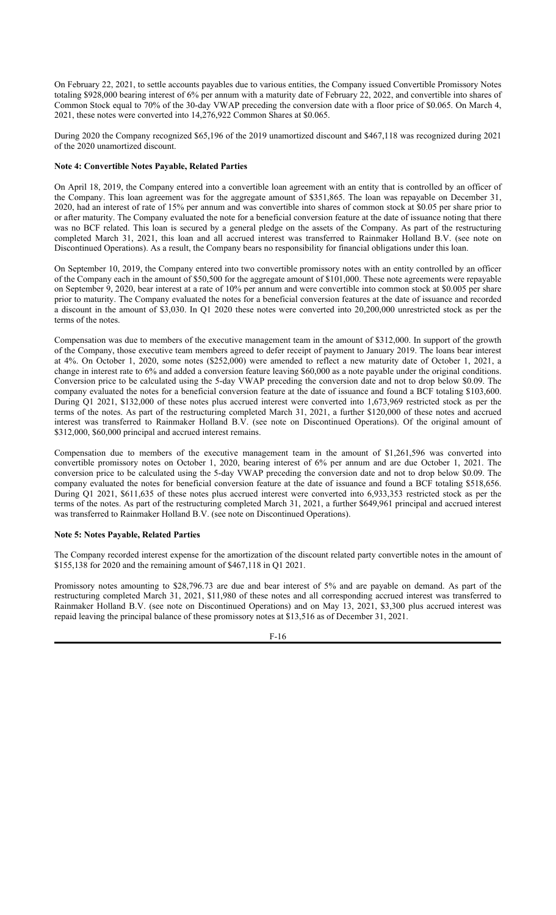On February 22, 2021, to settle accounts payables due to various entities, the Company issued Convertible Promissory Notes totaling $928,000 bearing interest of 6% per annum with a maturity date of February 22, 2022, and convertible into shares of Common Stock equal to 70% of the 30-day VWAP preceding the conversion date with a floor price of $0.065. On March 4, 2021, these notes were converted into 14,276,922 Common Shares at $0.065.

During 2020 the Company recognized $65,196 of the 2019 unamortized discount and $467,118 was recognized during 2021 of the 2020 unamortized discount.

**Note 4: Convertible Notes Payable, Related Parties**

On April 18, 2019, the Company entered into a convertible loan agreement with an entity that is controlled by an officer of the Company. This loan agreement was for the aggregate amount of $351,865. The loan was repayable on December 31, 2020, had an interest of rate of 15% per annum and was convertible into shares of common stock at $0.05 per share prior to or after maturity. The Company evaluated the note for a beneficial conversion feature at the date of issuance noting that there was no BCF related. This loan is secured by a general pledge on the assets of the Company. As part of the restructuring completed March 31, 2021, this loan and all accrued interest was transferred to Rainmaker Holland B.V. (see note on Discontinued Operations). As a result, the Company bears no responsibility for financial obligations under this loan.

On September 10, 2019, the Company entered into two convertible promissory notes with an entity controlled by an officer of the Company each in the amount of $50,500 for the aggregate amount of $101,000. These note agreements were repayable on September 9, 2020, bear interest at a rate of 10% per annum and were convertible into common stock at $0.005 per share prior to maturity. The Company evaluated the notes for a beneficial conversion features at the date of issuance and recorded a discount in the amount of $3,030. In Q1 2020 these notes were converted into 20,200,000 unrestricted stock as per the terms of the notes.

Compensation was due to members of the executive management team in the amount of $312,000. In support of the growth of the Company, those executive team members agreed to defer receipt of payment to January 2019. The loans bear interest at 4%. On October 1, 2020, some notes ($252,000) were amended to reflect a new maturity date of October 1, 2021, a change in interest rate to 6% and added a conversion feature leaving $60,000 as a note payable under the original conditions. Conversion price to be calculated using the 5-day VWAP preceding the conversion date and not to drop below $0.09. The company evaluated the notes for a beneficial conversion feature at the date of issuance and found a BCF totaling $103,600. During Q1 2021, $132,000 of these notes plus accrued interest were converted into 1,673,969 restricted stock as per the terms of the notes. As part of the restructuring completed March 31, 2021, a further $120,000 of these notes and accrued interest was transferred to Rainmaker Holland B.V. (see note on Discontinued Operations). Of the original amount of $312,000, $60,000 principal and accrued interest remains.

Compensation due to members of the executive management team in the amount of $1,261,596 was converted into convertible promissory notes on October 1, 2020, bearing interest of 6% per annum and are due October 1, 2021. The conversion price to be calculated using the 5-day VWAP preceding the conversion date and not to drop below $0.09. The company evaluated the notes for beneficial conversion feature at the date of issuance and found a BCF totaling $518,656. During Q1 2021, $611,635 of these notes plus accrued interest were converted into 6,933,353 restricted stock as per the terms of the notes. As part of the restructuring completed March 31, 2021, a further $649,961 principal and accrued interest was transferred to Rainmaker Holland B.V. (see note on Discontinued Operations).

**Note 5: Notes Payable, Related Parties**

The Company recorded interest expense for the amortization of the discount related party convertible notes in the amount of $155,138 for 2020 and the remaining amount of $467,118 in Q1 2021.

Promissory notes amounting to $28,796.73 are due and bear interest of 5% and are payable on demand. As part of the restructuring completed March 31, 2021, $11,980 of these notes and all corresponding accrued interest was transferred to Rainmaker Holland B.V. (see note on Discontinued Operations) and on May 13, 2021, $3,300 plus accrued interest was repaid leaving the principal balance of these promissory notes at $13,516 as of December 31, 2021.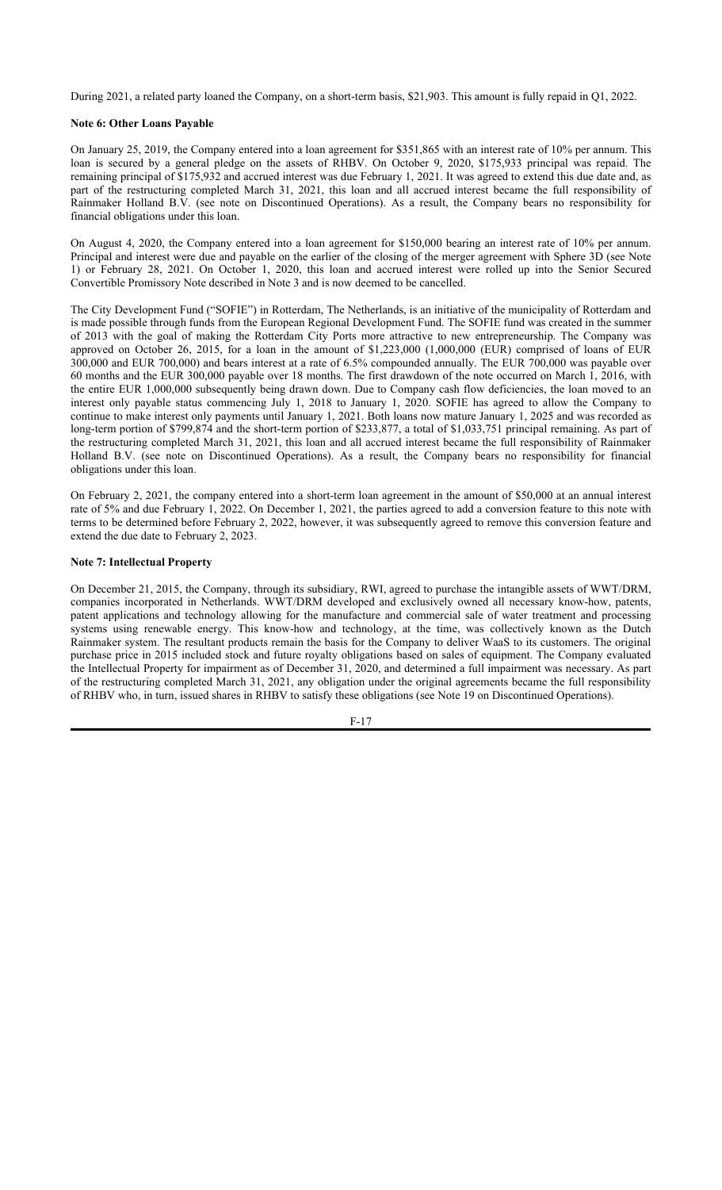During 2021, a related party loaned the Company, on a short-term basis, $21,903. This amount is fully repaid in Q1, 2022.

**Note 6: Other Loans Payable**

On January 25, 2019, the Company entered into a loan agreement for $351,865 with an interest rate of 10% per annum. This loan is secured by a general pledge on the assets of RHBV. On October 9, 2020, $175,933 principal was repaid. The remaining principal of $175,932 and accrued interest was due February 1, 2021. It was agreed to extend this due date and, as part of the restructuring completed March 31, 2021, this loan and all accrued interest became the full responsibility of Rainmaker Holland B.V. (see note on Discontinued Operations). As a result, the Company bears no responsibility for financial obligations under this loan.

On August 4, 2020, the Company entered into a loan agreement for $150,000 bearing an interest rate of 10% per annum. Principal and interest were due and payable on the earlier of the closing of the merger agreement with Sphere 3D (see Note 1) or February 28, 2021. On October 1, 2020, this loan and accrued interest were rolled up into the Senior Secured Convertible Promissory Note described in Note 3 and is now deemed to be cancelled.

The City Development Fund ("SOFIE") in Rotterdam, The Netherlands, is an initiative of the municipality of Rotterdam and is made possible through funds from the European Regional Development Fund. The SOFIE fund was created in the summer of 2013 with the goal of making the Rotterdam City Ports more attractive to new entrepreneurship. The Company was approved on October 26, 2015, for a loan in the amount of $1,223,000 (1,000,000 (EUR) comprised of loans of EUR 300,000 and EUR 700,000) and bears interest at a rate of 6.5% compounded annually. The EUR 700,000 was payable over 60 months and the EUR 300,000 payable over 18 months. The first drawdown of the note occurred on March 1, 2016, with the entire EUR 1,000,000 subsequently being drawn down. Due to Company cash flow deficiencies, the loan moved to an interest only payable status commencing July 1, 2018 to January 1, 2020. SOFIE has agreed to allow the Company to continue to make interest only payments until January 1, 2021. Both loans now mature January 1, 2025 and was recorded as long-term portion of $799,874 and the short-term portion of $233,877, a total of $1,033,751 principal remaining. As part of the restructuring completed March 31, 2021, this loan and all accrued interest became the full responsibility of Rainmaker Holland B.V. (see note on Discontinued Operations). As a result, the Company bears no responsibility for financial obligations under this loan.

On February 2, 2021, the company entered into a short-term loan agreement in the amount of $50,000 at an annual interest rate of 5% and due February 1, 2022. On December 1, 2021, the parties agreed to add a conversion feature to this note with terms to be determined before February 2, 2022, however, it was subsequently agreed to remove this conversion feature and extend the due date to February 2, 2023.

**Note 7: Intellectual Property**

On December 21, 2015, the Company, through its subsidiary, RWI, agreed to purchase the intangible assets of WWT/DRM, companies incorporated in Netherlands. WWT/DRM developed and exclusively owned all necessary know-how, patents, patent applications and technology allowing for the manufacture and commercial sale of water treatment and processing systems using renewable energy. This know-how and technology, at the time, was collectively known as the Dutch Rainmaker system. The resultant products remain the basis for the Company to deliver WaaS to its customers. The original purchase price in 2015 included stock and future royalty obligations based on sales of equipment. The Company evaluated the Intellectual Property for impairment as of December 31, 2020, and determined a full impairment was necessary. As part of the restructuring completed March 31, 2021, any obligation under the original agreements became the full responsibility of RHBV who, in turn, issued shares in RHBV to satisfy these obligations (see Note 19 on Discontinued Operations).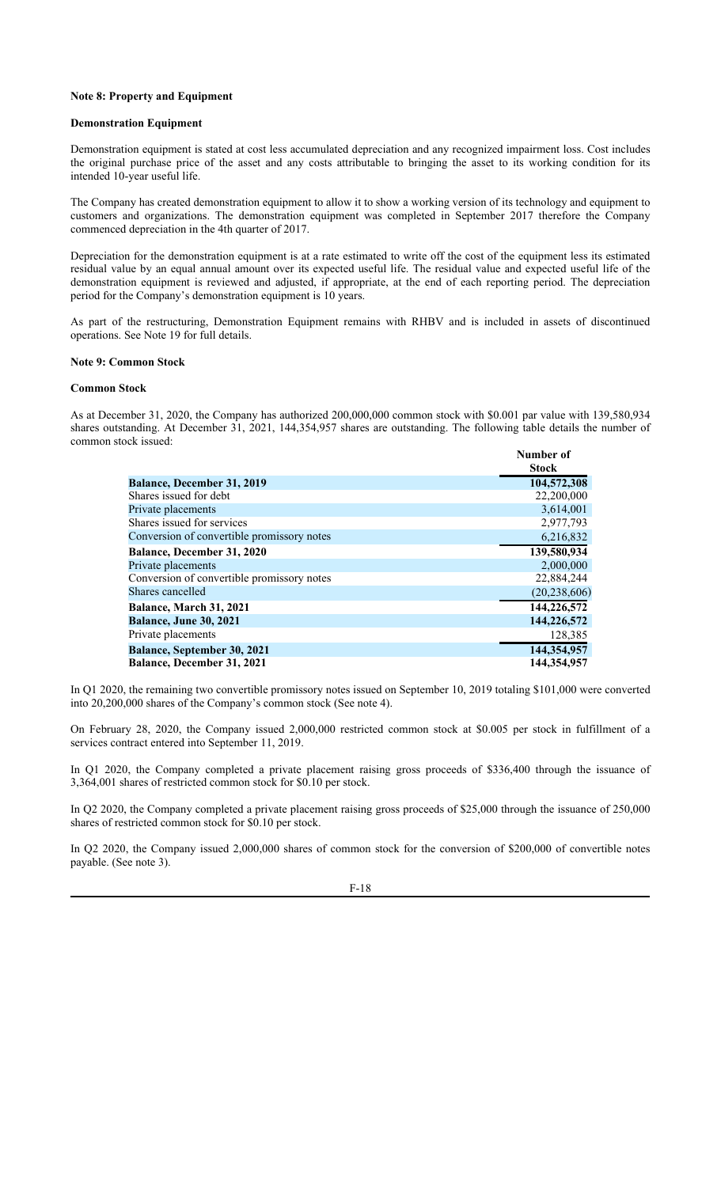**Note 8: Property and Equipment**

**Demonstration Equipment**

Demonstration equipment is stated at cost less accumulated depreciation and any recognized impairment loss. Cost includes the original purchase price of the asset and any costs attributable to bringing the asset to its working condition for its intended 10-year useful life.

The Company has created demonstration equipment to allow it to show a working version of its technology and equipment to customers and organizations. The demonstration equipment was completed in September 2017 therefore the Company commenced depreciation in the 4th quarter of 2017.

Depreciation for the demonstration equipment is at a rate estimated to write off the cost of the equipment less its estimated residual value by an equal annual amount over its expected useful life. The residual value and expected useful life of the demonstration equipment is reviewed and adjusted, if appropriate, at the end of each reporting period. The depreciation period for the Company's demonstration equipment is 10 years.

As part of the restructuring, Demonstration Equipment remains with RHBV and is included in assets of discontinued operations. See Note 19 for full details.

**Note 9: Common Stock**

**Common Stock**

As at December 31, 2020, the Company has authorized 200,000,000 common stock with $0.001 par value with 139,580,934 shares outstanding. At December 31, 2021, 144,354,957 shares are outstanding. The following table details the number of common stock issued:

| | Number of Stock |
|---|---|
| **Balance, December 31, 2019** | **104,572,308** |
| Shares issued for debt | 22,200,000 |
| Private placements | 3,614,001 |
| Shares issued for services | 2,977,793 |
| Conversion of convertible promissory notes | 6,216,832 |
| **Balance, December 31, 2020** | **139,580,934** |
| Private placements | 2,000,000 |
| Conversion of convertible promissory notes | 22,884,244 |
| Shares cancelled | (20,238,606) |
| **Balance, March 31, 2021** | **144,226,572** |
| **Balance, June 30, 2021** | **144,226,572** |
| Private placements | 128,385 |
| **Balance, September 30, 2021** | **144,354,957** |
| **Balance, December 31, 2021** | **144,354,957** |

In Q1 2020, the remaining two convertible promissory notes issued on September 10, 2019 totaling $101,000 were converted into 20,200,000 shares of the Company's common stock (See note 4).

On February 28, 2020, the Company issued 2,000,000 restricted common stock at $0.005 per stock in fulfillment of a services contract entered into September 11, 2019.

In Q1 2020, the Company completed a private placement raising gross proceeds of $336,400 through the issuance of 3,364,001 shares of restricted common stock for $0.10 per stock.

In Q2 2020, the Company completed a private placement raising gross proceeds of $25,000 through the issuance of 250,000 shares of restricted common stock for $0.10 per stock.

In Q2 2020, the Company issued 2,000,000 shares of common stock for the conversion of $200,000 of convertible notes payable. (See note 3).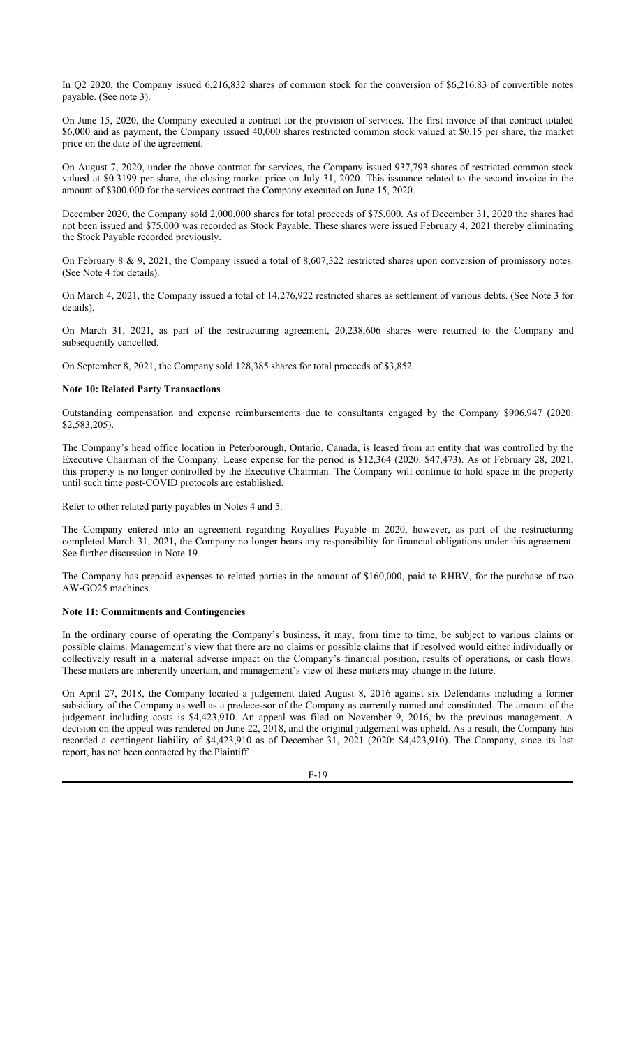In Q2 2020, the Company issued 6,216,832 shares of common stock for the conversion of $6,216.83 of convertible notes payable. (See note 3).

On June 15, 2020, the Company executed a contract for the provision of services. The first invoice of that contract totaled $6,000 and as payment, the Company issued 40,000 shares restricted common stock valued at $0.15 per share, the market price on the date of the agreement.

On August 7, 2020, under the above contract for services, the Company issued 937,793 shares of restricted common stock valued at $0.3199 per share, the closing market price on July 31, 2020. This issuance related to the second invoice in the amount of $300,000 for the services contract the Company executed on June 15, 2020.

December 2020, the Company sold 2,000,000 shares for total proceeds of $75,000. As of December 31, 2020 the shares had not been issued and $75,000 was recorded as Stock Payable. These shares were issued February 4, 2021 thereby eliminating the Stock Payable recorded previously.

On February 8 & 9, 2021, the Company issued a total of 8,607,322 restricted shares upon conversion of promissory notes. (See Note 4 for details).

On March 4, 2021, the Company issued a total of 14,276,922 restricted shares as settlement of various debts. (See Note 3 for details).

On March 31, 2021, as part of the restructuring agreement, 20,238,606 shares were returned to the Company and subsequently cancelled.

On September 8, 2021, the Company sold 128,385 shares for total proceeds of $3,852.

**Note 10: Related Party Transactions**

Outstanding compensation and expense reimbursements due to consultants engaged by the Company $906,947 (2020: $2,583,205).

The Company's head office location in Peterborough, Ontario, Canada, is leased from an entity that was controlled by the Executive Chairman of the Company. Lease expense for the period is $12,364 (2020: $47,473). As of February 28, 2021, this property is no longer controlled by the Executive Chairman. The Company will continue to hold space in the property until such time post-COVID protocols are established.

Refer to other related party payables in Notes 4 and 5.

The Company entered into an agreement regarding Royalties Payable in 2020, however, as part of the restructuring completed March 31, 2021**,** the Company no longer bears any responsibility for financial obligations under this agreement. See further discussion in Note 19.

The Company has prepaid expenses to related parties in the amount of $160,000, paid to RHBV, for the purchase of two AW-GO25 machines.

**Note 11: Commitments and Contingencies**

In the ordinary course of operating the Company's business, it may, from time to time, be subject to various claims or possible claims. Management's view that there are no claims or possible claims that if resolved would either individually or collectively result in a material adverse impact on the Company's financial position, results of operations, or cash flows. These matters are inherently uncertain, and management's view of these matters may change in the future.

On April 27, 2018, the Company located a judgement dated August 8, 2016 against six Defendants including a former subsidiary of the Company as well as a predecessor of the Company as currently named and constituted. The amount of the judgement including costs is $4,423,910. An appeal was filed on November 9, 2016, by the previous management. A decision on the appeal was rendered on June 22, 2018, and the original judgement was upheld. As a result, the Company has recorded a contingent liability of $4,423,910 as of December 31, 2021 (2020: $4,423,910). The Company, since its last report, has not been contacted by the Plaintiff.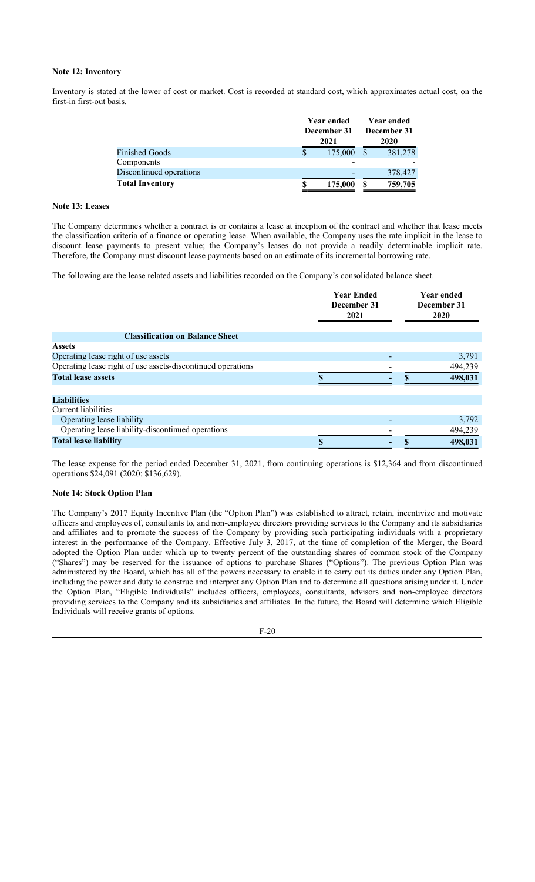**Note 12: Inventory**

Inventory is stated at the lower of cost or market. Cost is recorded at standard cost, which approximates actual cost, on the first-in first-out basis.

| | Year ended December 31 2021 | Year ended December 31 2020 |
|---|---|---|
| Finished Goods | $ 175,000 | $ 381,278 |
| Components | - | - |
| Discontinued operations | - | 378,427 |
| **Total Inventory** | **$ 175,000** | **$ 759,705** |

**Note 13: Leases**

The Company determines whether a contract is or contains a lease at inception of the contract and whether that lease meets the classification criteria of a finance or operating lease. When available, the Company uses the rate implicit in the lease to discount lease payments to present value; the Company's leases do not provide a readily determinable implicit rate. Therefore, the Company must discount lease payments based on an estimate of its incremental borrowing rate.

The following are the lease related assets and liabilities recorded on the Company's consolidated balance sheet.

| | Year Ended December 31 2021 | Year ended December 31 2020 |
|---|---|---|
| **Classification on Balance Sheet** | | |
| **Assets** | | |
| Operating lease right of use assets | - | 3,791 |
| Operating lease right of use assets-discontinued operations | - | 494,239 |
| **Total lease assets** | **$ -** | **$ 498,031** |
| | | |
| **Liabilities** | | |
| Current liabilities | | |
| Operating lease liability | - | 3,792 |
| Operating lease liability-discontinued operations | - | 494,239 |
| **Total lease liability** | **$ -** | **$ 498,031** |

The lease expense for the period ended December 31, 2021, from continuing operations is $12,364 and from discontinued operations $24,091 (2020: $136,629).

**Note 14: Stock Option Plan**

The Company's 2017 Equity Incentive Plan (the "Option Plan") was established to attract, retain, incentivize and motivate officers and employees of, consultants to, and non-employee directors providing services to the Company and its subsidiaries and affiliates and to promote the success of the Company by providing such participating individuals with a proprietary interest in the performance of the Company. Effective July 3, 2017, at the time of completion of the Merger, the Board adopted the Option Plan under which up to twenty percent of the outstanding shares of common stock of the Company ("Shares") may be reserved for the issuance of options to purchase Shares ("Options"). The previous Option Plan was administered by the Board, which has all of the powers necessary to enable it to carry out its duties under any Option Plan, including the power and duty to construe and interpret any Option Plan and to determine all questions arising under it. Under the Option Plan, "Eligible Individuals" includes officers, employees, consultants, advisors and non-employee directors providing services to the Company and its subsidiaries and affiliates. In the future, the Board will determine which Eligible Individuals will receive grants of options.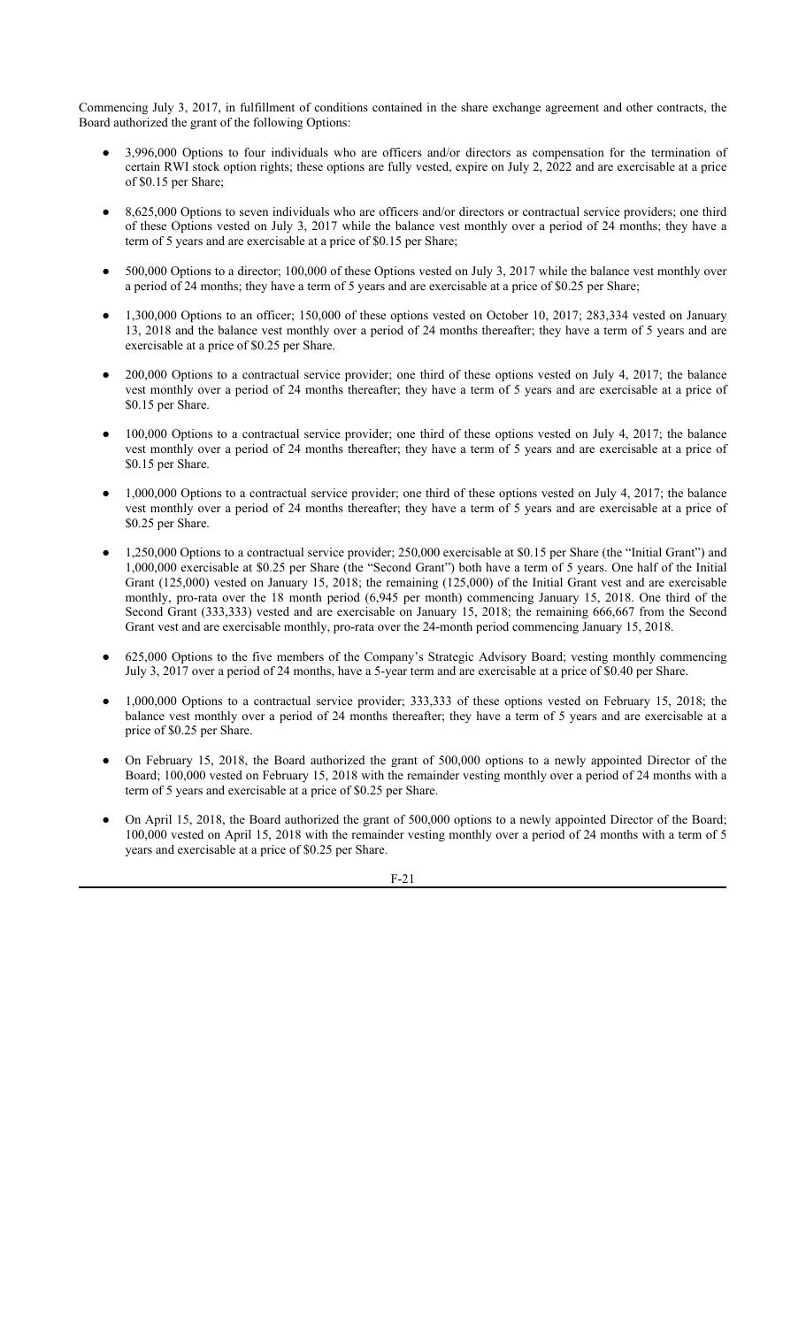Commencing July 3, 2017, in fulfillment of conditions contained in the share exchange agreement and other contracts, the Board authorized the grant of the following Options:

- 3,996,000 Options to four individuals who are officers and/or directors as compensation for the termination of certain RWI stock option rights; these options are fully vested, expire on July 2, 2022 and are exercisable at a price of $0.15 per Share;
- 8,625,000 Options to seven individuals who are officers and/or directors or contractual service providers; one third of these Options vested on July 3, 2017 while the balance vest monthly over a period of 24 months; they have a term of 5 years and are exercisable at a price of $0.15 per Share;
- 500,000 Options to a director; 100,000 of these Options vested on July 3, 2017 while the balance vest monthly over a period of 24 months; they have a term of 5 years and are exercisable at a price of $0.25 per Share;
- 1,300,000 Options to an officer; 150,000 of these options vested on October 10, 2017; 283,334 vested on January 13, 2018 and the balance vest monthly over a period of 24 months thereafter; they have a term of 5 years and are exercisable at a price of $0.25 per Share.
- 200,000 Options to a contractual service provider; one third of these options vested on July 4, 2017; the balance vest monthly over a period of 24 months thereafter; they have a term of 5 years and are exercisable at a price of $0.15 per Share.
- 100,000 Options to a contractual service provider; one third of these options vested on July 4, 2017; the balance vest monthly over a period of 24 months thereafter; they have a term of 5 years and are exercisable at a price of $0.15 per Share.
- 1,000,000 Options to a contractual service provider; one third of these options vested on July 4, 2017; the balance vest monthly over a period of 24 months thereafter; they have a term of 5 years and are exercisable at a price of $0.25 per Share.
- 1,250,000 Options to a contractual service provider; 250,000 exercisable at $0.15 per Share (the "Initial Grant") and 1,000,000 exercisable at $0.25 per Share (the "Second Grant") both have a term of 5 years. One half of the Initial Grant (125,000) vested on January 15, 2018; the remaining (125,000) of the Initial Grant vest and are exercisable monthly, pro-rata over the 18 month period (6,945 per month) commencing January 15, 2018. One third of the Second Grant (333,333) vested and are exercisable on January 15, 2018; the remaining 666,667 from the Second Grant vest and are exercisable monthly, pro-rata over the 24-month period commencing January 15, 2018.
- 625,000 Options to the five members of the Company's Strategic Advisory Board; vesting monthly commencing July 3, 2017 over a period of 24 months, have a 5-year term and are exercisable at a price of $0.40 per Share.
- 1,000,000 Options to a contractual service provider; 333,333 of these options vested on February 15, 2018; the balance vest monthly over a period of 24 months thereafter; they have a term of 5 years and are exercisable at a price of $0.25 per Share.
- On February 15, 2018, the Board authorized the grant of 500,000 options to a newly appointed Director of the Board; 100,000 vested on February 15, 2018 with the remainder vesting monthly over a period of 24 months with a term of 5 years and exercisable at a price of $0.25 per Share.
- On April 15, 2018, the Board authorized the grant of 500,000 options to a newly appointed Director of the Board; 100,000 vested on April 15, 2018 with the remainder vesting monthly over a period of 24 months with a term of 5 years and exercisable at a price of $0.25 per Share.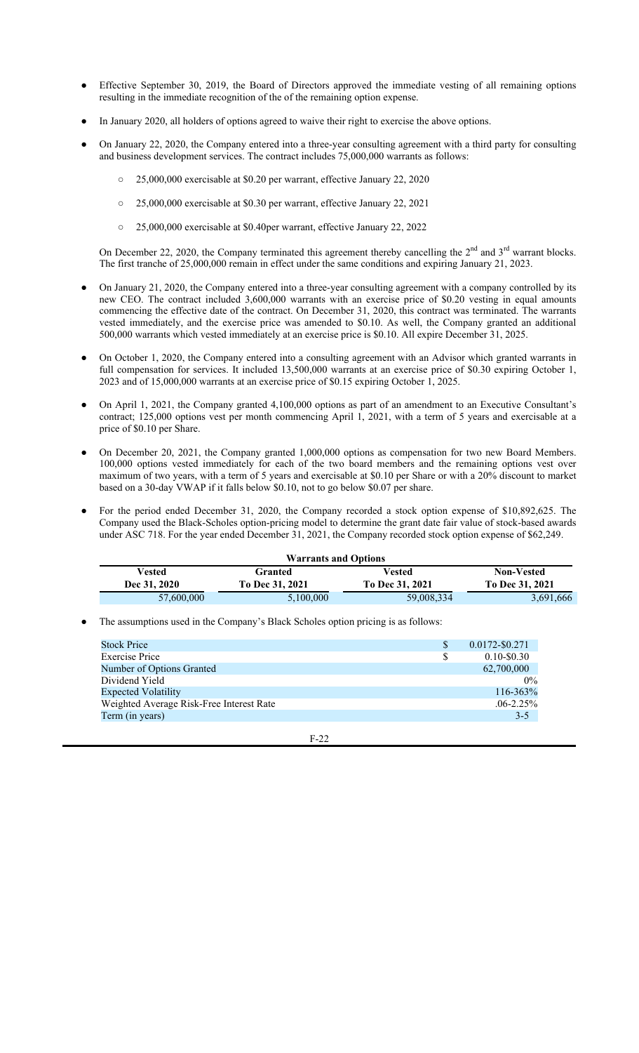- Effective September 30, 2019, the Board of Directors approved the immediate vesting of all remaining options resulting in the immediate recognition of the of the remaining option expense.
- In January 2020, all holders of options agreed to waive their right to exercise the above options.
- On January 22, 2020, the Company entered into a three-year consulting agreement with a third party for consulting and business development services. The contract includes 75,000,000 warrants as follows:
  - 25,000,000 exercisable at $0.20 per warrant, effective January 22, 2020
  - 25,000,000 exercisable at $0.30 per warrant, effective January 22, 2021
  - 25,000,000 exercisable at $0.40per warrant, effective January 22, 2022

  On December 22, 2020, the Company terminated this agreement thereby cancelling the 2nd and 3rd warrant blocks. The first tranche of 25,000,000 remain in effect under the same conditions and expiring January 21, 2023.
- On January 21, 2020, the Company entered into a three-year consulting agreement with a company controlled by its new CEO. The contract included 3,600,000 warrants with an exercise price of $0.20 vesting in equal amounts commencing the effective date of the contract. On December 31, 2020, this contract was terminated. The warrants vested immediately, and the exercise price was amended to $0.10. As well, the Company granted an additional 500,000 warrants which vested immediately at an exercise price is $0.10. All expire December 31, 2025.
- On October 1, 2020, the Company entered into a consulting agreement with an Advisor which granted warrants in full compensation for services. It included 13,500,000 warrants at an exercise price of $0.30 expiring October 1, 2023 and of 15,000,000 warrants at an exercise price of $0.15 expiring October 1, 2025.
- On April 1, 2021, the Company granted 4,100,000 options as part of an amendment to an Executive Consultant's contract; 125,000 options vest per month commencing April 1, 2021, with a term of 5 years and exercisable at a price of $0.10 per Share.
- On December 20, 2021, the Company granted 1,000,000 options as compensation for two new Board Members. 100,000 options vested immediately for each of the two board members and the remaining options vest over maximum of two years, with a term of 5 years and exercisable at $0.10 per Share or with a 20% discount to market based on a 30-day VWAP if it falls below $0.10, not to go below $0.07 per share.
- For the period ended December 31, 2020, the Company recorded a stock option expense of $10,892,625. The Company used the Black-Scholes option-pricing model to determine the grant date fair value of stock-based awards under ASC 718. For the year ended December 31, 2021, the Company recorded stock option expense of $62,249.

| Warrants and Options | | | |
|---|---|---|---|
| Vested Dec 31, 2020 | Granted To Dec 31, 2021 | Vested To Dec 31, 2021 | Non-Vested To Dec 31, 2021 |
| 57,600,000 | 5,100,000 | 59,008,334 | 3,691,666 |

- The assumptions used in the Company's Black Scholes option pricing is as follows:

| | | |
|---|---|---|
| Stock Price | $ | 0.0172-$0.271 |
| Exercise Price | $ | 0.10-$0.30 |
| Number of Options Granted | | 62,700,000 |
| Dividend Yield | | 0% |
| Expected Volatility | | 116-363% |
| Weighted Average Risk-Free Interest Rate | | .06-2.25% |
| Term (in years) | | 3-5 |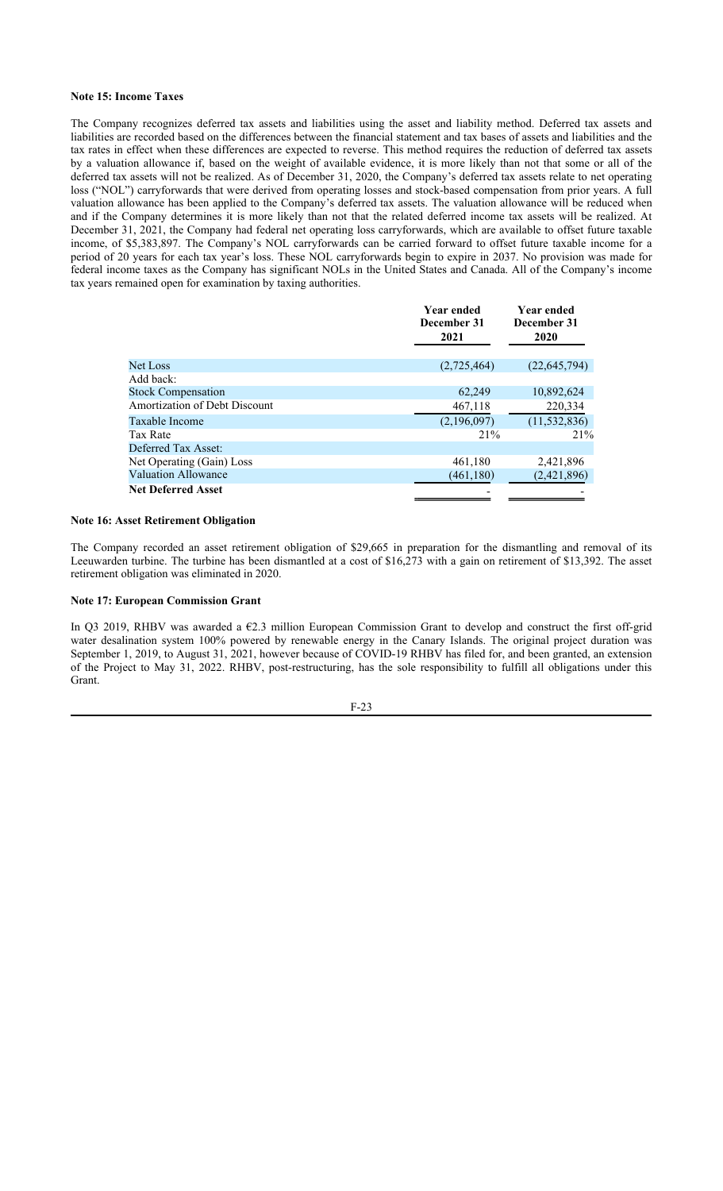**Note 15: Income Taxes**

The Company recognizes deferred tax assets and liabilities using the asset and liability method. Deferred tax assets and liabilities are recorded based on the differences between the financial statement and tax bases of assets and liabilities and the tax rates in effect when these differences are expected to reverse. This method requires the reduction of deferred tax assets by a valuation allowance if, based on the weight of available evidence, it is more likely than not that some or all of the deferred tax assets will not be realized. As of December 31, 2020, the Company's deferred tax assets relate to net operating loss ("NOL") carryforwards that were derived from operating losses and stock-based compensation from prior years. A full valuation allowance has been applied to the Company's deferred tax assets. The valuation allowance will be reduced when and if the Company determines it is more likely than not that the related deferred income tax assets will be realized. At December 31, 2021, the Company had federal net operating loss carryforwards, which are available to offset future taxable income, of $5,383,897. The Company's NOL carryforwards can be carried forward to offset future taxable income for a period of 20 years for each tax year's loss. These NOL carryforwards begin to expire in 2037. No provision was made for federal income taxes as the Company has significant NOLs in the United States and Canada. All of the Company's income tax years remained open for examination by taxing authorities.

| | Year ended December 31 2021 | Year ended December 31 2020 |
|---|---|---|
| Net Loss | (2,725,464) | (22,645,794) |
| Add back: | | |
| Stock Compensation | 62,249 | 10,892,624 |
| Amortization of Debt Discount | 467,118 | 220,334 |
| Taxable Income | (2,196,097) | (11,532,836) |
| Tax Rate | 21% | 21% |
| Deferred Tax Asset: | | |
| Net Operating (Gain) Loss | 461,180 | 2,421,896 |
| Valuation Allowance | (461,180) | (2,421,896) |
| **Net Deferred Asset** | - | - |

**Note 16: Asset Retirement Obligation**

The Company recorded an asset retirement obligation of $29,665 in preparation for the dismantling and removal of its Leeuwarden turbine. The turbine has been dismantled at a cost of $16,273 with a gain on retirement of $13,392. The asset retirement obligation was eliminated in 2020.

**Note 17: European Commission Grant**

In Q3 2019, RHBV was awarded a €2.3 million European Commission Grant to develop and construct the first off-grid water desalination system 100% powered by renewable energy in the Canary Islands. The original project duration was September 1, 2019, to August 31, 2021, however because of COVID-19 RHBV has filed for, and been granted, an extension of the Project to May 31, 2022. RHBV, post-restructuring, has the sole responsibility to fulfill all obligations under this Grant.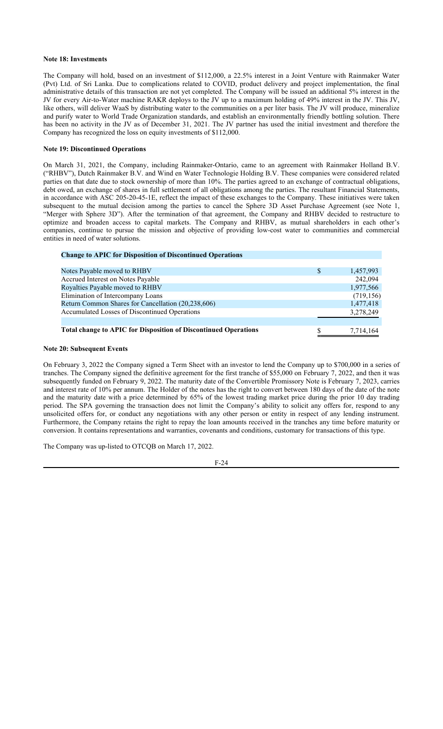**Note 18: Investments**

The Company will hold, based on an investment of $112,000, a 22.5% interest in a Joint Venture with Rainmaker Water (Pvt) Ltd. of Sri Lanka. Due to complications related to COVID, product delivery and project implementation, the final administrative details of this transaction are not yet completed. The Company will be issued an additional 5% interest in the JV for every Air-to-Water machine RAKR deploys to the JV up to a maximum holding of 49% interest in the JV. This JV, like others, will deliver WaaS by distributing water to the communities on a per liter basis. The JV will produce, mineralize and purify water to World Trade Organization standards, and establish an environmentally friendly bottling solution. There has been no activity in the JV as of December 31, 2021. The JV partner has used the initial investment and therefore the Company has recognized the loss on equity investments of $112,000.

**Note 19: Discontinued Operations**

On March 31, 2021, the Company, including Rainmaker-Ontario, came to an agreement with Rainmaker Holland B.V. ("RHBV"), Dutch Rainmaker B.V. and Wind en Water Technologie Holding B.V. These companies were considered related parties on that date due to stock ownership of more than 10%. The parties agreed to an exchange of contractual obligations, debt owed, an exchange of shares in full settlement of all obligations among the parties. The resultant Financial Statements, in accordance with ASC 205-20-45-1E, reflect the impact of these exchanges to the Company. These initiatives were taken subsequent to the mutual decision among the parties to cancel the Sphere 3D Asset Purchase Agreement (see Note 1, "Merger with Sphere 3D"). After the termination of that agreement, the Company and RHBV decided to restructure to optimize and broaden access to capital markets. The Company and RHBV, as mutual shareholders in each other's companies, continue to pursue the mission and objective of providing low-cost water to communities and commercial entities in need of water solutions.

| **Change to APIC for Disposition of Discontinued Operations** | |
|---|---|
| Notes Payable moved to RHBV | $ 1,457,993 |
| Accrued Interest on Notes Payable | 242,094 |
| Royalties Payable moved to RHBV | 1,977,566 |
| Elimination of Intercompany Loans | (719,156) |
| Return Common Shares for Cancellation (20,238,606) | 1,477,418 |
| Accumulated Losses of Discontinued Operations | 3,278,249 |
| **Total change to APIC for Disposition of Discontinued Operations** | $ 7,714,164 |

**Note 20: Subsequent Events**

On February 3, 2022 the Company signed a Term Sheet with an investor to lend the Company up to $700,000 in a series of tranches. The Company signed the definitive agreement for the first tranche of $55,000 on February 7, 2022, and then it was subsequently funded on February 9, 2022. The maturity date of the Convertible Promissory Note is February 7, 2023, carries and interest rate of 10% per annum. The Holder of the notes has the right to convert between 180 days of the date of the note and the maturity date with a price determined by 65% of the lowest trading market price during the prior 10 day trading period. The SPA governing the transaction does not limit the Company's ability to solicit any offers for, respond to any unsolicited offers for, or conduct any negotiations with any other person or entity in respect of any lending instrument. Furthermore, the Company retains the right to repay the loan amounts received in the tranches any time before maturity or conversion. It contains representations and warranties, covenants and conditions, customary for transactions of this type.

The Company was up-listed to OTCQB on March 17, 2022.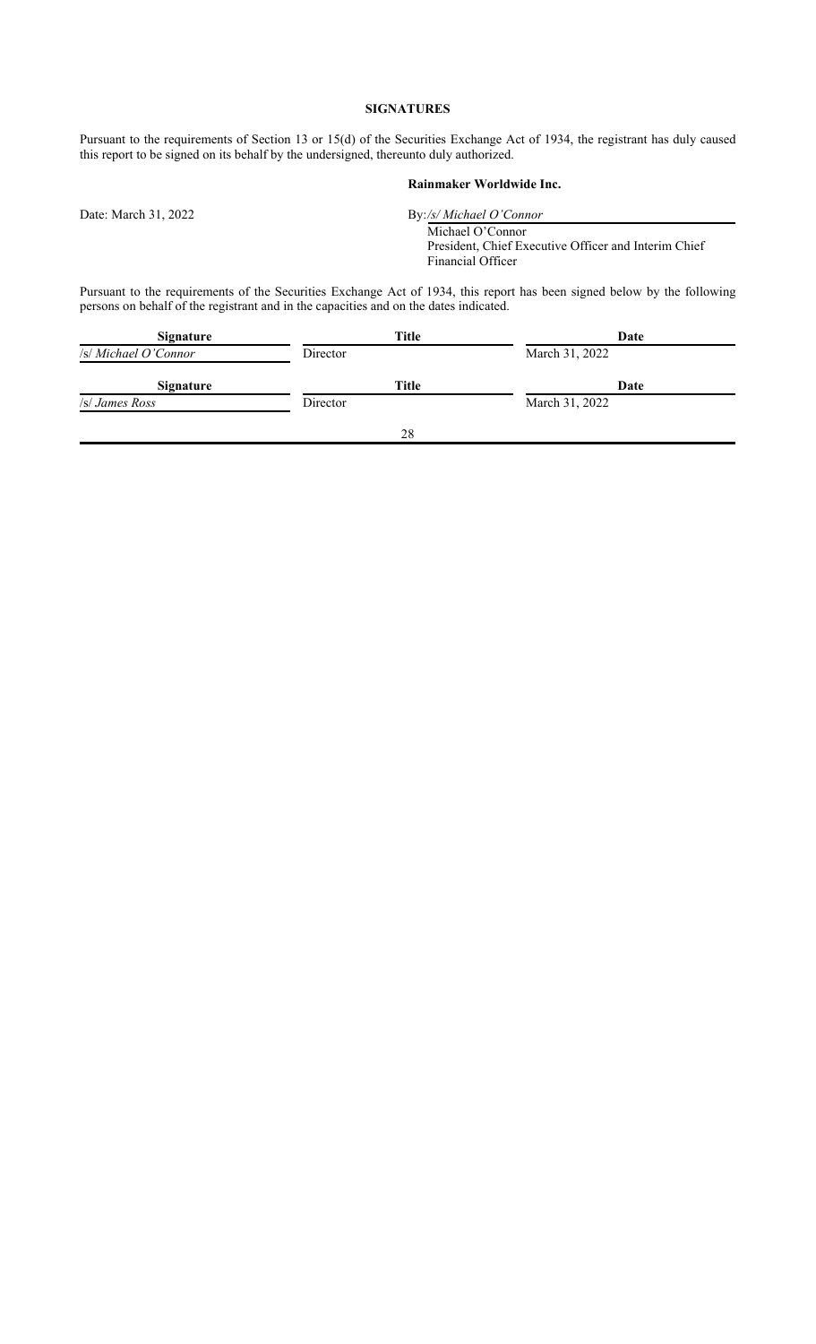## SIGNATURES

Pursuant to the requirements of Section 13 or 15(d) of the Securities Exchange Act of 1934, the registrant has duly caused this report to be signed on its behalf by the undersigned, thereunto duly authorized.

**Rainmaker Worldwide Inc.**

Date: March 31, 2022

By: */s/ Michael O'Connor*
Michael O'Connor
President, Chief Executive Officer and Interim Chief Financial Officer

Pursuant to the requirements of the Securities Exchange Act of 1934, this report has been signed below by the following persons on behalf of the registrant and in the capacities and on the dates indicated.

| Signature | Title | Date |
|---|---|---|
| */s/ Michael O'Connor* | Director | March 31, 2022 |

| Signature | Title | Date |
|---|---|---|
| */s/ James Ross* | Director | March 31, 2022 |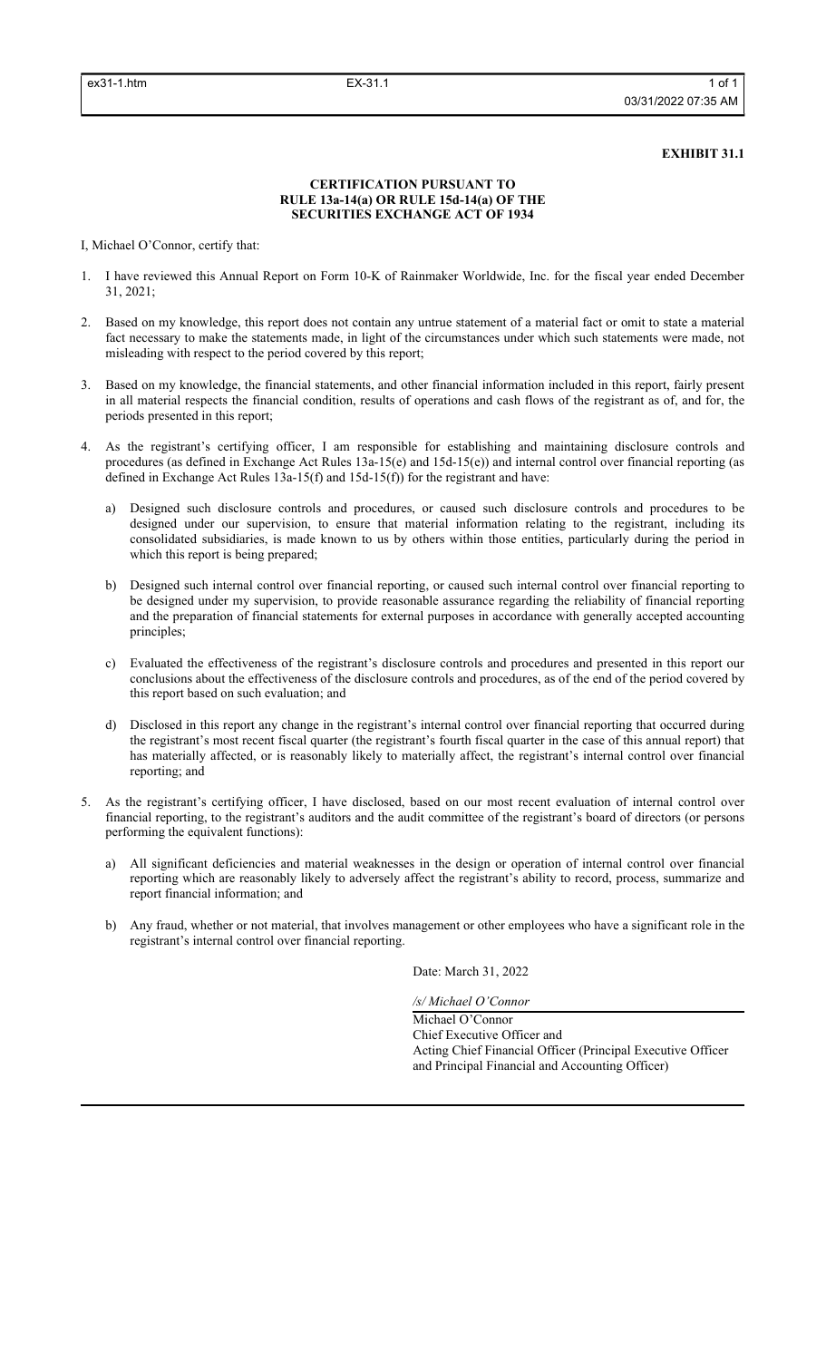**EXHIBIT 31.1**

**CERTIFICATION PURSUANT TO RULE 13a-14(a) OR RULE 15d-14(a) OF THE SECURITIES EXCHANGE ACT OF 1934**

I, Michael O'Connor, certify that:

1. I have reviewed this Annual Report on Form 10-K of Rainmaker Worldwide, Inc. for the fiscal year ended December 31, 2021;

2. Based on my knowledge, this report does not contain any untrue statement of a material fact or omit to state a material fact necessary to make the statements made, in light of the circumstances under which such statements were made, not misleading with respect to the period covered by this report;

3. Based on my knowledge, the financial statements, and other financial information included in this report, fairly present in all material respects the financial condition, results of operations and cash flows of the registrant as of, and for, the periods presented in this report;

4. As the registrant's certifying officer, I am responsible for establishing and maintaining disclosure controls and procedures (as defined in Exchange Act Rules 13a-15(e) and 15d-15(e)) and internal control over financial reporting (as defined in Exchange Act Rules 13a-15(f) and 15d-15(f)) for the registrant and have:

   a) Designed such disclosure controls and procedures, or caused such disclosure controls and procedures to be designed under our supervision, to ensure that material information relating to the registrant, including its consolidated subsidiaries, is made known to us by others within those entities, particularly during the period in which this report is being prepared;

   b) Designed such internal control over financial reporting, or caused such internal control over financial reporting to be designed under my supervision, to provide reasonable assurance regarding the reliability of financial reporting and the preparation of financial statements for external purposes in accordance with generally accepted accounting principles;

   c) Evaluated the effectiveness of the registrant's disclosure controls and procedures and presented in this report our conclusions about the effectiveness of the disclosure controls and procedures, as of the end of the period covered by this report based on such evaluation; and

   d) Disclosed in this report any change in the registrant's internal control over financial reporting that occurred during the registrant's most recent fiscal quarter (the registrant's fourth fiscal quarter in the case of this annual report) that has materially affected, or is reasonably likely to materially affect, the registrant's internal control over financial reporting; and

5. As the registrant's certifying officer, I have disclosed, based on our most recent evaluation of internal control over financial reporting, to the registrant's auditors and the audit committee of the registrant's board of directors (or persons performing the equivalent functions):

   a) All significant deficiencies and material weaknesses in the design or operation of internal control over financial reporting which are reasonably likely to adversely affect the registrant's ability to record, process, summarize and report financial information; and

   b) Any fraud, whether or not material, that involves management or other employees who have a significant role in the registrant's internal control over financial reporting.

Date: March 31, 2022

*/s/ Michael O'Connor*

Michael O'Connor
Chief Executive Officer and
Acting Chief Financial Officer (Principal Executive Officer and Principal Financial and Accounting Officer)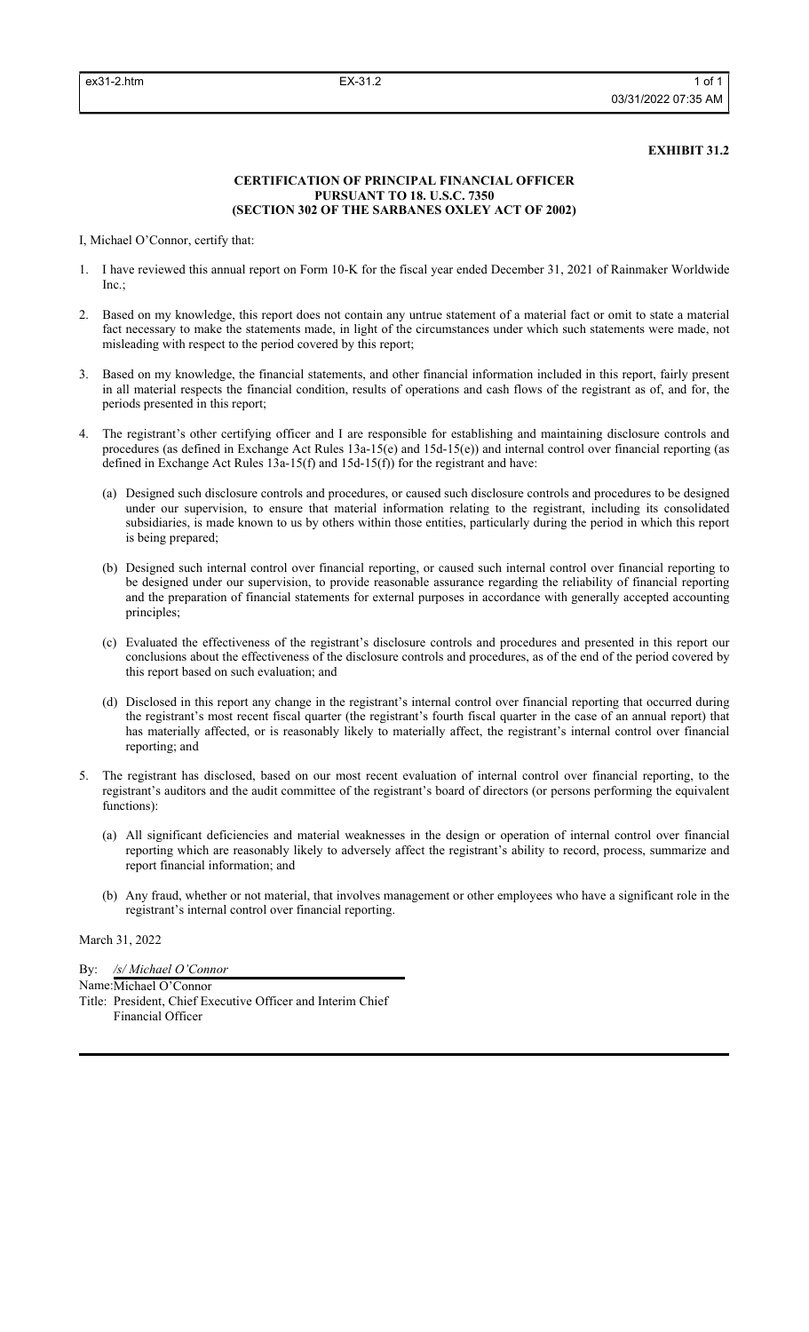**EXHIBIT 31.2**

**CERTIFICATION OF PRINCIPAL FINANCIAL OFFICER**
**PURSUANT TO 18. U.S.C. 7350**
**(SECTION 302 OF THE SARBANES OXLEY ACT OF 2002)**

I, Michael O'Connor, certify that:

1. I have reviewed this annual report on Form 10-K for the fiscal year ended December 31, 2021 of Rainmaker Worldwide Inc.;

2. Based on my knowledge, this report does not contain any untrue statement of a material fact or omit to state a material fact necessary to make the statements made, in light of the circumstances under which such statements were made, not misleading with respect to the period covered by this report;

3. Based on my knowledge, the financial statements, and other financial information included in this report, fairly present in all material respects the financial condition, results of operations and cash flows of the registrant as of, and for, the periods presented in this report;

4. The registrant's other certifying officer and I are responsible for establishing and maintaining disclosure controls and procedures (as defined in Exchange Act Rules 13a-15(e) and 15d-15(e)) and internal control over financial reporting (as defined in Exchange Act Rules 13a-15(f) and 15d-15(f)) for the registrant and have:

   (a) Designed such disclosure controls and procedures, or caused such disclosure controls and procedures to be designed under our supervision, to ensure that material information relating to the registrant, including its consolidated subsidiaries, is made known to us by others within those entities, particularly during the period in which this report is being prepared;

   (b) Designed such internal control over financial reporting, or caused such internal control over financial reporting to be designed under our supervision, to provide reasonable assurance regarding the reliability of financial reporting and the preparation of financial statements for external purposes in accordance with generally accepted accounting principles;

   (c) Evaluated the effectiveness of the registrant's disclosure controls and procedures and presented in this report our conclusions about the effectiveness of the disclosure controls and procedures, as of the end of the period covered by this report based on such evaluation; and

   (d) Disclosed in this report any change in the registrant's internal control over financial reporting that occurred during the registrant's most recent fiscal quarter (the registrant's fourth fiscal quarter in the case of an annual report) that has materially affected, or is reasonably likely to materially affect, the registrant's internal control over financial reporting; and

5. The registrant has disclosed, based on our most recent evaluation of internal control over financial reporting, to the registrant's auditors and the audit committee of the registrant's board of directors (or persons performing the equivalent functions):

   (a) All significant deficiencies and material weaknesses in the design or operation of internal control over financial reporting which are reasonably likely to adversely affect the registrant's ability to record, process, summarize and report financial information; and

   (b) Any fraud, whether or not material, that involves management or other employees who have a significant role in the registrant's internal control over financial reporting.

March 31, 2022

By: */s/ Michael O'Connor*
Name: Michael O'Connor
Title: President, Chief Executive Officer and Interim Chief Financial Officer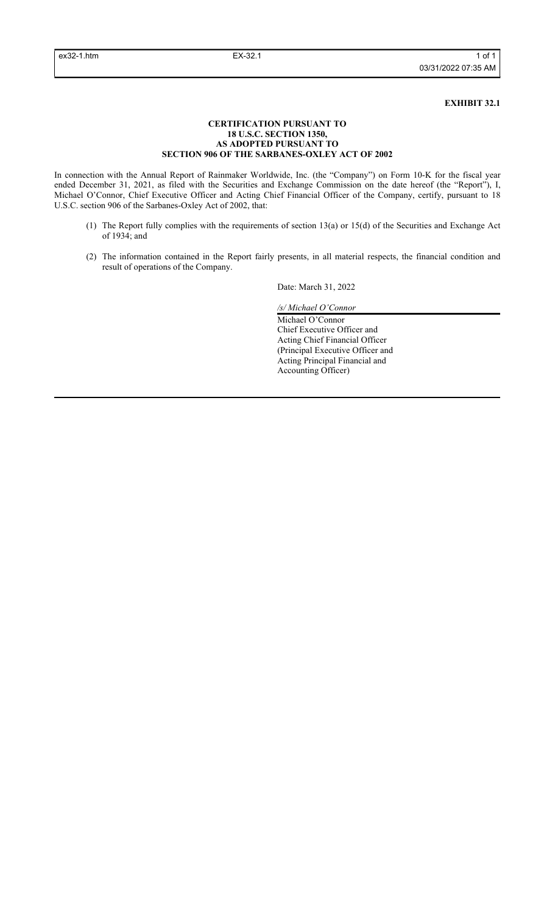**EXHIBIT 32.1**

**CERTIFICATION PURSUANT TO**
**18 U.S.C. SECTION 1350,**
**AS ADOPTED PURSUANT TO**
**SECTION 906 OF THE SARBANES-OXLEY ACT OF 2002**

In connection with the Annual Report of Rainmaker Worldwide, Inc. (the "Company") on Form 10-K for the fiscal year ended December 31, 2021, as filed with the Securities and Exchange Commission on the date hereof (the "Report"), I, Michael O'Connor, Chief Executive Officer and Acting Chief Financial Officer of the Company, certify, pursuant to 18 U.S.C. section 906 of the Sarbanes-Oxley Act of 2002, that:

(1) The Report fully complies with the requirements of section 13(a) or 15(d) of the Securities and Exchange Act of 1934; and

(2) The information contained in the Report fairly presents, in all material respects, the financial condition and result of operations of the Company.

Date: March 31, 2022

*/s/ Michael O'Connor*

Michael O'Connor
Chief Executive Officer and
Acting Chief Financial Officer
(Principal Executive Officer and
Acting Principal Financial and
Accounting Officer)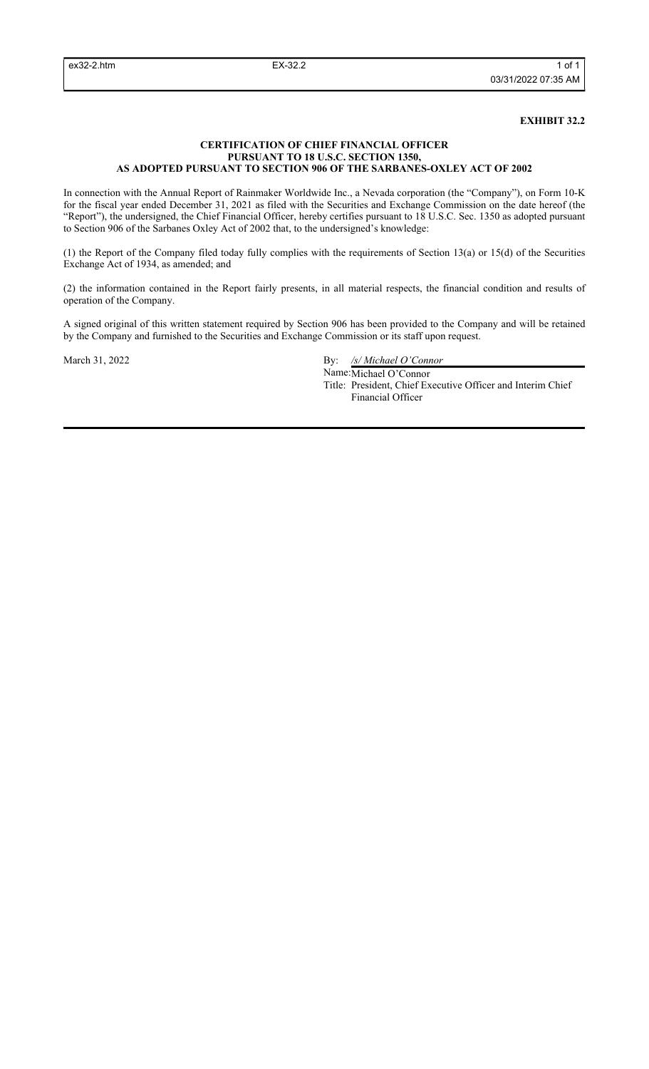**EXHIBIT 32.2**

**CERTIFICATION OF CHIEF FINANCIAL OFFICER**
**PURSUANT TO 18 U.S.C. SECTION 1350,**
**AS ADOPTED PURSUANT TO SECTION 906 OF THE SARBANES-OXLEY ACT OF 2002**

In connection with the Annual Report of Rainmaker Worldwide Inc., a Nevada corporation (the "Company"), on Form 10-K for the fiscal year ended December 31, 2021 as filed with the Securities and Exchange Commission on the date hereof (the "Report"), the undersigned, the Chief Financial Officer, hereby certifies pursuant to 18 U.S.C. Sec. 1350 as adopted pursuant to Section 906 of the Sarbanes Oxley Act of 2002 that, to the undersigned's knowledge:

(1) the Report of the Company filed today fully complies with the requirements of Section 13(a) or 15(d) of the Securities Exchange Act of 1934, as amended; and

(2) the information contained in the Report fairly presents, in all material respects, the financial condition and results of operation of the Company.

A signed original of this written statement required by Section 906 has been provided to the Company and will be retained by the Company and furnished to the Securities and Exchange Commission or its staff upon request.

March 31, 2022

By: */s/ Michael O'Connor*
Name: Michael O'Connor
Title: President, Chief Executive Officer and Interim Chief Financial Officer